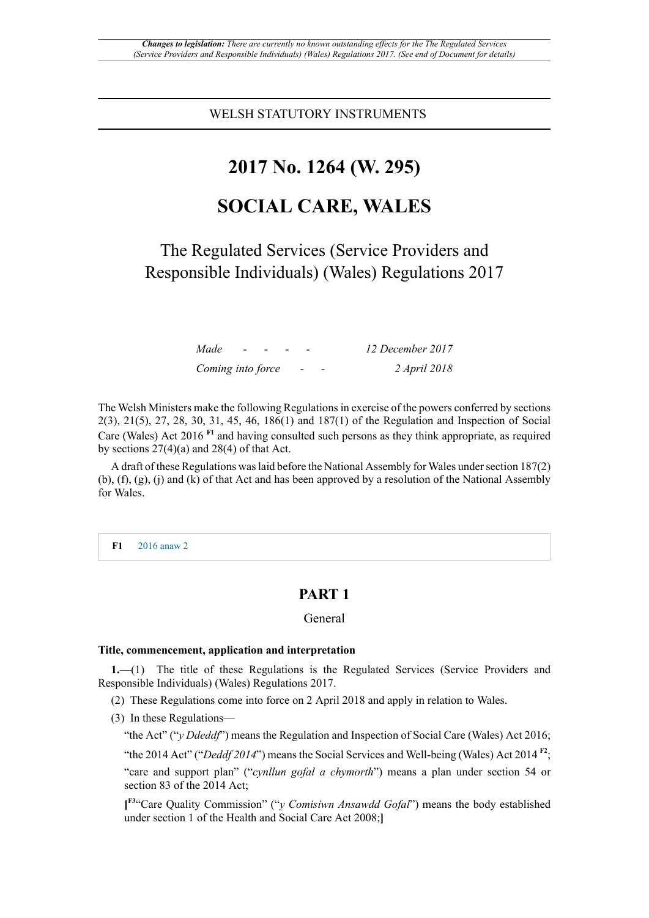*Changes to legislation: There are currently no known outstanding effects for the The Regulated Services (Service Providers and Responsible Individuals) (Wales) Regulations 2017. (See end of Document for details)*

WELSH STATUTORY INSTRUMENTS

# 2017 No. 1264 (W. 295)

# SOCIAL CARE, WALES

## The Regulated Services (Service Providers and Responsible Individuals) (Wales) Regulations 2017

| | |
|---|---|
| *Made - - - -* | *12 December 2017* |
| *Coming into force - -* | *2 April 2018* |

The Welsh Ministers make the following Regulations in exercise of the powers conferred by sections 2(3), 21(5), 27, 28, 30, 31, 45, 46, 186(1) and 187(1) of the Regulation and Inspection of Social Care (Wales) Act 2016 [F1] and having consulted such persons as they think appropriate, as required by sections 27(4)(a) and 28(4) of that Act.

A draft of these Regulations was laid before the National Assembly for Wales under section 187(2)(b), (f), (g), (j) and (k) of that Act and has been approved by a resolution of the National Assembly for Wales.

**F1** 2016 anaw 2

## PART 1

General

### Title, commencement, application and interpretation

**1.**—(1) The title of these Regulations is the Regulated Services (Service Providers and Responsible Individuals) (Wales) Regulations 2017.

(2) These Regulations come into force on 2 April 2018 and apply in relation to Wales.

(3) In these Regulations—

"the Act" ("*y Ddeddf*") means the Regulation and Inspection of Social Care (Wales) Act 2016;

"the 2014 Act" ("*Deddf 2014*") means the Social Services and Well-being (Wales) Act 2014 [F2];

"care and support plan" ("*cynllun gofal a chymorth*") means a plan under section 54 or section 83 of the 2014 Act;

**[**[F3]"Care Quality Commission" ("*y Comisiwn Ansawdd Gofal*") means the body established under section 1 of the Health and Social Care Act 2008;**]**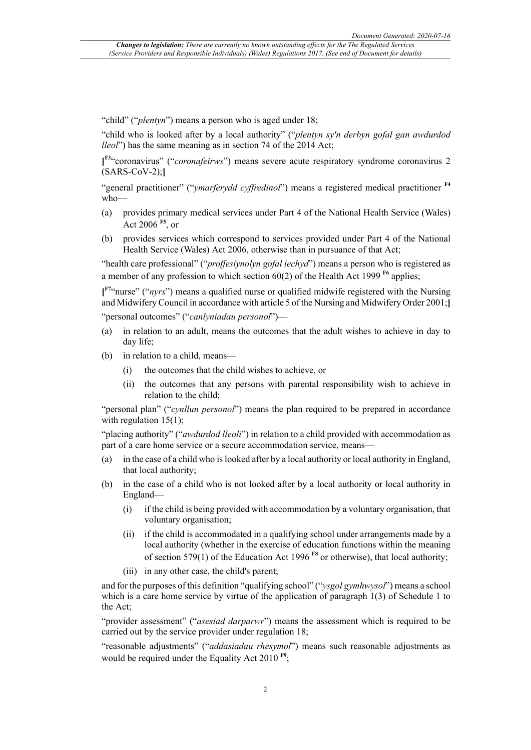"child" ("*plentyn*") means a person who is aged under 18;

"child who is looked after by a local authority" ("*plentyn sy'n derbyn gofal gan awdurdod lleol*") has the same meaning as in section 74 of the 2014 Act;

[[F3]"coronavirus" ("*coronafeirws*") means severe acute respiratory syndrome coronavirus 2 (SARS-CoV-2);]

"general practitioner" ("*ymarferydd cyffredinol*") means a registered medical practitioner [F4] who—

(a) provides primary medical services under Part 4 of the National Health Service (Wales) Act 2006 [F5], or

(b) provides services which correspond to services provided under Part 4 of the National Health Service (Wales) Act 2006, otherwise than in pursuance of that Act;

"health care professional" ("*proffesiynolyn gofal iechyd*") means a person who is registered as a member of any profession to which section 60(2) of the Health Act 1999 [F6] applies;

[[F7]"nurse" ("*nyrs*") means a qualified nurse or qualified midwife registered with the Nursing and Midwifery Council in accordance with article 5 of the Nursing and Midwifery Order 2001;]

"personal outcomes" ("*canlyniadau personol*")—

(a) in relation to an adult, means the outcomes that the adult wishes to achieve in day to day life;

(b) in relation to a child, means—

  (i) the outcomes that the child wishes to achieve, or

  (ii) the outcomes that any persons with parental responsibility wish to achieve in relation to the child;

"personal plan" ("*cynllun personol*") means the plan required to be prepared in accordance with regulation 15(1);

"placing authority" ("*awdurdod lleoli*") in relation to a child provided with accommodation as part of a care home service or a secure accommodation service, means—

(a) in the case of a child who is looked after by a local authority or local authority in England, that local authority;

(b) in the case of a child who is not looked after by a local authority or local authority in England—

  (i) if the child is being provided with accommodation by a voluntary organisation, that voluntary organisation;

  (ii) if the child is accommodated in a qualifying school under arrangements made by a local authority (whether in the exercise of education functions within the meaning of section 579(1) of the Education Act 1996 [F8] or otherwise), that local authority;

  (iii) in any other case, the child's parent;

and for the purposes of this definition "qualifying school" ("*ysgol gymhwysol*") means a school which is a care home service by virtue of the application of paragraph 1(3) of Schedule 1 to the Act;

"provider assessment" ("*asesiad darparwr*") means the assessment which is required to be carried out by the service provider under regulation 18;

"reasonable adjustments" ("*addasiadau rhesymol*") means such reasonable adjustments as would be required under the Equality Act 2010 [F9];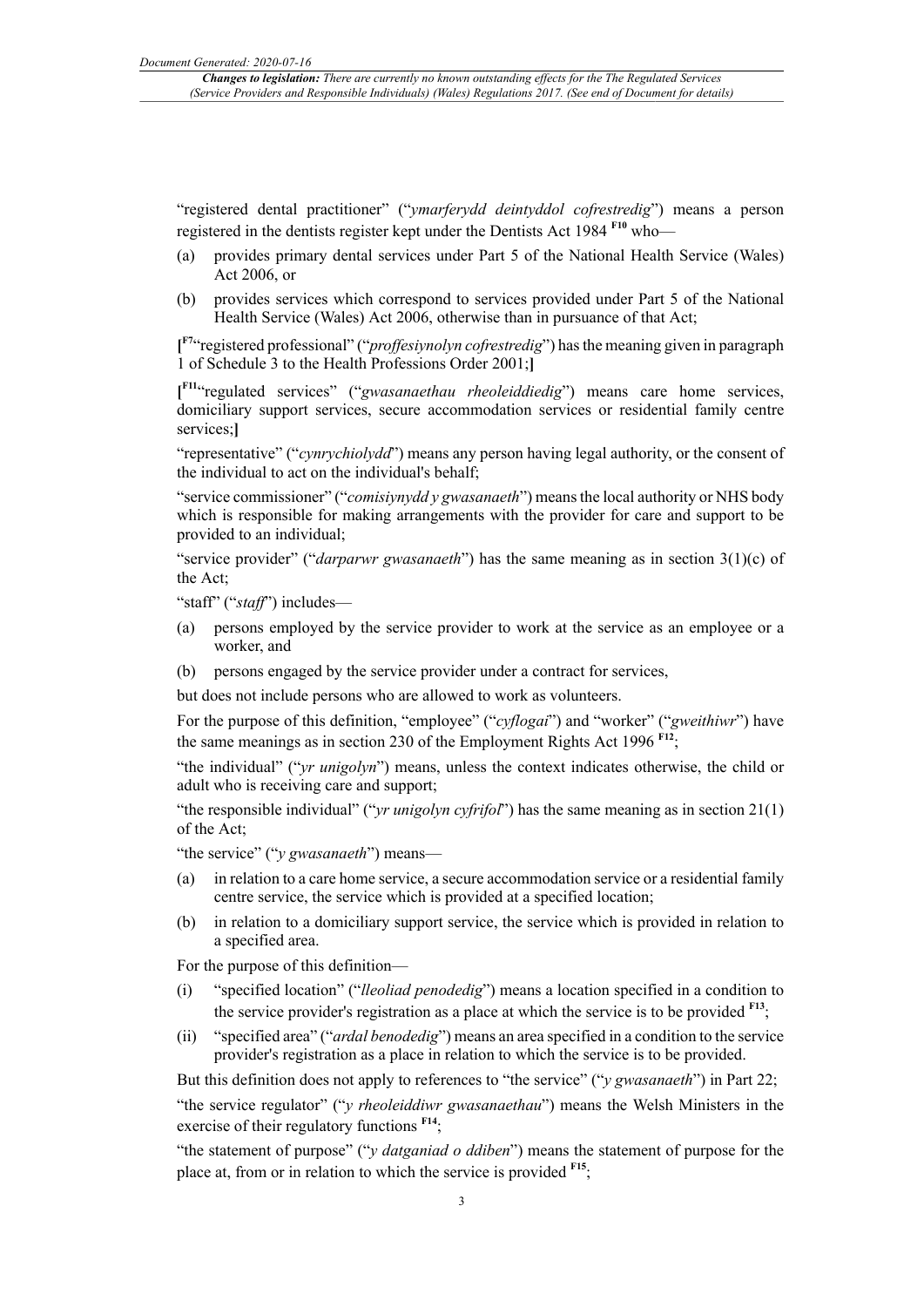"registered dental practitioner" ("*ymarferydd deintyddol cofrestredig*") means a person registered in the dentists register kept under the Dentists Act 1984 [F10] who—

(a) provides primary dental services under Part 5 of the National Health Service (Wales) Act 2006, or

(b) provides services which correspond to services provided under Part 5 of the National Health Service (Wales) Act 2006, otherwise than in pursuance of that Act;

[[F7]"registered professional" ("*proffesiynolyn cofrestredig*") has the meaning given in paragraph 1 of Schedule 3 to the Health Professions Order 2001;]

[[F11]"regulated services" ("*gwasanaethau rheoleiddiedig*") means care home services, domiciliary support services, secure accommodation services or residential family centre services;]

"representative" ("*cynrychiolydd*") means any person having legal authority, or the consent of the individual to act on the individual's behalf;

"service commissioner" ("*comisiynydd y gwasanaeth*") means the local authority or NHS body which is responsible for making arrangements with the provider for care and support to be provided to an individual;

"service provider" ("*darparwr gwasanaeth*") has the same meaning as in section 3(1)(c) of the Act;

"staff" ("*staff*") includes—

(a) persons employed by the service provider to work at the service as an employee or a worker, and

(b) persons engaged by the service provider under a contract for services,

but does not include persons who are allowed to work as volunteers.

For the purpose of this definition, "employee" ("*cyflogai*") and "worker" ("*gweithiwr*") have the same meanings as in section 230 of the Employment Rights Act 1996 [F12];

"the individual" ("*yr unigolyn*") means, unless the context indicates otherwise, the child or adult who is receiving care and support;

"the responsible individual" ("*yr unigolyn cyfrifol*") has the same meaning as in section 21(1) of the Act;

"the service" ("*y gwasanaeth*") means—

(a) in relation to a care home service, a secure accommodation service or a residential family centre service, the service which is provided at a specified location;

(b) in relation to a domiciliary support service, the service which is provided in relation to a specified area.

For the purpose of this definition—

(i) "specified location" ("*lleoliad penodedig*") means a location specified in a condition to the service provider's registration as a place at which the service is to be provided [F13];

(ii) "specified area" ("*ardal benodedig*") means an area specified in a condition to the service provider's registration as a place in relation to which the service is to be provided.

But this definition does not apply to references to "the service" ("*y gwasanaeth*") in Part 22;

"the service regulator" ("*y rheoleiddiwr gwasanaethau*") means the Welsh Ministers in the exercise of their regulatory functions [F14];

"the statement of purpose" ("*y datganiad o ddiben*") means the statement of purpose for the place at, from or in relation to which the service is provided [F15];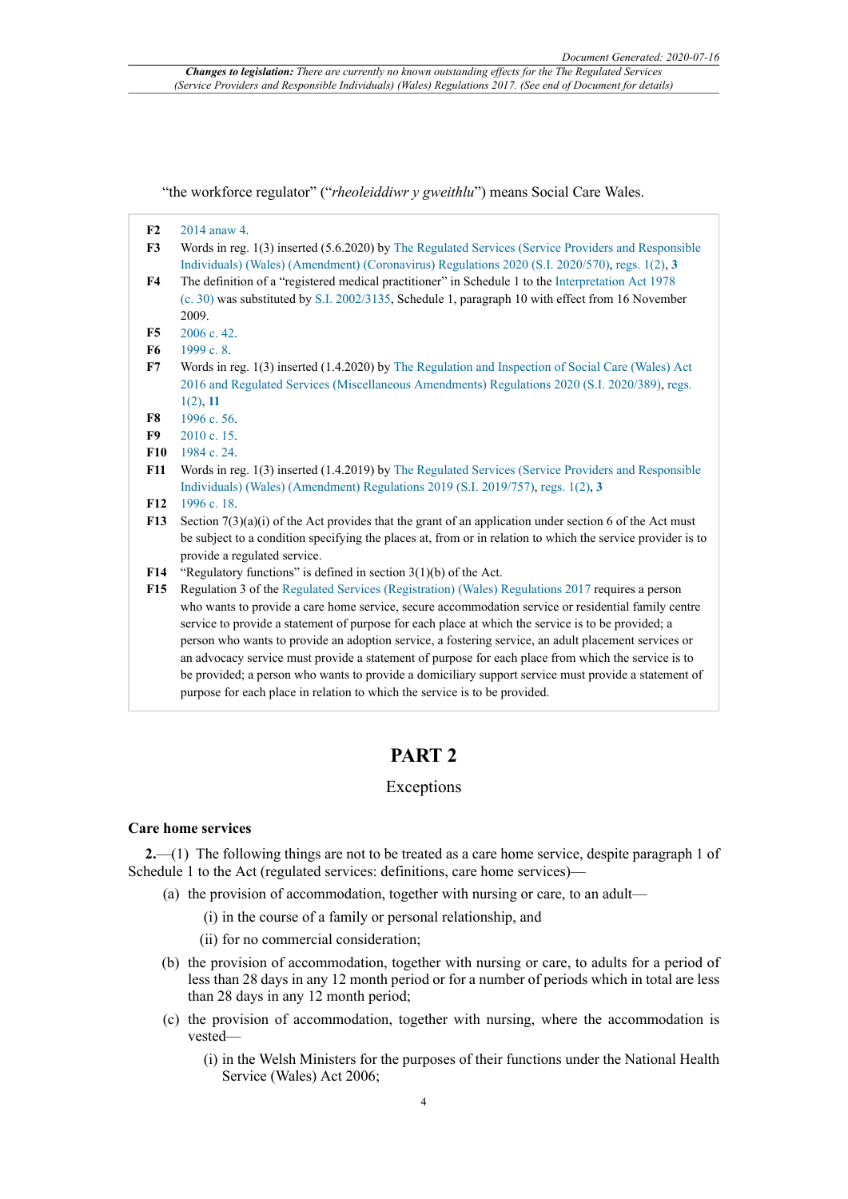"the workforce regulator" ("*rheoleiddiwr y gweithlu*") means Social Care Wales.

**F2** 2014 anaw 4.

**F3** Words in reg. 1(3) inserted (5.6.2020) by The Regulated Services (Service Providers and Responsible Individuals) (Wales) (Amendment) (Coronavirus) Regulations 2020 (S.I. 2020/570), regs. 1(2), **3**

**F4** The definition of a "registered medical practitioner" in Schedule 1 to the Interpretation Act 1978 (c. 30) was substituted by S.I. 2002/3135, Schedule 1, paragraph 10 with effect from 16 November 2009.

**F5** 2006 c. 42.

**F6** 1999 c. 8.

**F7** Words in reg. 1(3) inserted (1.4.2020) by The Regulation and Inspection of Social Care (Wales) Act 2016 and Regulated Services (Miscellaneous Amendments) Regulations 2020 (S.I. 2020/389), regs. 1(2), **11**

**F8** 1996 c. 56.

**F9** 2010 c. 15.

**F10** 1984 c. 24.

**F11** Words in reg. 1(3) inserted (1.4.2019) by The Regulated Services (Service Providers and Responsible Individuals) (Wales) (Amendment) Regulations 2019 (S.I. 2019/757), regs. 1(2), **3**

**F12** 1996 c. 18.

**F13** Section 7(3)(a)(i) of the Act provides that the grant of an application under section 6 of the Act must be subject to a condition specifying the places at, from or in relation to which the service provider is to provide a regulated service.

**F14** "Regulatory functions" is defined in section 3(1)(b) of the Act.

**F15** Regulation 3 of the Regulated Services (Registration) (Wales) Regulations 2017 requires a person who wants to provide a care home service, secure accommodation service or residential family centre service to provide a statement of purpose for each place at which the service is to be provided; a person who wants to provide an adoption service, a fostering service, an adult placement services or an advocacy service must provide a statement of purpose for each place from which the service is to be provided; a person who wants to provide a domiciliary support service must provide a statement of purpose for each place in relation to which the service is to be provided.

# PART 2

## Exceptions

### Care home services

**2.**—(1) The following things are not to be treated as a care home service, despite paragraph 1 of Schedule 1 to the Act (regulated services: definitions, care home services)—

(a) the provision of accommodation, together with nursing or care, to an adult—

(i) in the course of a family or personal relationship, and

(ii) for no commercial consideration;

(b) the provision of accommodation, together with nursing or care, to adults for a period of less than 28 days in any 12 month period or for a number of periods which in total are less than 28 days in any 12 month period;

(c) the provision of accommodation, together with nursing, where the accommodation is vested—

(i) in the Welsh Ministers for the purposes of their functions under the National Health Service (Wales) Act 2006;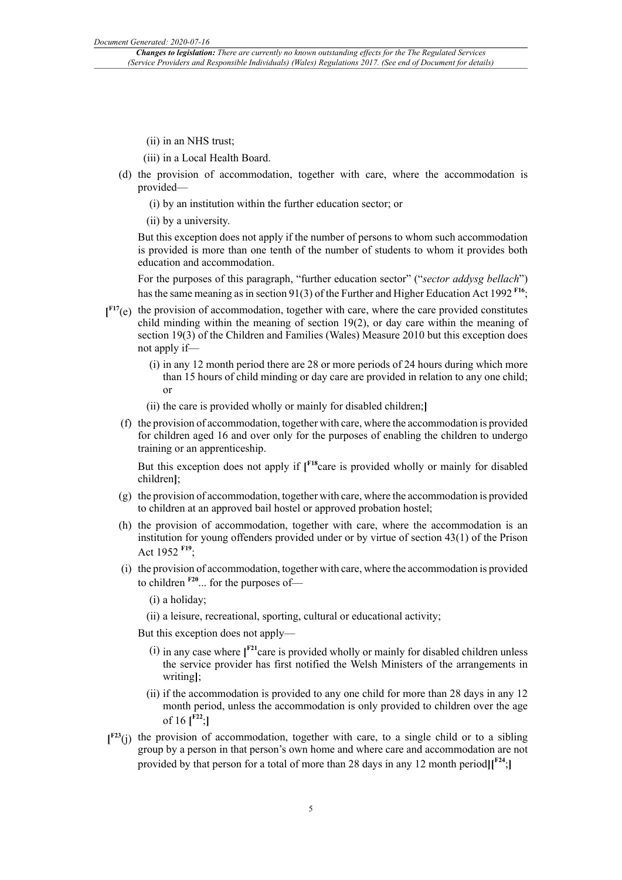(ii) in an NHS trust;

(iii) in a Local Health Board.

(d) the provision of accommodation, together with care, where the accommodation is provided—

(i) by an institution within the further education sector; or

(ii) by a university.

But this exception does not apply if the number of persons to whom such accommodation is provided is more than one tenth of the number of students to whom it provides both education and accommodation.

For the purposes of this paragraph, "further education sector" ("*sector addysg bellach*") has the same meaning as in section 91(3) of the Further and Higher Education Act 1992 [F16];

[[F17](e) the provision of accommodation, together with care, where the care provided constitutes child minding within the meaning of section 19(2), or day care within the meaning of section 19(3) of the Children and Families (Wales) Measure 2010 but this exception does not apply if—

(i) in any 12 month period there are 28 or more periods of 24 hours during which more than 15 hours of child minding or day care are provided in relation to any one child; or

(ii) the care is provided wholly or mainly for disabled children;]

(f) the provision of accommodation, together with care, where the accommodation is provided for children aged 16 and over only for the purposes of enabling the children to undergo training or an apprenticeship.

But this exception does not apply if [[F18]care is provided wholly or mainly for disabled children];

(g) the provision of accommodation, together with care, where the accommodation is provided to children at an approved bail hostel or approved probation hostel;

(h) the provision of accommodation, together with care, where the accommodation is an institution for young offenders provided under or by virtue of section 43(1) of the Prison Act 1952 [F19];

(i) the provision of accommodation, together with care, where the accommodation is provided to children [F20]... for the purposes of—

(i) a holiday;

(ii) a leisure, recreational, sporting, cultural or educational activity;

But this exception does not apply—

(i) in any case where [[F21]care is provided wholly or mainly for disabled children unless the service provider has first notified the Welsh Ministers of the arrangements in writing];

(ii) if the accommodation is provided to any one child for more than 28 days in any 12 month period, unless the accommodation is only provided to children over the age of 16 [[F22];]

[[F23](j) the provision of accommodation, together with care, to a single child or to a sibling group by a person in that person's own home and where care and accommodation are not provided by that person for a total of more than 28 days in any 12 month period][[F24];]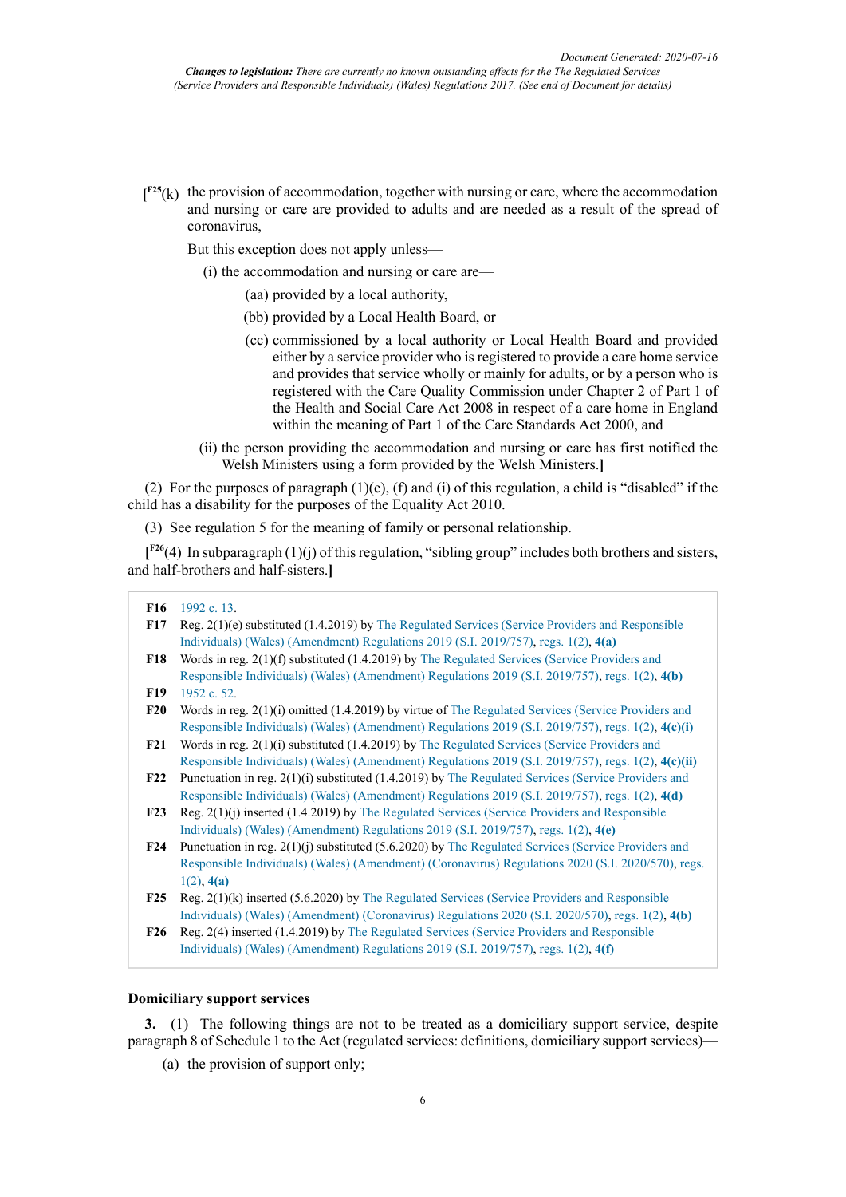[F25(k) the provision of accommodation, together with nursing or care, where the accommodation and nursing or care are provided to adults and are needed as a result of the spread of coronavirus,

But this exception does not apply unless—

(i) the accommodation and nursing or care are—

(aa) provided by a local authority,

(bb) provided by a Local Health Board, or

(cc) commissioned by a local authority or Local Health Board and provided either by a service provider who is registered to provide a care home service and provides that service wholly or mainly for adults, or by a person who is registered with the Care Quality Commission under Chapter 2 of Part 1 of the Health and Social Care Act 2008 in respect of a care home in England within the meaning of Part 1 of the Care Standards Act 2000, and

(ii) the person providing the accommodation and nursing or care has first notified the Welsh Ministers using a form provided by the Welsh Ministers.]

(2) For the purposes of paragraph (1)(e), (f) and (i) of this regulation, a child is "disabled" if the child has a disability for the purposes of the Equality Act 2010.

(3) See regulation 5 for the meaning of family or personal relationship.

[F26(4) In subparagraph (1)(j) of this regulation, "sibling group" includes both brothers and sisters, and half-brothers and half-sisters.]

**F16** 1992 c. 13.

**F17** Reg. 2(1)(e) substituted (1.4.2019) by The Regulated Services (Service Providers and Responsible Individuals) (Wales) (Amendment) Regulations 2019 (S.I. 2019/757), regs. 1(2), **4(a)**

**F18** Words in reg. 2(1)(f) substituted (1.4.2019) by The Regulated Services (Service Providers and Responsible Individuals) (Wales) (Amendment) Regulations 2019 (S.I. 2019/757), regs. 1(2), **4(b)**

**F19** 1952 c. 52.

**F20** Words in reg. 2(1)(i) omitted (1.4.2019) by virtue of The Regulated Services (Service Providers and Responsible Individuals) (Wales) (Amendment) Regulations 2019 (S.I. 2019/757), regs. 1(2), **4(c)(i)**

**F21** Words in reg. 2(1)(i) substituted (1.4.2019) by The Regulated Services (Service Providers and Responsible Individuals) (Wales) (Amendment) Regulations 2019 (S.I. 2019/757), regs. 1(2), **4(c)(ii)**

**F22** Punctuation in reg. 2(1)(i) substituted (1.4.2019) by The Regulated Services (Service Providers and Responsible Individuals) (Wales) (Amendment) Regulations 2019 (S.I. 2019/757), regs. 1(2), **4(d)**

**F23** Reg. 2(1)(j) inserted (1.4.2019) by The Regulated Services (Service Providers and Responsible Individuals) (Wales) (Amendment) Regulations 2019 (S.I. 2019/757), regs. 1(2), **4(e)**

**F24** Punctuation in reg. 2(1)(j) substituted (5.6.2020) by The Regulated Services (Service Providers and Responsible Individuals) (Wales) (Amendment) (Coronavirus) Regulations 2020 (S.I. 2020/570), regs. 1(2), **4(a)**

**F25** Reg. 2(1)(k) inserted (5.6.2020) by The Regulated Services (Service Providers and Responsible Individuals) (Wales) (Amendment) (Coronavirus) Regulations 2020 (S.I. 2020/570), regs. 1(2), **4(b)**

**F26** Reg. 2(4) inserted (1.4.2019) by The Regulated Services (Service Providers and Responsible Individuals) (Wales) (Amendment) Regulations 2019 (S.I. 2019/757), regs. 1(2), **4(f)**

### Domiciliary support services

**3.**—(1) The following things are not to be treated as a domiciliary support service, despite paragraph 8 of Schedule 1 to the Act (regulated services: definitions, domiciliary support services)—

(a) the provision of support only;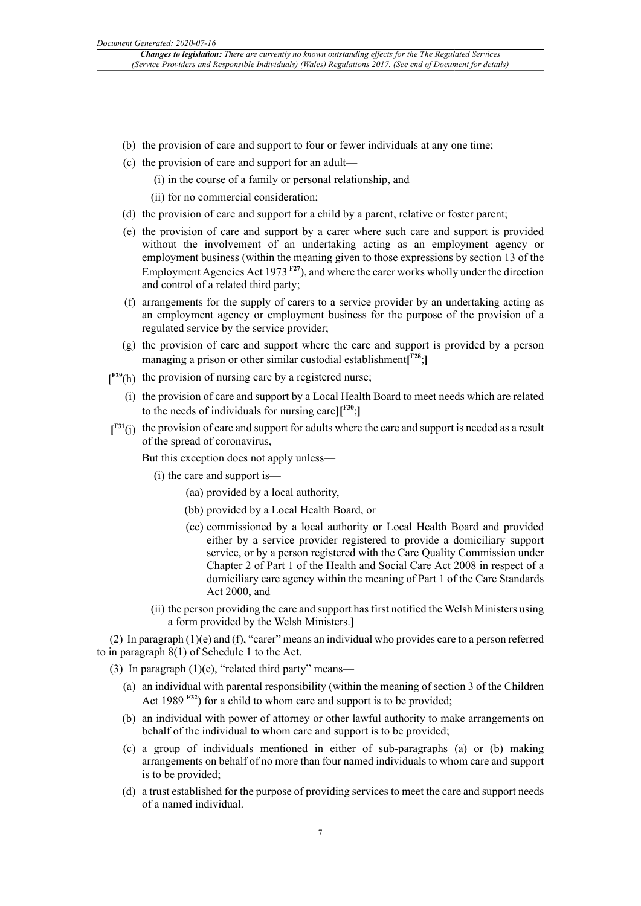(b) the provision of care and support to four or fewer individuals at any one time;

(c) the provision of care and support for an adult—

(i) in the course of a family or personal relationship, and

(ii) for no commercial consideration;

(d) the provision of care and support for a child by a parent, relative or foster parent;

(e) the provision of care and support by a carer where such care and support is provided without the involvement of an undertaking acting as an employment agency or employment business (within the meaning given to those expressions by section 13 of the Employment Agencies Act 1973 [F27]), and where the carer works wholly under the direction and control of a related third party;

(f) arrangements for the supply of carers to a service provider by an undertaking acting as an employment agency or employment business for the purpose of the provision of a regulated service by the service provider;

(g) the provision of care and support where the care and support is provided by a person managing a prison or other similar custodial establishment[[F28];]

[[F29](h) the provision of nursing care by a registered nurse;

(i) the provision of care and support by a Local Health Board to meet needs which are related to the needs of individuals for nursing care][[F30];]

[[F31](j) the provision of care and support for adults where the care and support is needed as a result of the spread of coronavirus,

But this exception does not apply unless—

(i) the care and support is—

(aa) provided by a local authority,

(bb) provided by a Local Health Board, or

(cc) commissioned by a local authority or Local Health Board and provided either by a service provider registered to provide a domiciliary support service, or by a person registered with the Care Quality Commission under Chapter 2 of Part 1 of the Health and Social Care Act 2008 in respect of a domiciliary care agency within the meaning of Part 1 of the Care Standards Act 2000, and

(ii) the person providing the care and support has first notified the Welsh Ministers using a form provided by the Welsh Ministers.]

(2) In paragraph (1)(e) and (f), "carer" means an individual who provides care to a person referred to in paragraph 8(1) of Schedule 1 to the Act.

(3) In paragraph (1)(e), "related third party" means—

(a) an individual with parental responsibility (within the meaning of section 3 of the Children Act 1989 [F32]) for a child to whom care and support is to be provided;

(b) an individual with power of attorney or other lawful authority to make arrangements on behalf of the individual to whom care and support is to be provided;

(c) a group of individuals mentioned in either of sub-paragraphs (a) or (b) making arrangements on behalf of no more than four named individuals to whom care and support is to be provided;

(d) a trust established for the purpose of providing services to meet the care and support needs of a named individual.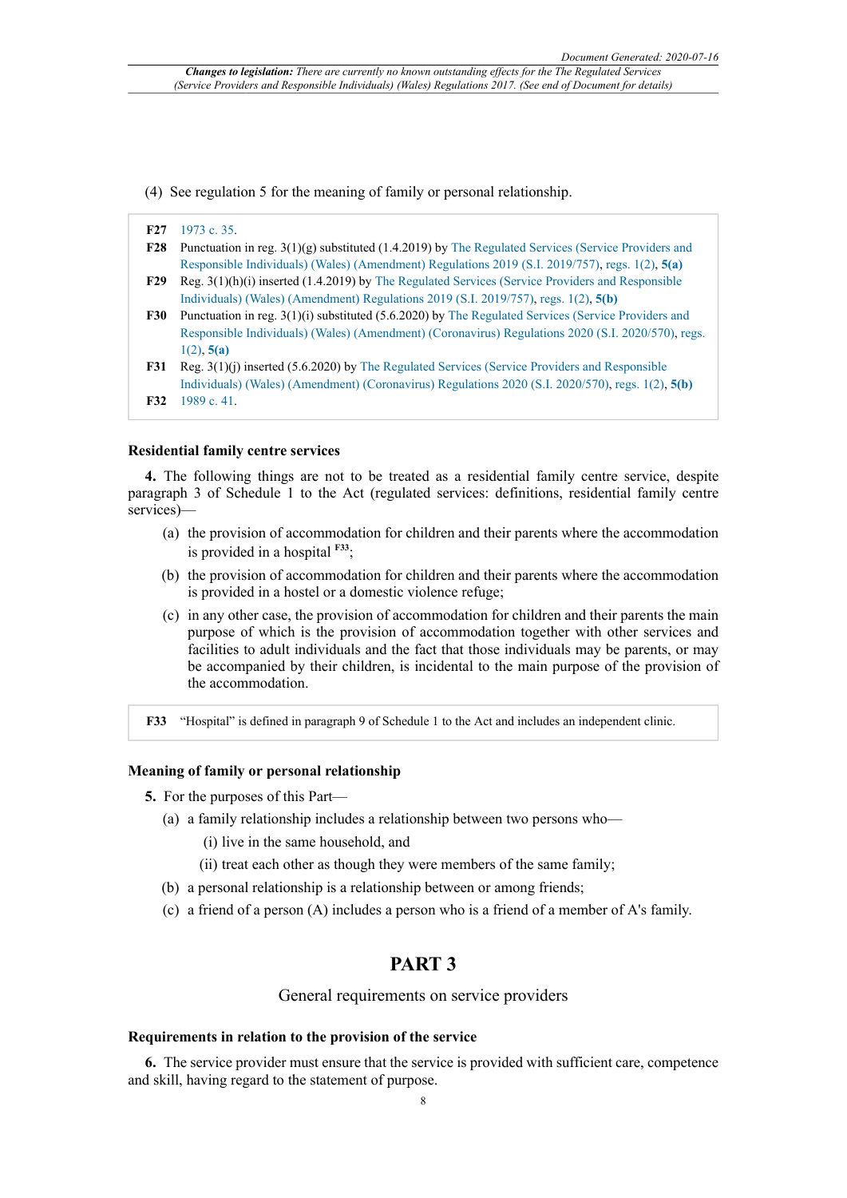(4) See regulation 5 for the meaning of family or personal relationship.

**F27** 1973 c. 35.
**F28** Punctuation in reg. 3(1)(g) substituted (1.4.2019) by The Regulated Services (Service Providers and Responsible Individuals) (Wales) (Amendment) Regulations 2019 (S.I. 2019/757), regs. 1(2), **5(a)**
**F29** Reg. 3(1)(h)(i) inserted (1.4.2019) by The Regulated Services (Service Providers and Responsible Individuals) (Wales) (Amendment) Regulations 2019 (S.I. 2019/757), regs. 1(2), **5(b)**
**F30** Punctuation in reg. 3(1)(i) substituted (5.6.2020) by The Regulated Services (Service Providers and Responsible Individuals) (Wales) (Amendment) (Coronavirus) Regulations 2020 (S.I. 2020/570), regs. 1(2), **5(a)**
**F31** Reg. 3(1)(j) inserted (5.6.2020) by The Regulated Services (Service Providers and Responsible Individuals) (Wales) (Amendment) (Coronavirus) Regulations 2020 (S.I. 2020/570), regs. 1(2), **5(b)**
**F32** 1989 c. 41.

**Residential family centre services**

**4.** The following things are not to be treated as a residential family centre service, despite paragraph 3 of Schedule 1 to the Act (regulated services: definitions, residential family centre services)—

(a) the provision of accommodation for children and their parents where the accommodation is provided in a hospital [F33];

(b) the provision of accommodation for children and their parents where the accommodation is provided in a hostel or a domestic violence refuge;

(c) in any other case, the provision of accommodation for children and their parents the main purpose of which is the provision of accommodation together with other services and facilities to adult individuals and the fact that those individuals may be parents, or may be accompanied by their children, is incidental to the main purpose of the provision of the accommodation.

**F33** "Hospital" is defined in paragraph 9 of Schedule 1 to the Act and includes an independent clinic.

**Meaning of family or personal relationship**

**5.** For the purposes of this Part—

(a) a family relationship includes a relationship between two persons who—

(i) live in the same household, and

(ii) treat each other as though they were members of the same family;

(b) a personal relationship is a relationship between or among friends;

(c) a friend of a person (A) includes a person who is a friend of a member of A's family.

# PART 3

## General requirements on service providers

**Requirements in relation to the provision of the service**

**6.** The service provider must ensure that the service is provided with sufficient care, competence and skill, having regard to the statement of purpose.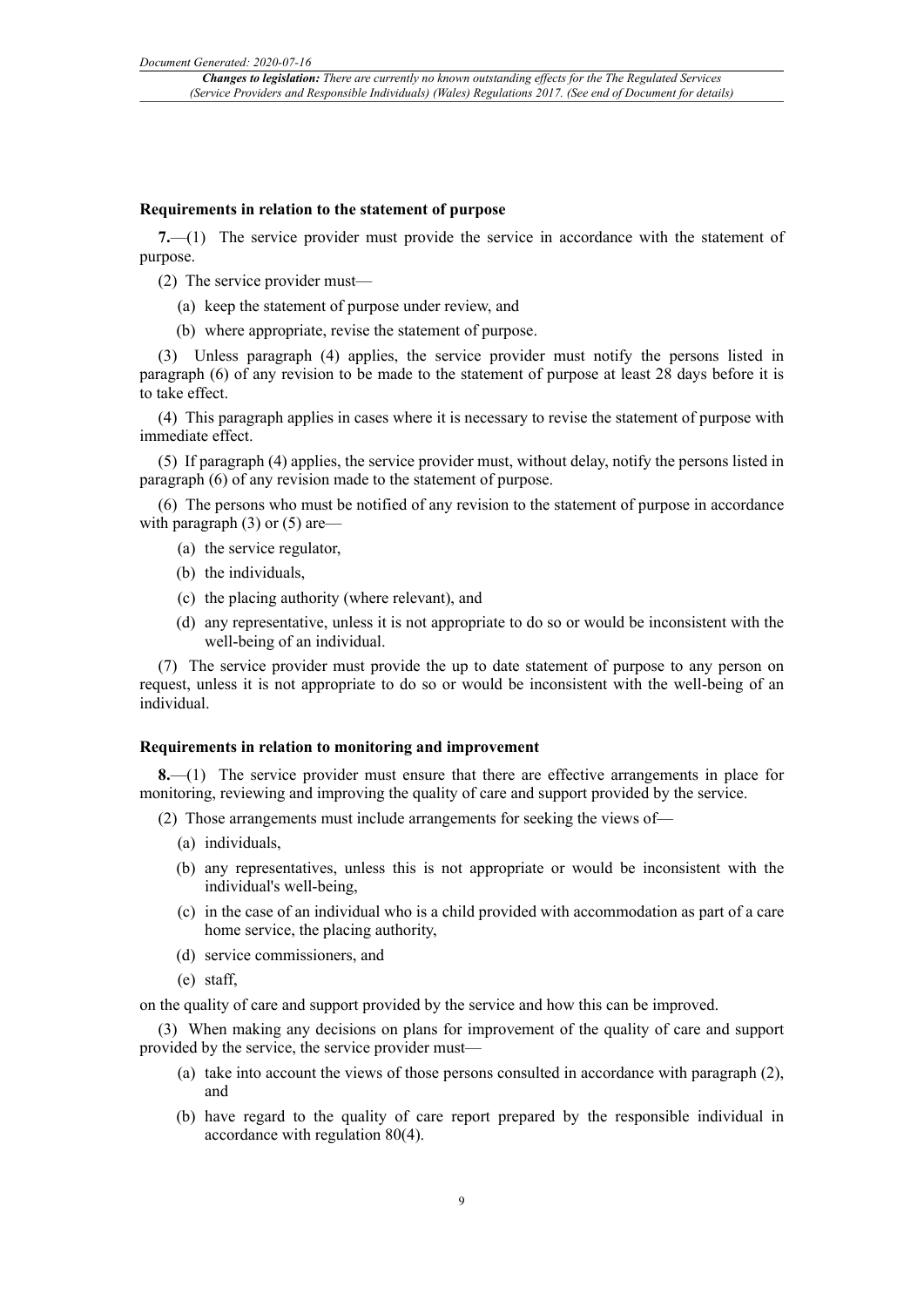### Requirements in relation to the statement of purpose

**7.**—(1) The service provider must provide the service in accordance with the statement of purpose.

(2) The service provider must—

- (a) keep the statement of purpose under review, and
- (b) where appropriate, revise the statement of purpose.

(3) Unless paragraph (4) applies, the service provider must notify the persons listed in paragraph (6) of any revision to be made to the statement of purpose at least 28 days before it is to take effect.

(4) This paragraph applies in cases where it is necessary to revise the statement of purpose with immediate effect.

(5) If paragraph (4) applies, the service provider must, without delay, notify the persons listed in paragraph (6) of any revision made to the statement of purpose.

(6) The persons who must be notified of any revision to the statement of purpose in accordance with paragraph (3) or (5) are—

- (a) the service regulator,
- (b) the individuals,
- (c) the placing authority (where relevant), and
- (d) any representative, unless it is not appropriate to do so or would be inconsistent with the well-being of an individual.

(7) The service provider must provide the up to date statement of purpose to any person on request, unless it is not appropriate to do so or would be inconsistent with the well-being of an individual.

### Requirements in relation to monitoring and improvement

**8.**—(1) The service provider must ensure that there are effective arrangements in place for monitoring, reviewing and improving the quality of care and support provided by the service.

(2) Those arrangements must include arrangements for seeking the views of—

- (a) individuals,
- (b) any representatives, unless this is not appropriate or would be inconsistent with the individual's well-being,
- (c) in the case of an individual who is a child provided with accommodation as part of a care home service, the placing authority,
- (d) service commissioners, and
- (e) staff,

on the quality of care and support provided by the service and how this can be improved.

(3) When making any decisions on plans for improvement of the quality of care and support provided by the service, the service provider must—

- (a) take into account the views of those persons consulted in accordance with paragraph (2), and
- (b) have regard to the quality of care report prepared by the responsible individual in accordance with regulation 80(4).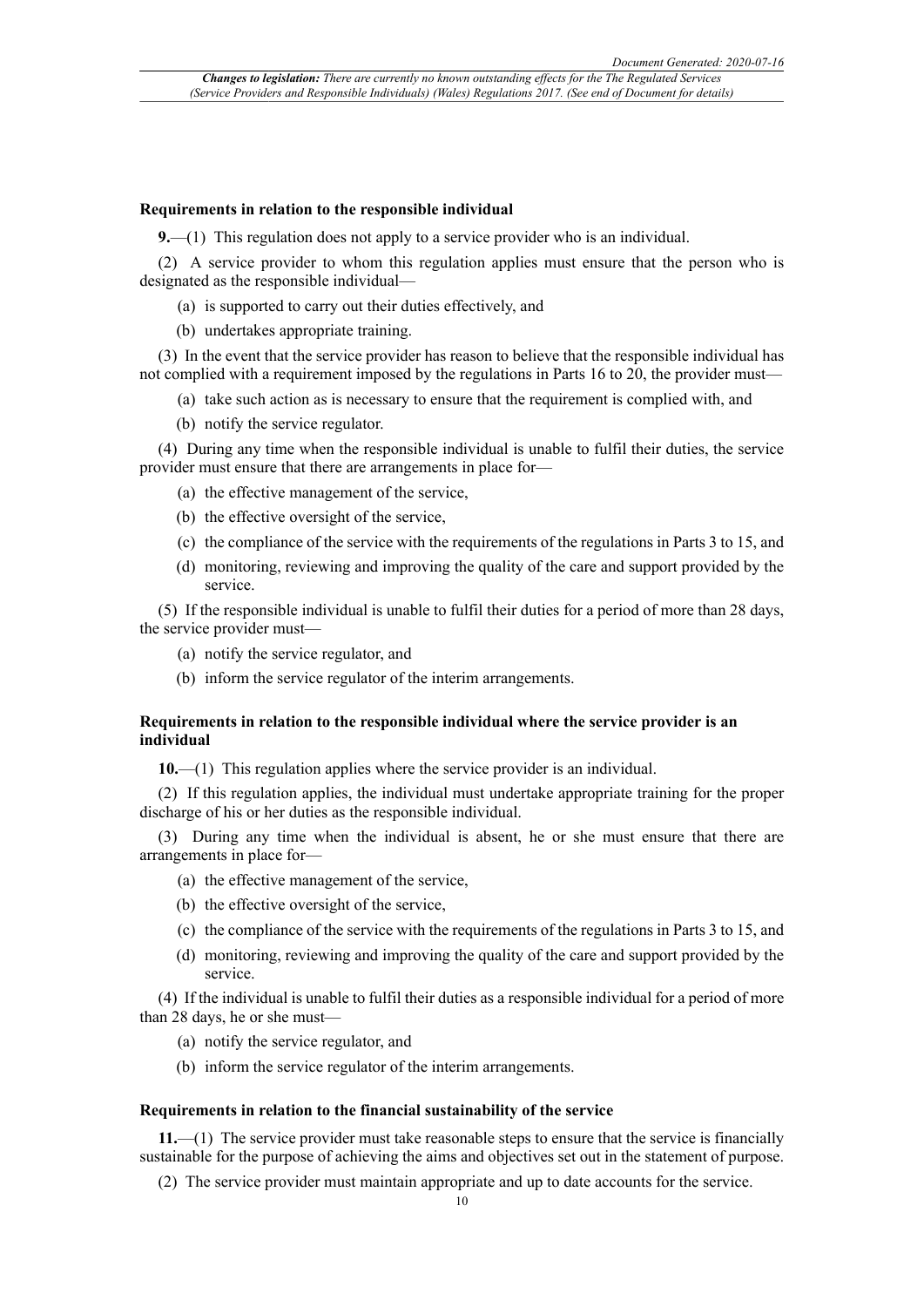### Requirements in relation to the responsible individual

**9.**—(1) This regulation does not apply to a service provider who is an individual.

(2) A service provider to whom this regulation applies must ensure that the person who is designated as the responsible individual—

(a) is supported to carry out their duties effectively, and

(b) undertakes appropriate training.

(3) In the event that the service provider has reason to believe that the responsible individual has not complied with a requirement imposed by the regulations in Parts 16 to 20, the provider must—

(a) take such action as is necessary to ensure that the requirement is complied with, and

(b) notify the service regulator.

(4) During any time when the responsible individual is unable to fulfil their duties, the service provider must ensure that there are arrangements in place for—

(a) the effective management of the service,

(b) the effective oversight of the service,

(c) the compliance of the service with the requirements of the regulations in Parts 3 to 15, and

(d) monitoring, reviewing and improving the quality of the care and support provided by the service.

(5) If the responsible individual is unable to fulfil their duties for a period of more than 28 days, the service provider must—

(a) notify the service regulator, and

(b) inform the service regulator of the interim arrangements.

### Requirements in relation to the responsible individual where the service provider is an individual

**10.**—(1) This regulation applies where the service provider is an individual.

(2) If this regulation applies, the individual must undertake appropriate training for the proper discharge of his or her duties as the responsible individual.

(3) During any time when the individual is absent, he or she must ensure that there are arrangements in place for—

(a) the effective management of the service,

(b) the effective oversight of the service,

(c) the compliance of the service with the requirements of the regulations in Parts 3 to 15, and

(d) monitoring, reviewing and improving the quality of the care and support provided by the service.

(4) If the individual is unable to fulfil their duties as a responsible individual for a period of more than 28 days, he or she must—

(a) notify the service regulator, and

(b) inform the service regulator of the interim arrangements.

### Requirements in relation to the financial sustainability of the service

**11.**—(1) The service provider must take reasonable steps to ensure that the service is financially sustainable for the purpose of achieving the aims and objectives set out in the statement of purpose.

(2) The service provider must maintain appropriate and up to date accounts for the service.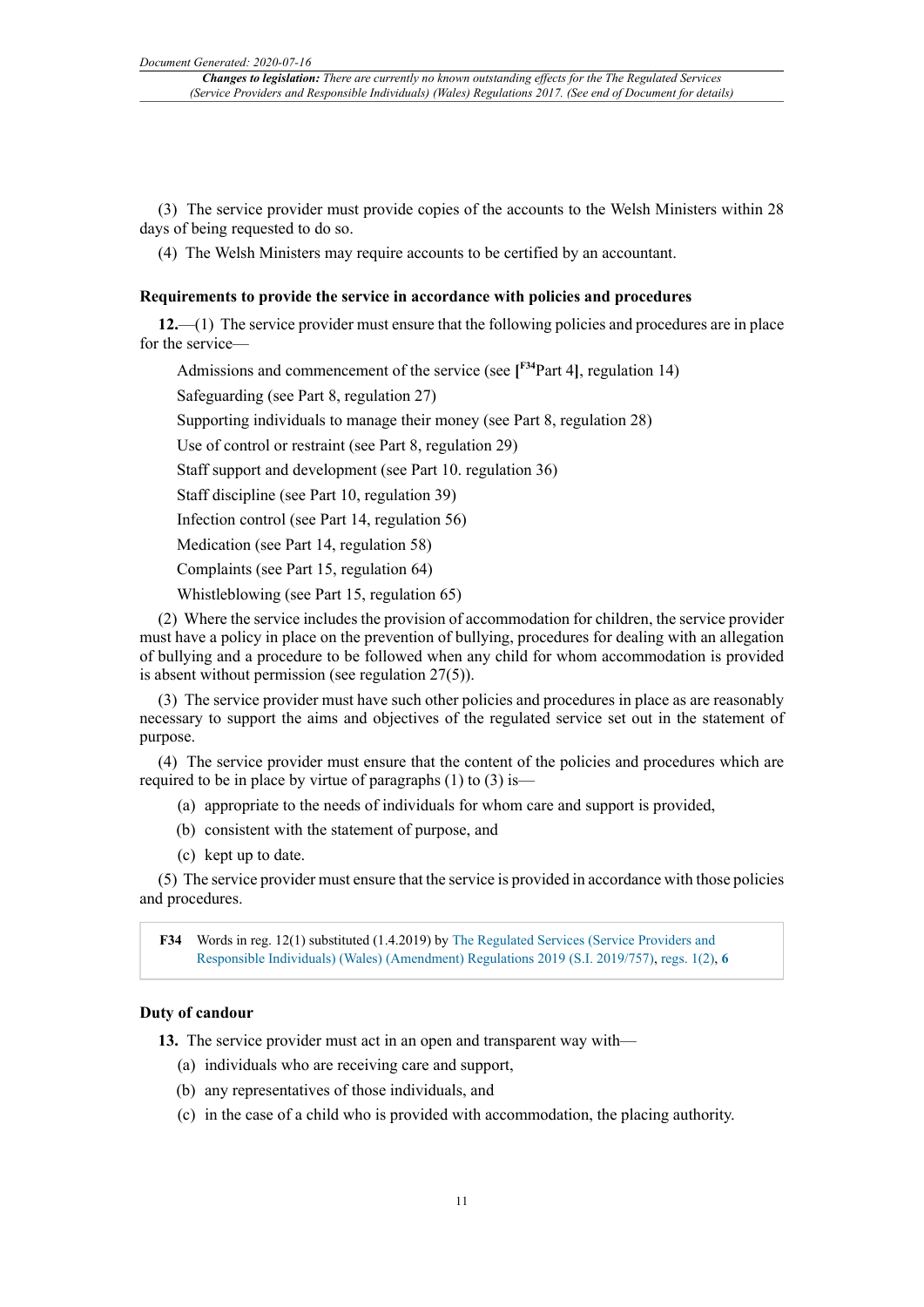(3) The service provider must provide copies of the accounts to the Welsh Ministers within 28 days of being requested to do so.

(4) The Welsh Ministers may require accounts to be certified by an accountant.

### Requirements to provide the service in accordance with policies and procedures

**12.**—(1) The service provider must ensure that the following policies and procedures are in place for the service—

Admissions and commencement of the service (see [F34 Part 4], regulation 14)

Safeguarding (see Part 8, regulation 27)

Supporting individuals to manage their money (see Part 8, regulation 28)

Use of control or restraint (see Part 8, regulation 29)

Staff support and development (see Part 10. regulation 36)

Staff discipline (see Part 10, regulation 39)

Infection control (see Part 14, regulation 56)

Medication (see Part 14, regulation 58)

Complaints (see Part 15, regulation 64)

Whistleblowing (see Part 15, regulation 65)

(2) Where the service includes the provision of accommodation for children, the service provider must have a policy in place on the prevention of bullying, procedures for dealing with an allegation of bullying and a procedure to be followed when any child for whom accommodation is provided is absent without permission (see regulation 27(5)).

(3) The service provider must have such other policies and procedures in place as are reasonably necessary to support the aims and objectives of the regulated service set out in the statement of purpose.

(4) The service provider must ensure that the content of the policies and procedures which are required to be in place by virtue of paragraphs (1) to (3) is—

(a) appropriate to the needs of individuals for whom care and support is provided,

(b) consistent with the statement of purpose, and

(c) kept up to date.

(5) The service provider must ensure that the service is provided in accordance with those policies and procedures.

| | |
|---|---|
| **F34** | Words in reg. 12(1) substituted (1.4.2019) by The Regulated Services (Service Providers and Responsible Individuals) (Wales) (Amendment) Regulations 2019 (S.I. 2019/757), regs. 1(2), **6** |

### Duty of candour

**13.** The service provider must act in an open and transparent way with—

(a) individuals who are receiving care and support,

(b) any representatives of those individuals, and

(c) in the case of a child who is provided with accommodation, the placing authority.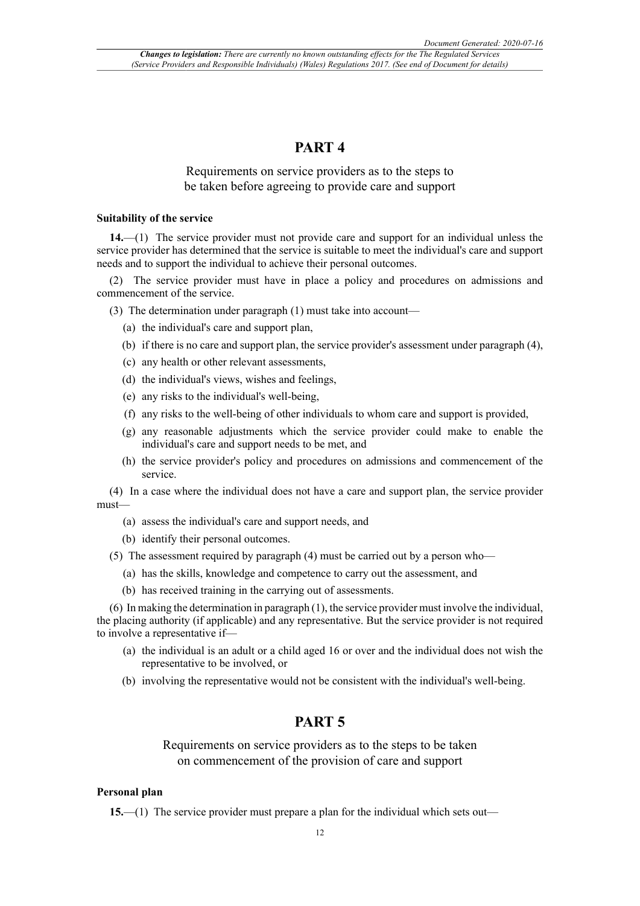# PART 4

## Requirements on service providers as to the steps to be taken before agreeing to provide care and support

**Suitability of the service**

**14.**—(1) The service provider must not provide care and support for an individual unless the service provider has determined that the service is suitable to meet the individual's care and support needs and to support the individual to achieve their personal outcomes.

(2) The service provider must have in place a policy and procedures on admissions and commencement of the service.

(3) The determination under paragraph (1) must take into account—

- (a) the individual's care and support plan,
- (b) if there is no care and support plan, the service provider's assessment under paragraph (4),
- (c) any health or other relevant assessments,
- (d) the individual's views, wishes and feelings,
- (e) any risks to the individual's well-being,
- (f) any risks to the well-being of other individuals to whom care and support is provided,
- (g) any reasonable adjustments which the service provider could make to enable the individual's care and support needs to be met, and
- (h) the service provider's policy and procedures on admissions and commencement of the service.

(4) In a case where the individual does not have a care and support plan, the service provider must—

- (a) assess the individual's care and support needs, and
- (b) identify their personal outcomes.

(5) The assessment required by paragraph (4) must be carried out by a person who—

- (a) has the skills, knowledge and competence to carry out the assessment, and
- (b) has received training in the carrying out of assessments.

(6) In making the determination in paragraph (1), the service provider must involve the individual, the placing authority (if applicable) and any representative. But the service provider is not required to involve a representative if—

- (a) the individual is an adult or a child aged 16 or over and the individual does not wish the representative to be involved, or
- (b) involving the representative would not be consistent with the individual's well-being.

# PART 5

## Requirements on service providers as to the steps to be taken on commencement of the provision of care and support

**Personal plan**

**15.**—(1) The service provider must prepare a plan for the individual which sets out—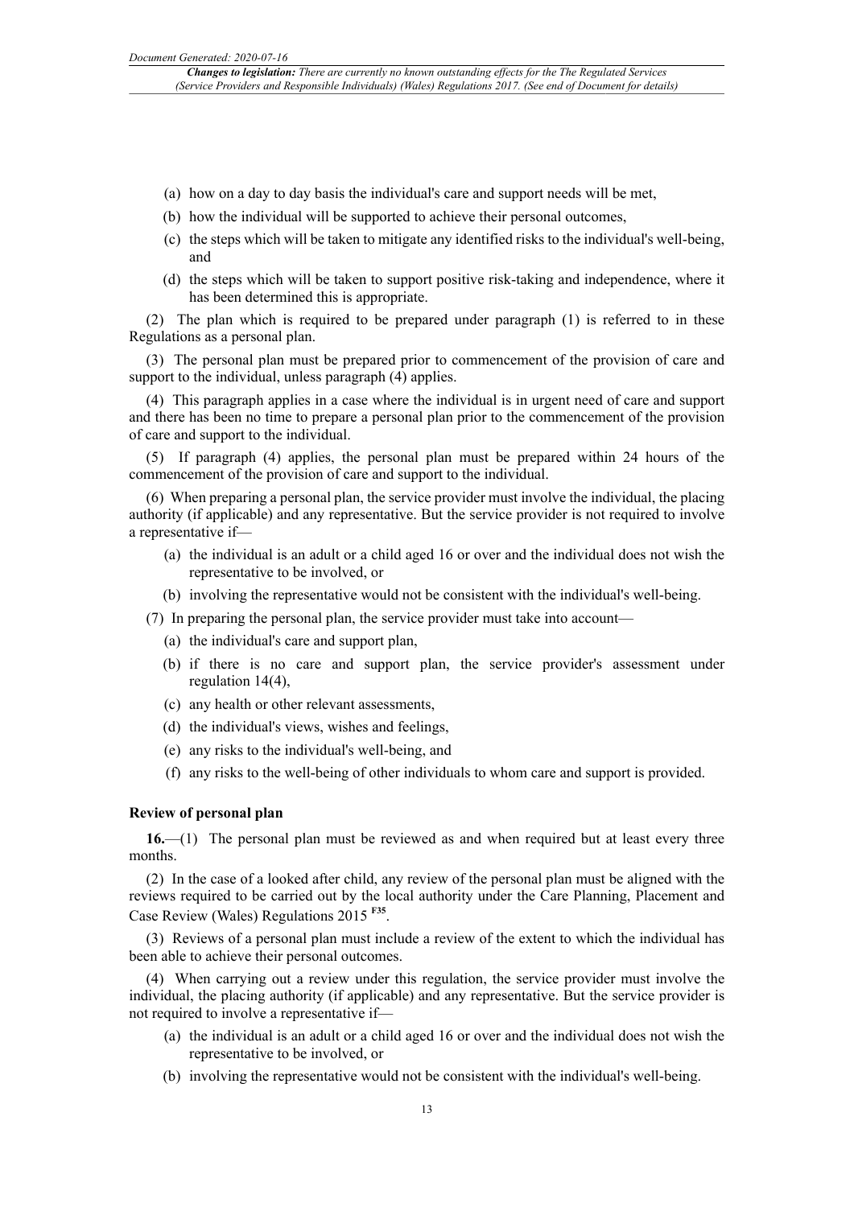(a) how on a day to day basis the individual's care and support needs will be met,

(b) how the individual will be supported to achieve their personal outcomes,

(c) the steps which will be taken to mitigate any identified risks to the individual's well-being, and

(d) the steps which will be taken to support positive risk-taking and independence, where it has been determined this is appropriate.

(2) The plan which is required to be prepared under paragraph (1) is referred to in these Regulations as a personal plan.

(3) The personal plan must be prepared prior to commencement of the provision of care and support to the individual, unless paragraph (4) applies.

(4) This paragraph applies in a case where the individual is in urgent need of care and support and there has been no time to prepare a personal plan prior to the commencement of the provision of care and support to the individual.

(5) If paragraph (4) applies, the personal plan must be prepared within 24 hours of the commencement of the provision of care and support to the individual.

(6) When preparing a personal plan, the service provider must involve the individual, the placing authority (if applicable) and any representative. But the service provider is not required to involve a representative if—

(a) the individual is an adult or a child aged 16 or over and the individual does not wish the representative to be involved, or

(b) involving the representative would not be consistent with the individual's well-being.

(7) In preparing the personal plan, the service provider must take into account—

(a) the individual's care and support plan,

(b) if there is no care and support plan, the service provider's assessment under regulation 14(4),

(c) any health or other relevant assessments,

(d) the individual's views, wishes and feelings,

(e) any risks to the individual's well-being, and

(f) any risks to the well-being of other individuals to whom care and support is provided.

**Review of personal plan**

**16.**—(1) The personal plan must be reviewed as and when required but at least every three months.

(2) In the case of a looked after child, any review of the personal plan must be aligned with the reviews required to be carried out by the local authority under the Care Planning, Placement and Case Review (Wales) Regulations 2015 [F35].

(3) Reviews of a personal plan must include a review of the extent to which the individual has been able to achieve their personal outcomes.

(4) When carrying out a review under this regulation, the service provider must involve the individual, the placing authority (if applicable) and any representative. But the service provider is not required to involve a representative if—

(a) the individual is an adult or a child aged 16 or over and the individual does not wish the representative to be involved, or

(b) involving the representative would not be consistent with the individual's well-being.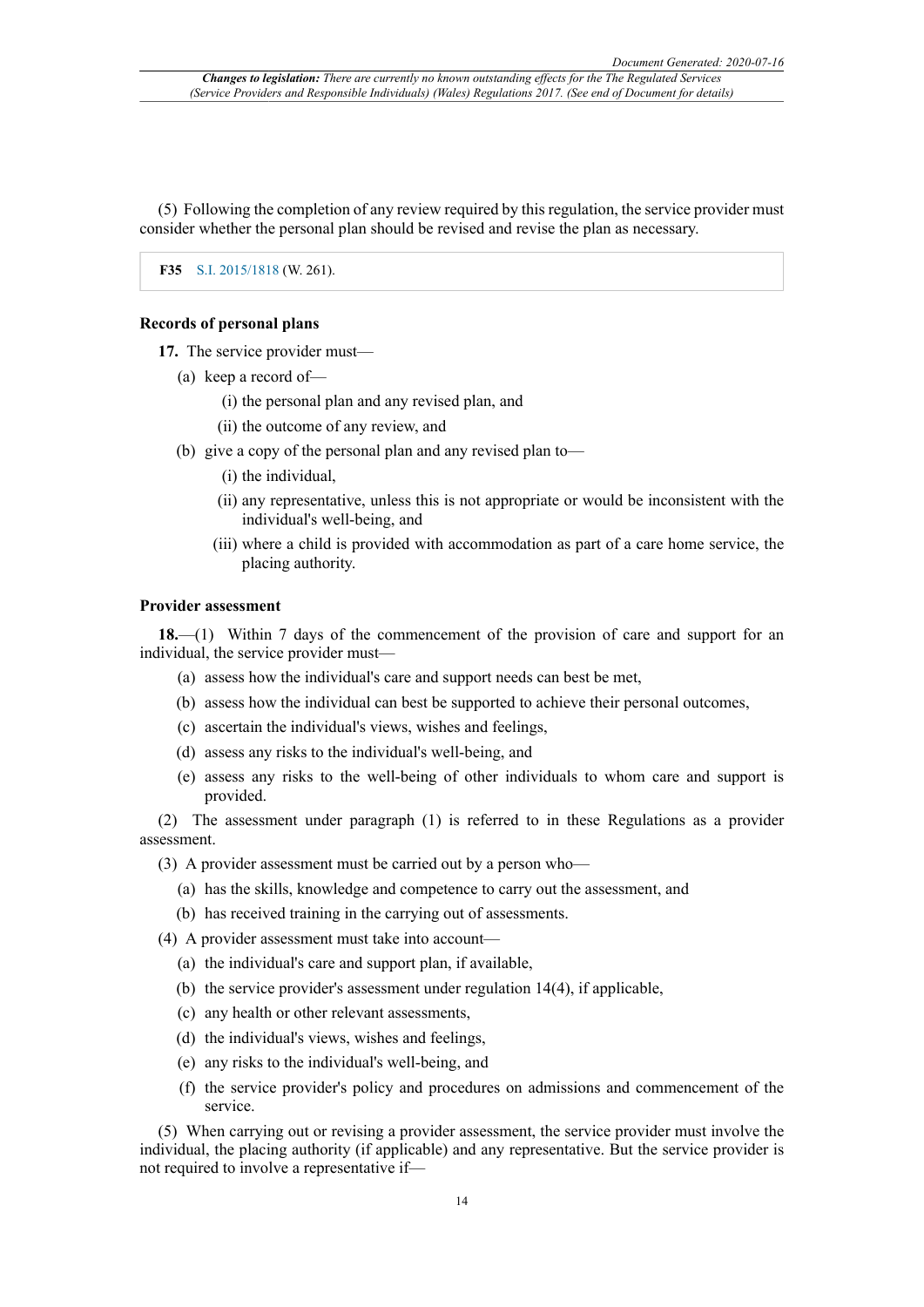(5) Following the completion of any review required by this regulation, the service provider must consider whether the personal plan should be revised and revise the plan as necessary.

**F35** S.I. 2015/1818 (W. 261).

### Records of personal plans

**17.** The service provider must—

(a) keep a record of—

(i) the personal plan and any revised plan, and

(ii) the outcome of any review, and

(b) give a copy of the personal plan and any revised plan to—

(i) the individual,

(ii) any representative, unless this is not appropriate or would be inconsistent with the individual's well-being, and

(iii) where a child is provided with accommodation as part of a care home service, the placing authority.

### Provider assessment

**18.**—(1) Within 7 days of the commencement of the provision of care and support for an individual, the service provider must—

(a) assess how the individual's care and support needs can best be met,

(b) assess how the individual can best be supported to achieve their personal outcomes,

(c) ascertain the individual's views, wishes and feelings,

(d) assess any risks to the individual's well-being, and

(e) assess any risks to the well-being of other individuals to whom care and support is provided.

(2) The assessment under paragraph (1) is referred to in these Regulations as a provider assessment.

(3) A provider assessment must be carried out by a person who—

(a) has the skills, knowledge and competence to carry out the assessment, and

(b) has received training in the carrying out of assessments.

(4) A provider assessment must take into account—

(a) the individual's care and support plan, if available,

(b) the service provider's assessment under regulation 14(4), if applicable,

(c) any health or other relevant assessments,

(d) the individual's views, wishes and feelings,

(e) any risks to the individual's well-being, and

(f) the service provider's policy and procedures on admissions and commencement of the service.

(5) When carrying out or revising a provider assessment, the service provider must involve the individual, the placing authority (if applicable) and any representative. But the service provider is not required to involve a representative if—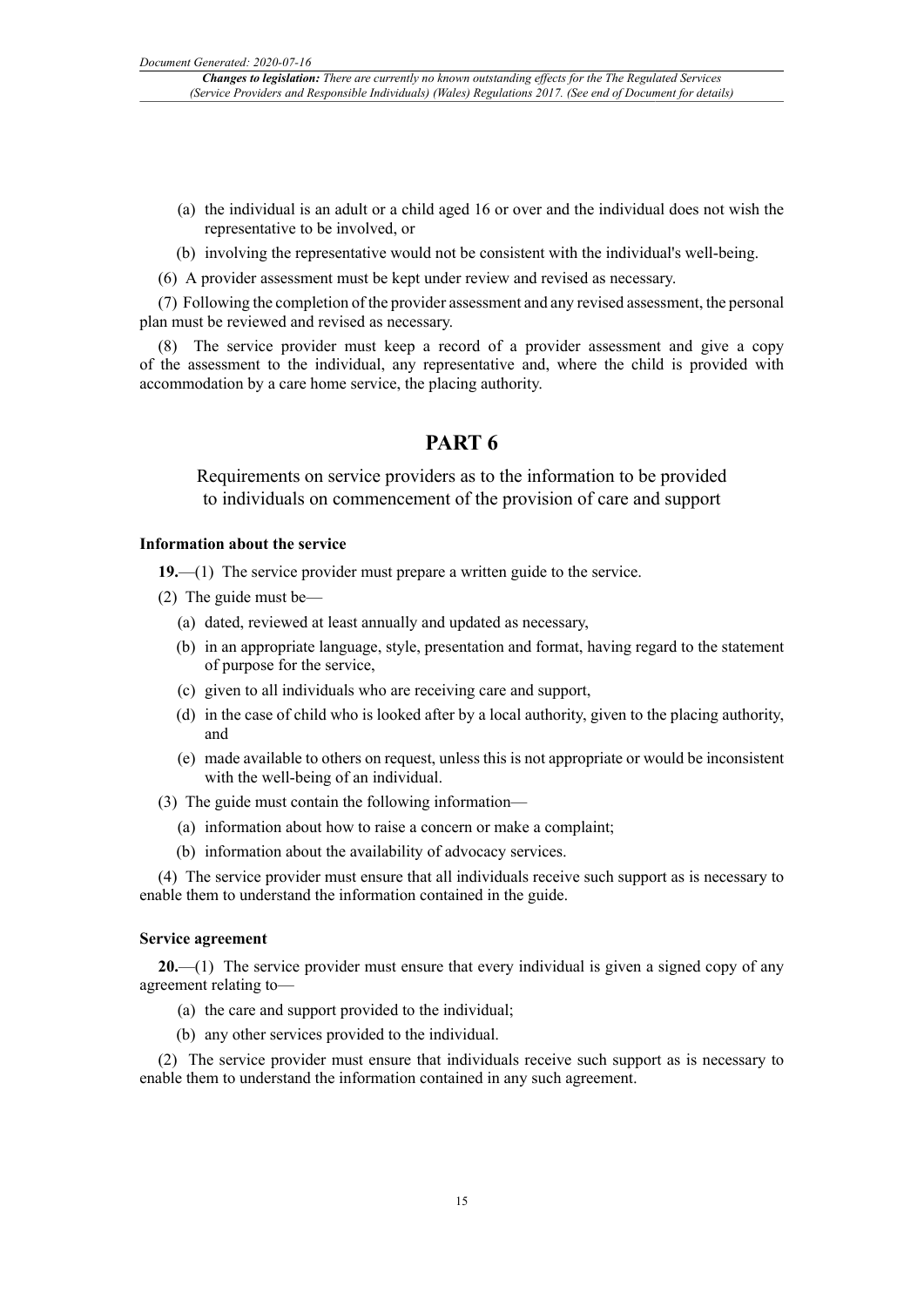(a) the individual is an adult or a child aged 16 or over and the individual does not wish the representative to be involved, or

(b) involving the representative would not be consistent with the individual's well-being.

(6) A provider assessment must be kept under review and revised as necessary.

(7) Following the completion of the provider assessment and any revised assessment, the personal plan must be reviewed and revised as necessary.

(8) The service provider must keep a record of a provider assessment and give a copy of the assessment to the individual, any representative and, where the child is provided with accommodation by a care home service, the placing authority.

# PART 6

## Requirements on service providers as to the information to be provided to individuals on commencement of the provision of care and support

### Information about the service

**19.**—(1) The service provider must prepare a written guide to the service.

(2) The guide must be—

(a) dated, reviewed at least annually and updated as necessary,

(b) in an appropriate language, style, presentation and format, having regard to the statement of purpose for the service,

(c) given to all individuals who are receiving care and support,

(d) in the case of child who is looked after by a local authority, given to the placing authority, and

(e) made available to others on request, unless this is not appropriate or would be inconsistent with the well-being of an individual.

(3) The guide must contain the following information—

(a) information about how to raise a concern or make a complaint;

(b) information about the availability of advocacy services.

(4) The service provider must ensure that all individuals receive such support as is necessary to enable them to understand the information contained in the guide.

### Service agreement

**20.**—(1) The service provider must ensure that every individual is given a signed copy of any agreement relating to—

(a) the care and support provided to the individual;

(b) any other services provided to the individual.

(2) The service provider must ensure that individuals receive such support as is necessary to enable them to understand the information contained in any such agreement.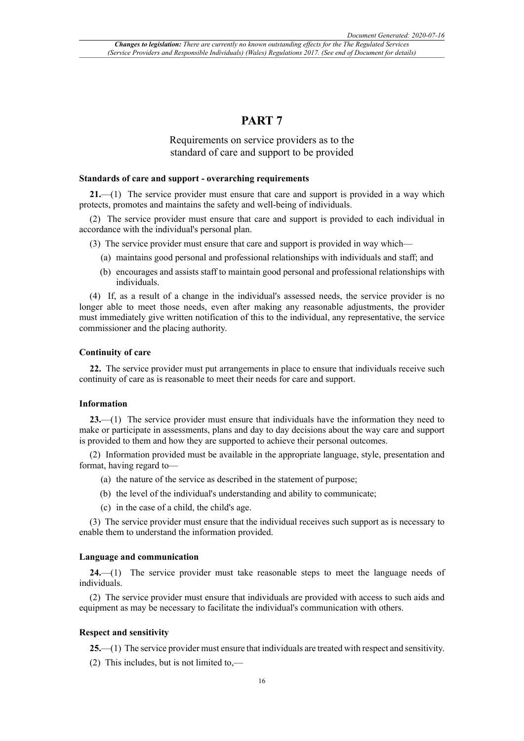# PART 7

## Requirements on service providers as to the standard of care and support to be provided

**Standards of care and support - overarching requirements**

**21.**—(1) The service provider must ensure that care and support is provided in a way which protects, promotes and maintains the safety and well-being of individuals.

(2) The service provider must ensure that care and support is provided to each individual in accordance with the individual's personal plan.

(3) The service provider must ensure that care and support is provided in way which—

(a) maintains good personal and professional relationships with individuals and staff; and

(b) encourages and assists staff to maintain good personal and professional relationships with individuals.

(4) If, as a result of a change in the individual's assessed needs, the service provider is no longer able to meet those needs, even after making any reasonable adjustments, the provider must immediately give written notification of this to the individual, any representative, the service commissioner and the placing authority.

**Continuity of care**

**22.** The service provider must put arrangements in place to ensure that individuals receive such continuity of care as is reasonable to meet their needs for care and support.

**Information**

**23.**—(1) The service provider must ensure that individuals have the information they need to make or participate in assessments, plans and day to day decisions about the way care and support is provided to them and how they are supported to achieve their personal outcomes.

(2) Information provided must be available in the appropriate language, style, presentation and format, having regard to—

(a) the nature of the service as described in the statement of purpose;

(b) the level of the individual's understanding and ability to communicate;

(c) in the case of a child, the child's age.

(3) The service provider must ensure that the individual receives such support as is necessary to enable them to understand the information provided.

**Language and communication**

**24.**—(1) The service provider must take reasonable steps to meet the language needs of individuals.

(2) The service provider must ensure that individuals are provided with access to such aids and equipment as may be necessary to facilitate the individual's communication with others.

**Respect and sensitivity**

**25.**—(1) The service provider must ensure that individuals are treated with respect and sensitivity.

(2) This includes, but is not limited to,—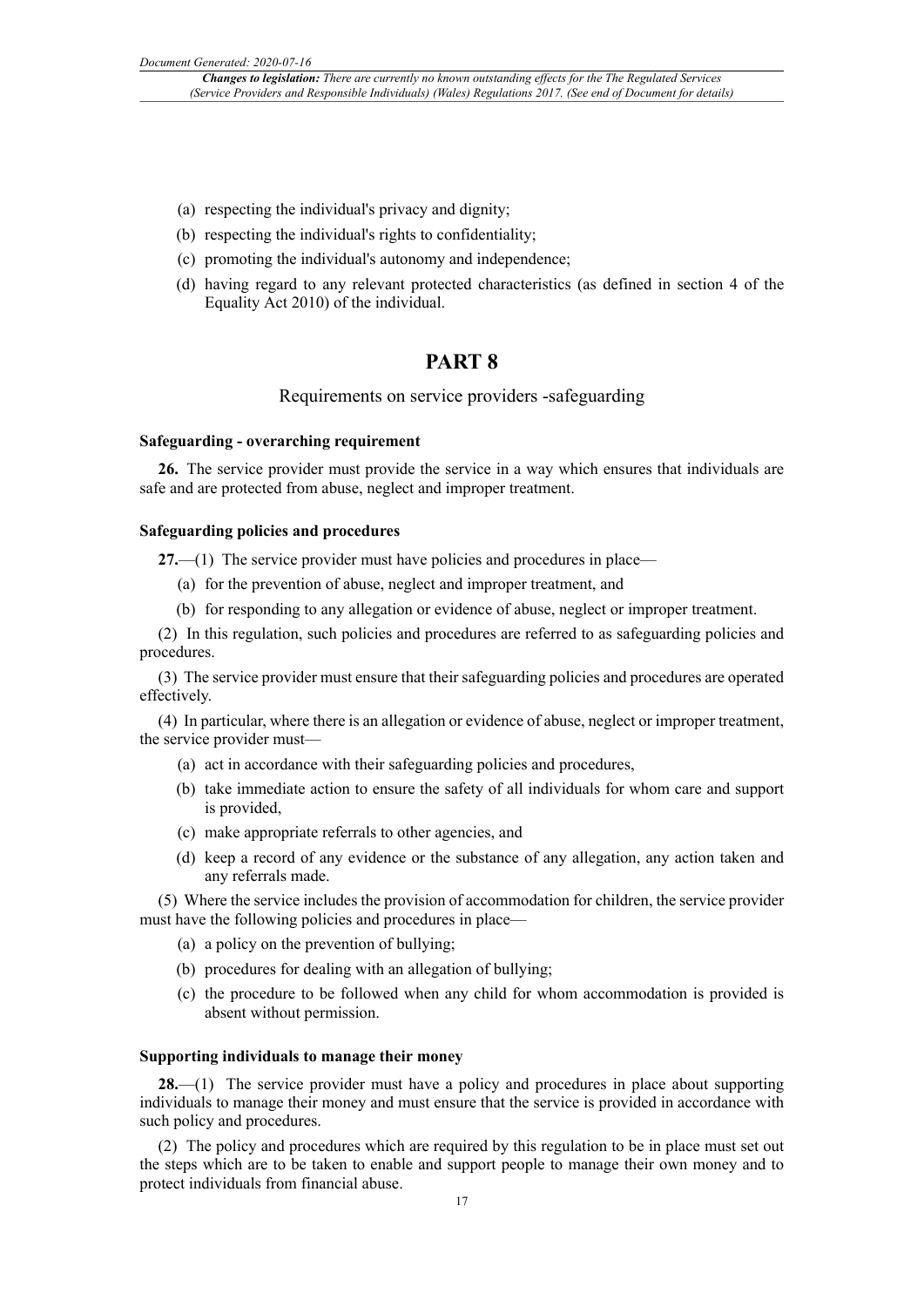(a) respecting the individual's privacy and dignity;

(b) respecting the individual's rights to confidentiality;

(c) promoting the individual's autonomy and independence;

(d) having regard to any relevant protected characteristics (as defined in section 4 of the Equality Act 2010) of the individual.

# PART 8

## Requirements on service providers -safeguarding

### Safeguarding - overarching requirement

**26.** The service provider must provide the service in a way which ensures that individuals are safe and are protected from abuse, neglect and improper treatment.

### Safeguarding policies and procedures

**27.**—(1) The service provider must have policies and procedures in place—

(a) for the prevention of abuse, neglect and improper treatment, and

(b) for responding to any allegation or evidence of abuse, neglect or improper treatment.

(2) In this regulation, such policies and procedures are referred to as safeguarding policies and procedures.

(3) The service provider must ensure that their safeguarding policies and procedures are operated effectively.

(4) In particular, where there is an allegation or evidence of abuse, neglect or improper treatment, the service provider must—

(a) act in accordance with their safeguarding policies and procedures,

(b) take immediate action to ensure the safety of all individuals for whom care and support is provided,

(c) make appropriate referrals to other agencies, and

(d) keep a record of any evidence or the substance of any allegation, any action taken and any referrals made.

(5) Where the service includes the provision of accommodation for children, the service provider must have the following policies and procedures in place—

(a) a policy on the prevention of bullying;

(b) procedures for dealing with an allegation of bullying;

(c) the procedure to be followed when any child for whom accommodation is provided is absent without permission.

### Supporting individuals to manage their money

**28.**—(1) The service provider must have a policy and procedures in place about supporting individuals to manage their money and must ensure that the service is provided in accordance with such policy and procedures.

(2) The policy and procedures which are required by this regulation to be in place must set out the steps which are to be taken to enable and support people to manage their own money and to protect individuals from financial abuse.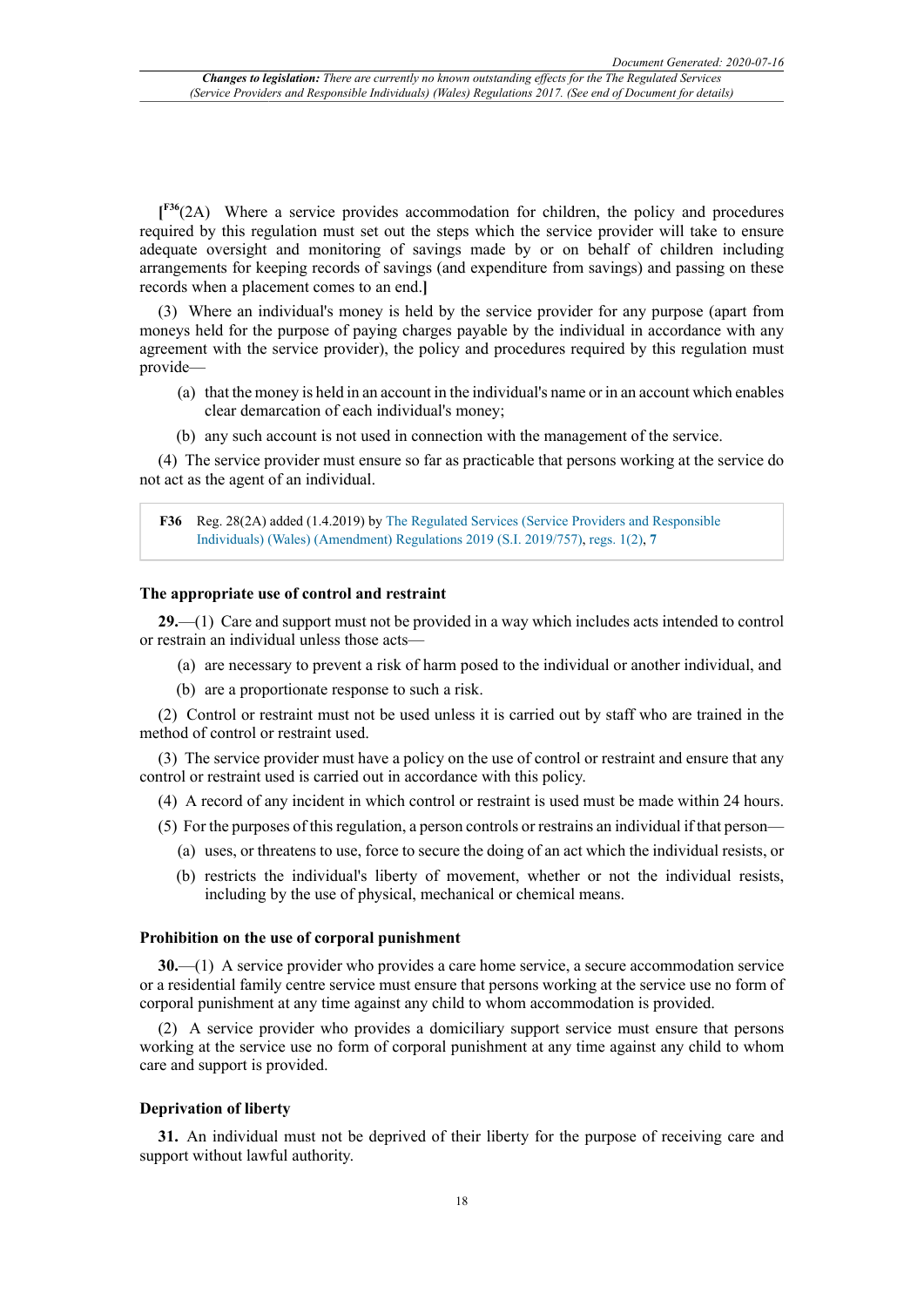[F36(2A) Where a service provides accommodation for children, the policy and procedures required by this regulation must set out the steps which the service provider will take to ensure adequate oversight and monitoring of savings made by or on behalf of children including arrangements for keeping records of savings (and expenditure from savings) and passing on these records when a placement comes to an end.]

(3) Where an individual's money is held by the service provider for any purpose (apart from moneys held for the purpose of paying charges payable by the individual in accordance with any agreement with the service provider), the policy and procedures required by this regulation must provide—

(a) that the money is held in an account in the individual's name or in an account which enables clear demarcation of each individual's money;

(b) any such account is not used in connection with the management of the service.

(4) The service provider must ensure so far as practicable that persons working at the service do not act as the agent of an individual.

**F36** Reg. 28(2A) added (1.4.2019) by The Regulated Services (Service Providers and Responsible Individuals) (Wales) (Amendment) Regulations 2019 (S.I. 2019/757), regs. 1(2), **7**

### The appropriate use of control and restraint

**29.**—(1) Care and support must not be provided in a way which includes acts intended to control or restrain an individual unless those acts—

(a) are necessary to prevent a risk of harm posed to the individual or another individual, and

(b) are a proportionate response to such a risk.

(2) Control or restraint must not be used unless it is carried out by staff who are trained in the method of control or restraint used.

(3) The service provider must have a policy on the use of control or restraint and ensure that any control or restraint used is carried out in accordance with this policy.

(4) A record of any incident in which control or restraint is used must be made within 24 hours.

(5) For the purposes of this regulation, a person controls or restrains an individual if that person—

(a) uses, or threatens to use, force to secure the doing of an act which the individual resists, or

(b) restricts the individual's liberty of movement, whether or not the individual resists, including by the use of physical, mechanical or chemical means.

### Prohibition on the use of corporal punishment

**30.**—(1) A service provider who provides a care home service, a secure accommodation service or a residential family centre service must ensure that persons working at the service use no form of corporal punishment at any time against any child to whom accommodation is provided.

(2) A service provider who provides a domiciliary support service must ensure that persons working at the service use no form of corporal punishment at any time against any child to whom care and support is provided.

### Deprivation of liberty

**31.** An individual must not be deprived of their liberty for the purpose of receiving care and support without lawful authority.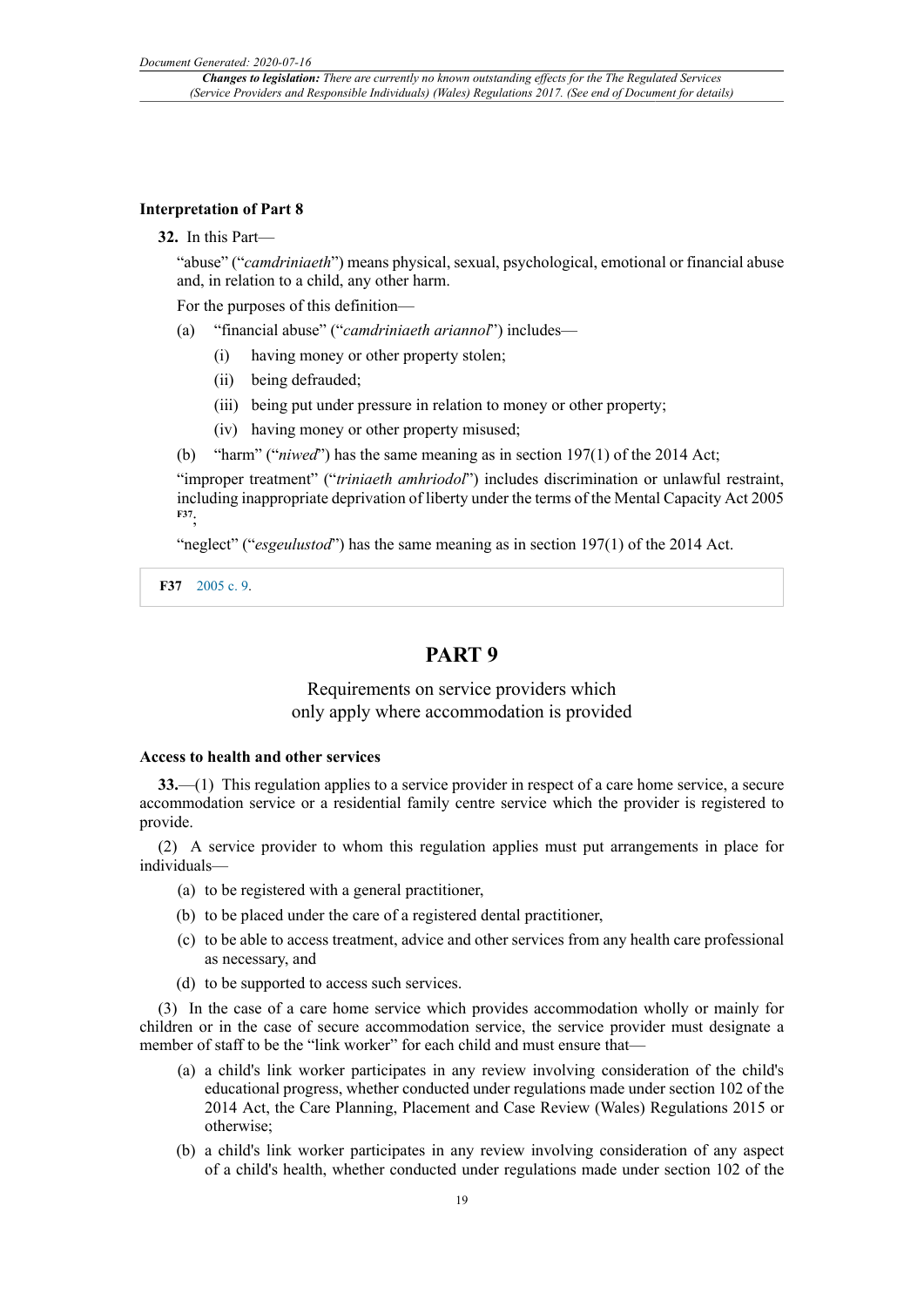**Interpretation of Part 8**

**32.** In this Part—

"abuse" ("*camdriniaeth*") means physical, sexual, psychological, emotional or financial abuse and, in relation to a child, any other harm.

For the purposes of this definition—

(a) "financial abuse" ("*camdriniaeth ariannol*") includes—

(i) having money or other property stolen;

(ii) being defrauded;

(iii) being put under pressure in relation to money or other property;

(iv) having money or other property misused;

(b) "harm" ("*niwed*") has the same meaning as in section 197(1) of the 2014 Act;

"improper treatment" ("*triniaeth amhriodol*") includes discrimination or unlawful restraint, including inappropriate deprivation of liberty under the terms of the Mental Capacity Act 2005 [F37];

"neglect" ("*esgeulustod*") has the same meaning as in section 197(1) of the 2014 Act.

**F37** 2005 c. 9.

# PART 9

## Requirements on service providers which only apply where accommodation is provided

**Access to health and other services**

**33.**—(1) This regulation applies to a service provider in respect of a care home service, a secure accommodation service or a residential family centre service which the provider is registered to provide.

(2) A service provider to whom this regulation applies must put arrangements in place for individuals—

(a) to be registered with a general practitioner,

(b) to be placed under the care of a registered dental practitioner,

(c) to be able to access treatment, advice and other services from any health care professional as necessary, and

(d) to be supported to access such services.

(3) In the case of a care home service which provides accommodation wholly or mainly for children or in the case of secure accommodation service, the service provider must designate a member of staff to be the "link worker" for each child and must ensure that—

(a) a child's link worker participates in any review involving consideration of the child's educational progress, whether conducted under regulations made under section 102 of the 2014 Act, the Care Planning, Placement and Case Review (Wales) Regulations 2015 or otherwise;

(b) a child's link worker participates in any review involving consideration of any aspect of a child's health, whether conducted under regulations made under section 102 of the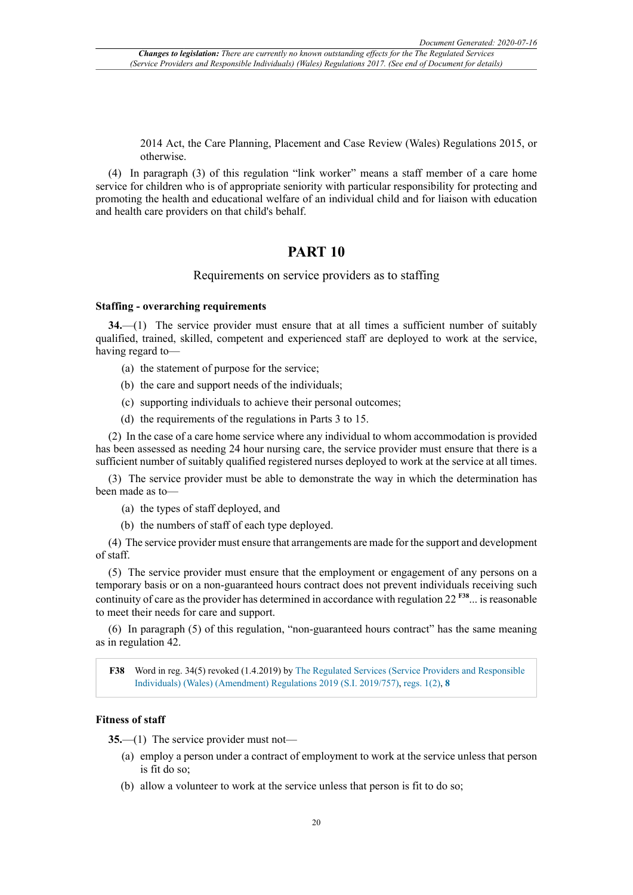2014 Act, the Care Planning, Placement and Case Review (Wales) Regulations 2015, or otherwise.

(4) In paragraph (3) of this regulation "link worker" means a staff member of a care home service for children who is of appropriate seniority with particular responsibility for protecting and promoting the health and educational welfare of an individual child and for liaison with education and health care providers on that child's behalf.

## PART 10

Requirements on service providers as to staffing

### Staffing - overarching requirements

**34.**—(1) The service provider must ensure that at all times a sufficient number of suitably qualified, trained, skilled, competent and experienced staff are deployed to work at the service, having regard to—

(a) the statement of purpose for the service;

(b) the care and support needs of the individuals;

(c) supporting individuals to achieve their personal outcomes;

(d) the requirements of the regulations in Parts 3 to 15.

(2) In the case of a care home service where any individual to whom accommodation is provided has been assessed as needing 24 hour nursing care, the service provider must ensure that there is a sufficient number of suitably qualified registered nurses deployed to work at the service at all times.

(3) The service provider must be able to demonstrate the way in which the determination has been made as to—

(a) the types of staff deployed, and

(b) the numbers of staff of each type deployed.

(4) The service provider must ensure that arrangements are made for the support and development of staff.

(5) The service provider must ensure that the employment or engagement of any persons on a temporary basis or on a non-guaranteed hours contract does not prevent individuals receiving such continuity of care as the provider has determined in accordance with regulation 22 [F38]... is reasonable to meet their needs for care and support.

(6) In paragraph (5) of this regulation, "non-guaranteed hours contract" has the same meaning as in regulation 42.

**F38** Word in reg. 34(5) revoked (1.4.2019) by The Regulated Services (Service Providers and Responsible Individuals) (Wales) (Amendment) Regulations 2019 (S.I. 2019/757), regs. 1(2), **8**

### Fitness of staff

**35.**—(1) The service provider must not—

(a) employ a person under a contract of employment to work at the service unless that person is fit do so;

(b) allow a volunteer to work at the service unless that person is fit to do so;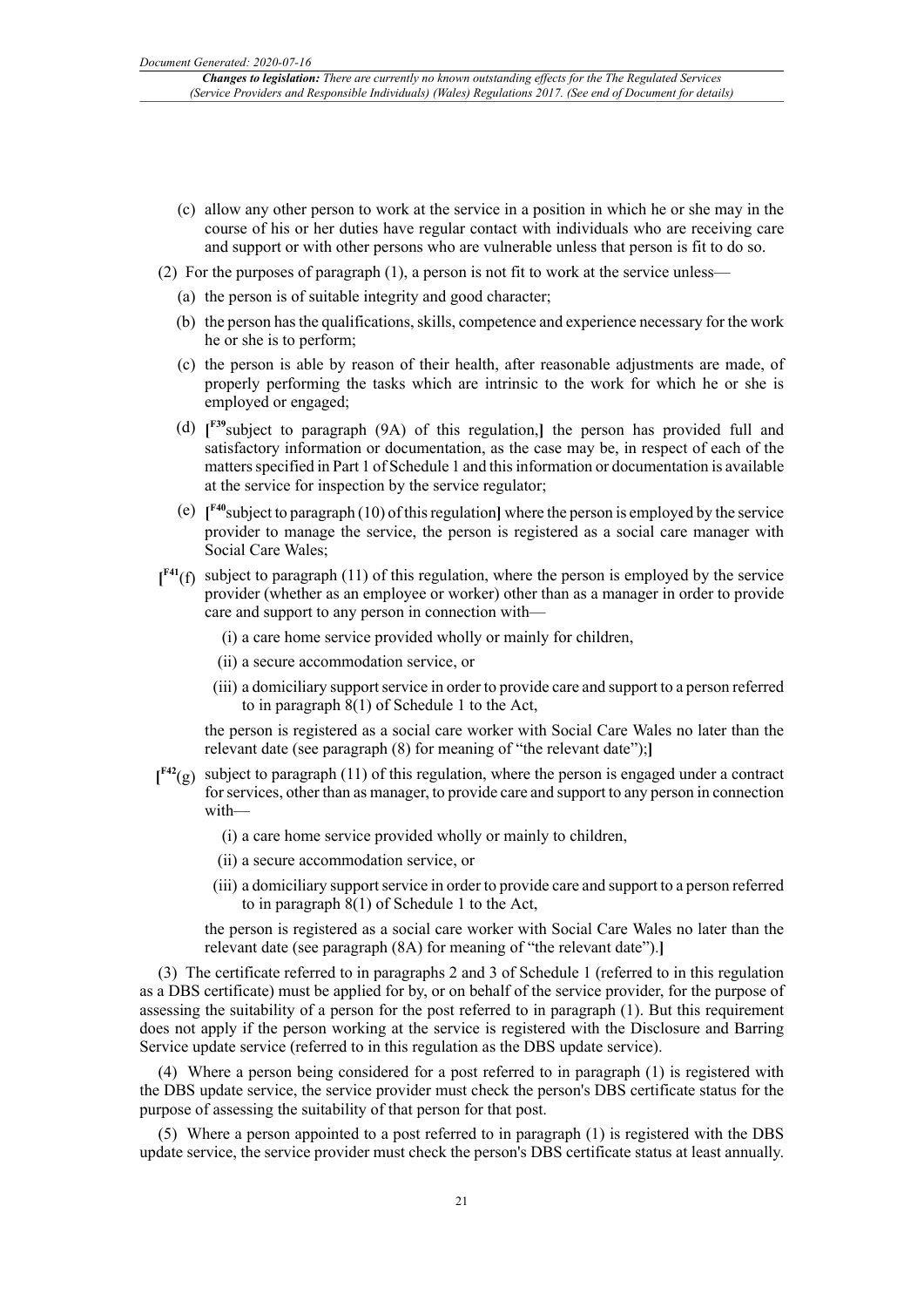(c) allow any other person to work at the service in a position in which he or she may in the course of his or her duties have regular contact with individuals who are receiving care and support or with other persons who are vulnerable unless that person is fit to do so.

(2) For the purposes of paragraph (1), a person is not fit to work at the service unless—

(a) the person is of suitable integrity and good character;

(b) the person has the qualifications, skills, competence and experience necessary for the work he or she is to perform;

(c) the person is able by reason of their health, after reasonable adjustments are made, of properly performing the tasks which are intrinsic to the work for which he or she is employed or engaged;

(d) [F39subject to paragraph (9A) of this regulation,] the person has provided full and satisfactory information or documentation, as the case may be, in respect of each of the matters specified in Part 1 of Schedule 1 and this information or documentation is available at the service for inspection by the service regulator;

(e) [F40subject to paragraph (10) of this regulation] where the person is employed by the service provider to manage the service, the person is registered as a social care manager with Social Care Wales;

[F41(f) subject to paragraph (11) of this regulation, where the person is employed by the service provider (whether as an employee or worker) other than as a manager in order to provide care and support to any person in connection with—

(i) a care home service provided wholly or mainly for children,

(ii) a secure accommodation service, or

(iii) a domiciliary support service in order to provide care and support to a person referred to in paragraph 8(1) of Schedule 1 to the Act,

the person is registered as a social care worker with Social Care Wales no later than the relevant date (see paragraph (8) for meaning of "the relevant date");]

[F42(g) subject to paragraph (11) of this regulation, where the person is engaged under a contract for services, other than as manager, to provide care and support to any person in connection with—

(i) a care home service provided wholly or mainly to children,

(ii) a secure accommodation service, or

(iii) a domiciliary support service in order to provide care and support to a person referred to in paragraph 8(1) of Schedule 1 to the Act,

the person is registered as a social care worker with Social Care Wales no later than the relevant date (see paragraph (8A) for meaning of "the relevant date").]

(3) The certificate referred to in paragraphs 2 and 3 of Schedule 1 (referred to in this regulation as a DBS certificate) must be applied for by, or on behalf of the service provider, for the purpose of assessing the suitability of a person for the post referred to in paragraph (1). But this requirement does not apply if the person working at the service is registered with the Disclosure and Barring Service update service (referred to in this regulation as the DBS update service).

(4) Where a person being considered for a post referred to in paragraph (1) is registered with the DBS update service, the service provider must check the person's DBS certificate status for the purpose of assessing the suitability of that person for that post.

(5) Where a person appointed to a post referred to in paragraph (1) is registered with the DBS update service, the service provider must check the person's DBS certificate status at least annually.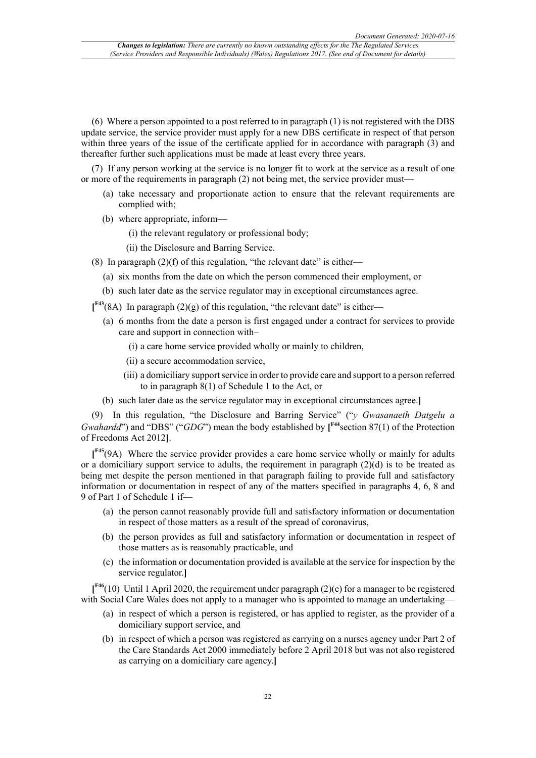(6) Where a person appointed to a post referred to in paragraph (1) is not registered with the DBS update service, the service provider must apply for a new DBS certificate in respect of that person within three years of the issue of the certificate applied for in accordance with paragraph (3) and thereafter further such applications must be made at least every three years.

(7) If any person working at the service is no longer fit to work at the service as a result of one or more of the requirements in paragraph (2) not being met, the service provider must—

- (a) take necessary and proportionate action to ensure that the relevant requirements are complied with;
- (b) where appropriate, inform—
  - (i) the relevant regulatory or professional body;
  - (ii) the Disclosure and Barring Service.

(8) In paragraph (2)(f) of this regulation, "the relevant date" is either—

- (a) six months from the date on which the person commenced their employment, or
- (b) such later date as the service regulator may in exceptional circumstances agree.

[F43(8A) In paragraph (2)(g) of this regulation, "the relevant date" is either—

- (a) 6 months from the date a person is first engaged under a contract for services to provide care and support in connection with–
  - (i) a care home service provided wholly or mainly to children,
  - (ii) a secure accommodation service,
  - (iii) a domiciliary support service in order to provide care and support to a person referred to in paragraph 8(1) of Schedule 1 to the Act, or
- (b) such later date as the service regulator may in exceptional circumstances agree.]

(9) In this regulation, "the Disclosure and Barring Service" ("*y Gwasanaeth Datgelu a Gwahardd*") and "DBS" ("*GDG*") mean the body established by [F44section 87(1) of the Protection of Freedoms Act 2012].

[F45(9A) Where the service provider provides a care home service wholly or mainly for adults or a domiciliary support service to adults, the requirement in paragraph (2)(d) is to be treated as being met despite the person mentioned in that paragraph failing to provide full and satisfactory information or documentation in respect of any of the matters specified in paragraphs 4, 6, 8 and 9 of Part 1 of Schedule 1 if—

- (a) the person cannot reasonably provide full and satisfactory information or documentation in respect of those matters as a result of the spread of coronavirus,
- (b) the person provides as full and satisfactory information or documentation in respect of those matters as is reasonably practicable, and
- (c) the information or documentation provided is available at the service for inspection by the service regulator.]

[F46(10) Until 1 April 2020, the requirement under paragraph (2)(e) for a manager to be registered with Social Care Wales does not apply to a manager who is appointed to manage an undertaking—

- (a) in respect of which a person is registered, or has applied to register, as the provider of a domiciliary support service, and
- (b) in respect of which a person was registered as carrying on a nurses agency under Part 2 of the Care Standards Act 2000 immediately before 2 April 2018 but was not also registered as carrying on a domiciliary care agency.]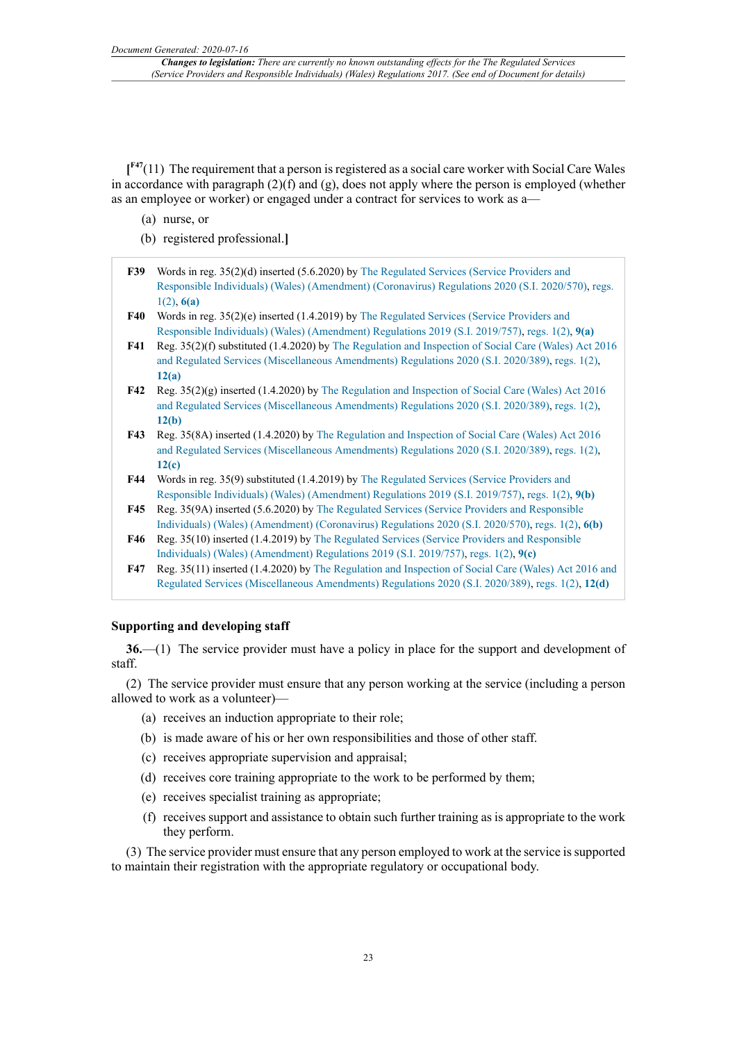[F47(11) The requirement that a person is registered as a social care worker with Social Care Wales in accordance with paragraph (2)(f) and (g), does not apply where the person is employed (whether as an employee or worker) or engaged under a contract for services to work as a—

(a) nurse, or

(b) registered professional.]

**F39** Words in reg. 35(2)(d) inserted (5.6.2020) by The Regulated Services (Service Providers and Responsible Individuals) (Wales) (Amendment) (Coronavirus) Regulations 2020 (S.I. 2020/570), regs. 1(2), **6(a)**

**F40** Words in reg. 35(2)(e) inserted (1.4.2019) by The Regulated Services (Service Providers and Responsible Individuals) (Wales) (Amendment) Regulations 2019 (S.I. 2019/757), regs. 1(2), **9(a)**

**F41** Reg. 35(2)(f) substituted (1.4.2020) by The Regulation and Inspection of Social Care (Wales) Act 2016 and Regulated Services (Miscellaneous Amendments) Regulations 2020 (S.I. 2020/389), regs. 1(2), **12(a)**

**F42** Reg. 35(2)(g) inserted (1.4.2020) by The Regulation and Inspection of Social Care (Wales) Act 2016 and Regulated Services (Miscellaneous Amendments) Regulations 2020 (S.I. 2020/389), regs. 1(2), **12(b)**

**F43** Reg. 35(8A) inserted (1.4.2020) by The Regulation and Inspection of Social Care (Wales) Act 2016 and Regulated Services (Miscellaneous Amendments) Regulations 2020 (S.I. 2020/389), regs. 1(2), **12(c)**

**F44** Words in reg. 35(9) substituted (1.4.2019) by The Regulated Services (Service Providers and Responsible Individuals) (Wales) (Amendment) Regulations 2019 (S.I. 2019/757), regs. 1(2), **9(b)**

**F45** Reg. 35(9A) inserted (5.6.2020) by The Regulated Services (Service Providers and Responsible Individuals) (Wales) (Amendment) (Coronavirus) Regulations 2020 (S.I. 2020/570), regs. 1(2), **6(b)**

**F46** Reg. 35(10) inserted (1.4.2019) by The Regulated Services (Service Providers and Responsible Individuals) (Wales) (Amendment) Regulations 2019 (S.I. 2019/757), regs. 1(2), **9(c)**

**F47** Reg. 35(11) inserted (1.4.2020) by The Regulation and Inspection of Social Care (Wales) Act 2016 and Regulated Services (Miscellaneous Amendments) Regulations 2020 (S.I. 2020/389), regs. 1(2), **12(d)**

### Supporting and developing staff

**36.**—(1) The service provider must have a policy in place for the support and development of staff.

(2) The service provider must ensure that any person working at the service (including a person allowed to work as a volunteer)—

(a) receives an induction appropriate to their role;

(b) is made aware of his or her own responsibilities and those of other staff.

(c) receives appropriate supervision and appraisal;

(d) receives core training appropriate to the work to be performed by them;

(e) receives specialist training as appropriate;

(f) receives support and assistance to obtain such further training as is appropriate to the work they perform.

(3) The service provider must ensure that any person employed to work at the service is supported to maintain their registration with the appropriate regulatory or occupational body.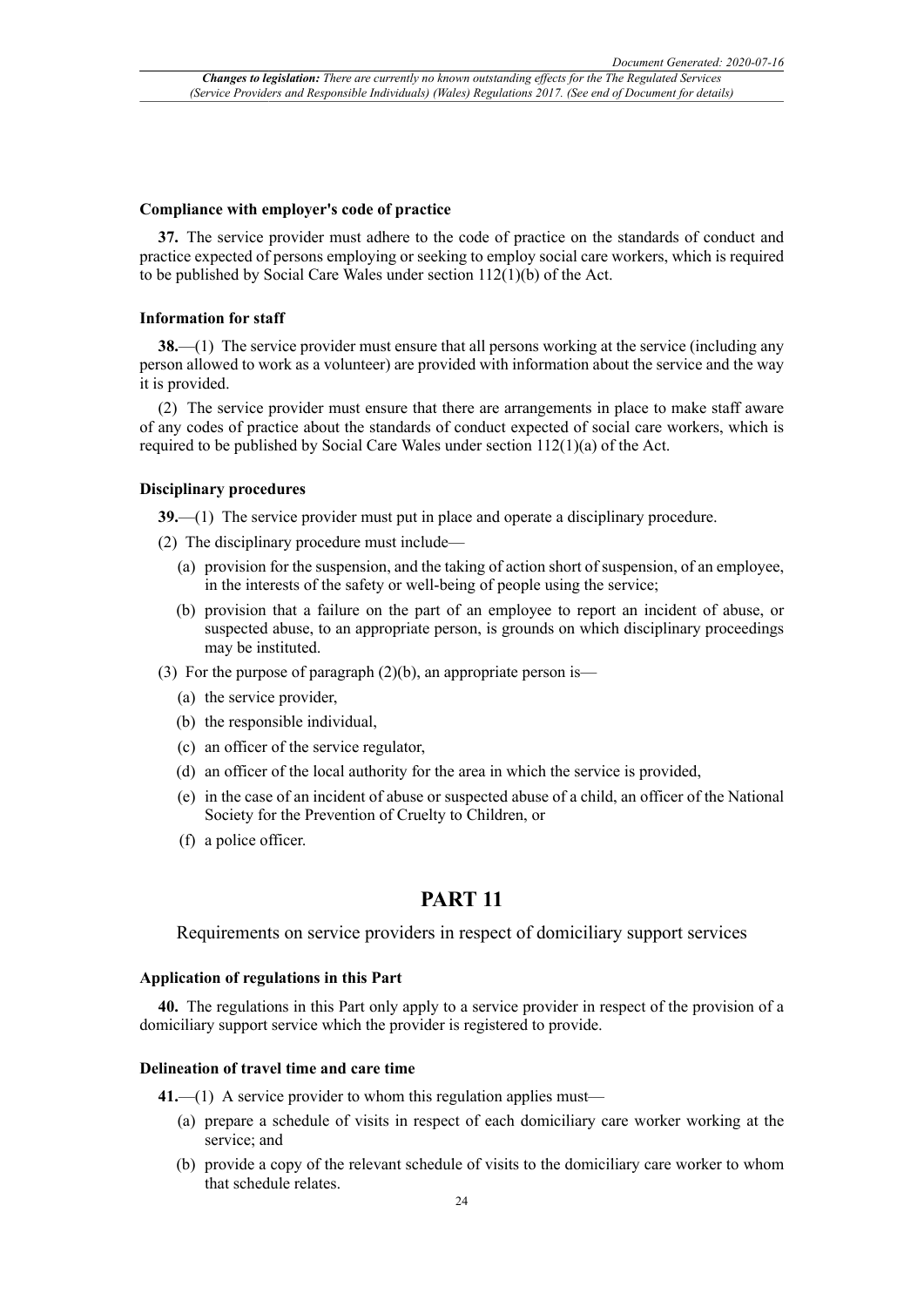### Compliance with employer's code of practice

**37.** The service provider must adhere to the code of practice on the standards of conduct and practice expected of persons employing or seeking to employ social care workers, which is required to be published by Social Care Wales under section 112(1)(b) of the Act.

### Information for staff

**38.**—(1) The service provider must ensure that all persons working at the service (including any person allowed to work as a volunteer) are provided with information about the service and the way it is provided.

(2) The service provider must ensure that there are arrangements in place to make staff aware of any codes of practice about the standards of conduct expected of social care workers, which is required to be published by Social Care Wales under section 112(1)(a) of the Act.

### Disciplinary procedures

**39.**—(1) The service provider must put in place and operate a disciplinary procedure.

(2) The disciplinary procedure must include—

- (a) provision for the suspension, and the taking of action short of suspension, of an employee, in the interests of the safety or well-being of people using the service;
- (b) provision that a failure on the part of an employee to report an incident of abuse, or suspected abuse, to an appropriate person, is grounds on which disciplinary proceedings may be instituted.

(3) For the purpose of paragraph (2)(b), an appropriate person is—

- (a) the service provider,
- (b) the responsible individual,
- (c) an officer of the service regulator,
- (d) an officer of the local authority for the area in which the service is provided,
- (e) in the case of an incident of abuse or suspected abuse of a child, an officer of the National Society for the Prevention of Cruelty to Children, or
- (f) a police officer.

# PART 11

## Requirements on service providers in respect of domiciliary support services

### Application of regulations in this Part

**40.** The regulations in this Part only apply to a service provider in respect of the provision of a domiciliary support service which the provider is registered to provide.

### Delineation of travel time and care time

**41.**—(1) A service provider to whom this regulation applies must—

- (a) prepare a schedule of visits in respect of each domiciliary care worker working at the service; and
- (b) provide a copy of the relevant schedule of visits to the domiciliary care worker to whom that schedule relates.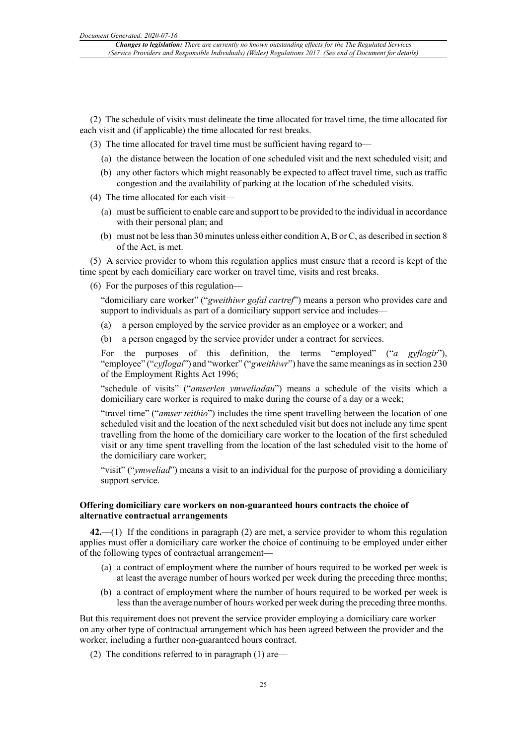(2) The schedule of visits must delineate the time allocated for travel time, the time allocated for each visit and (if applicable) the time allocated for rest breaks.

(3) The time allocated for travel time must be sufficient having regard to—

(a) the distance between the location of one scheduled visit and the next scheduled visit; and

(b) any other factors which might reasonably be expected to affect travel time, such as traffic congestion and the availability of parking at the location of the scheduled visits.

(4) The time allocated for each visit—

(a) must be sufficient to enable care and support to be provided to the individual in accordance with their personal plan; and

(b) must not be less than 30 minutes unless either condition A, B or C, as described in section 8 of the Act, is met.

(5) A service provider to whom this regulation applies must ensure that a record is kept of the time spent by each domiciliary care worker on travel time, visits and rest breaks.

(6) For the purposes of this regulation—

"domiciliary care worker" ("*gweithiwr gofal cartref*") means a person who provides care and support to individuals as part of a domiciliary support service and includes—

(a) a person employed by the service provider as an employee or a worker; and

(b) a person engaged by the service provider under a contract for services.

For the purposes of this definition, the terms "employed" ("*a gyflogir*"), "employee" ("*cyflogai*") and "worker" ("*gweithiwr*") have the same meanings as in section 230 of the Employment Rights Act 1996;

"schedule of visits" ("*amserlen ymweliadau*") means a schedule of the visits which a domiciliary care worker is required to make during the course of a day or a week;

"travel time" ("*amser teithio*") includes the time spent travelling between the location of one scheduled visit and the location of the next scheduled visit but does not include any time spent travelling from the home of the domiciliary care worker to the location of the first scheduled visit or any time spent travelling from the location of the last scheduled visit to the home of the domiciliary care worker;

"visit" ("*ymweliad*") means a visit to an individual for the purpose of providing a domiciliary support service.

**Offering domiciliary care workers on non-guaranteed hours contracts the choice of alternative contractual arrangements**

**42.**—(1) If the conditions in paragraph (2) are met, a service provider to whom this regulation applies must offer a domiciliary care worker the choice of continuing to be employed under either of the following types of contractual arrangement—

(a) a contract of employment where the number of hours required to be worked per week is at least the average number of hours worked per week during the preceding three months;

(b) a contract of employment where the number of hours required to be worked per week is less than the average number of hours worked per week during the preceding three months.

But this requirement does not prevent the service provider employing a domiciliary care worker on any other type of contractual arrangement which has been agreed between the provider and the worker, including a further non-guaranteed hours contract.

(2) The conditions referred to in paragraph (1) are—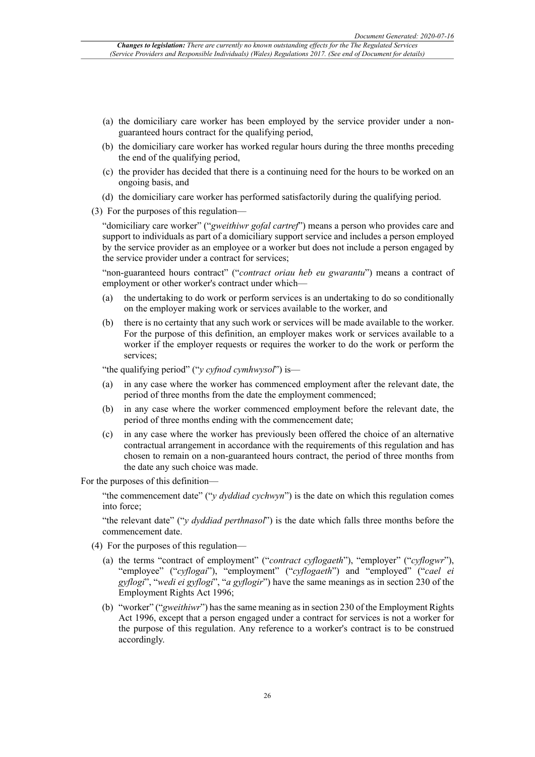(a) the domiciliary care worker has been employed by the service provider under a non-guaranteed hours contract for the qualifying period,

(b) the domiciliary care worker has worked regular hours during the three months preceding the end of the qualifying period,

(c) the provider has decided that there is a continuing need for the hours to be worked on an ongoing basis, and

(d) the domiciliary care worker has performed satisfactorily during the qualifying period.

(3) For the purposes of this regulation—

"domiciliary care worker" ("*gweithiwr gofal cartref*") means a person who provides care and support to individuals as part of a domiciliary support service and includes a person employed by the service provider as an employee or a worker but does not include a person engaged by the service provider under a contract for services;

"non-guaranteed hours contract" ("*contract oriau heb eu gwarantu*") means a contract of employment or other worker's contract under which—

(a) the undertaking to do work or perform services is an undertaking to do so conditionally on the employer making work or services available to the worker, and

(b) there is no certainty that any such work or services will be made available to the worker. For the purpose of this definition, an employer makes work or services available to a worker if the employer requests or requires the worker to do the work or perform the services;

"the qualifying period" ("*y cyfnod cymhwysol*") is—

(a) in any case where the worker has commenced employment after the relevant date, the period of three months from the date the employment commenced;

(b) in any case where the worker commenced employment before the relevant date, the period of three months ending with the commencement date;

(c) in any case where the worker has previously been offered the choice of an alternative contractual arrangement in accordance with the requirements of this regulation and has chosen to remain on a non-guaranteed hours contract, the period of three months from the date any such choice was made.

For the purposes of this definition—

"the commencement date" ("*y dyddiad cychwyn*") is the date on which this regulation comes into force;

"the relevant date" ("*y dyddiad perthnasol*") is the date which falls three months before the commencement date.

(4) For the purposes of this regulation—

(a) the terms "contract of employment" ("*contract cyflogaeth*"), "employer" ("*cyflogwr*"), "employee" ("*cyflogai*"), "employment" ("*cyflogaeth*") and "employed" ("*cael ei gyflogi*", "*wedi ei gyflogi*", "*a gyflogir*") have the same meanings as in section 230 of the Employment Rights Act 1996;

(b) "worker" ("*gweithiwr*") has the same meaning as in section 230 of the Employment Rights Act 1996, except that a person engaged under a contract for services is not a worker for the purpose of this regulation. Any reference to a worker's contract is to be construed accordingly.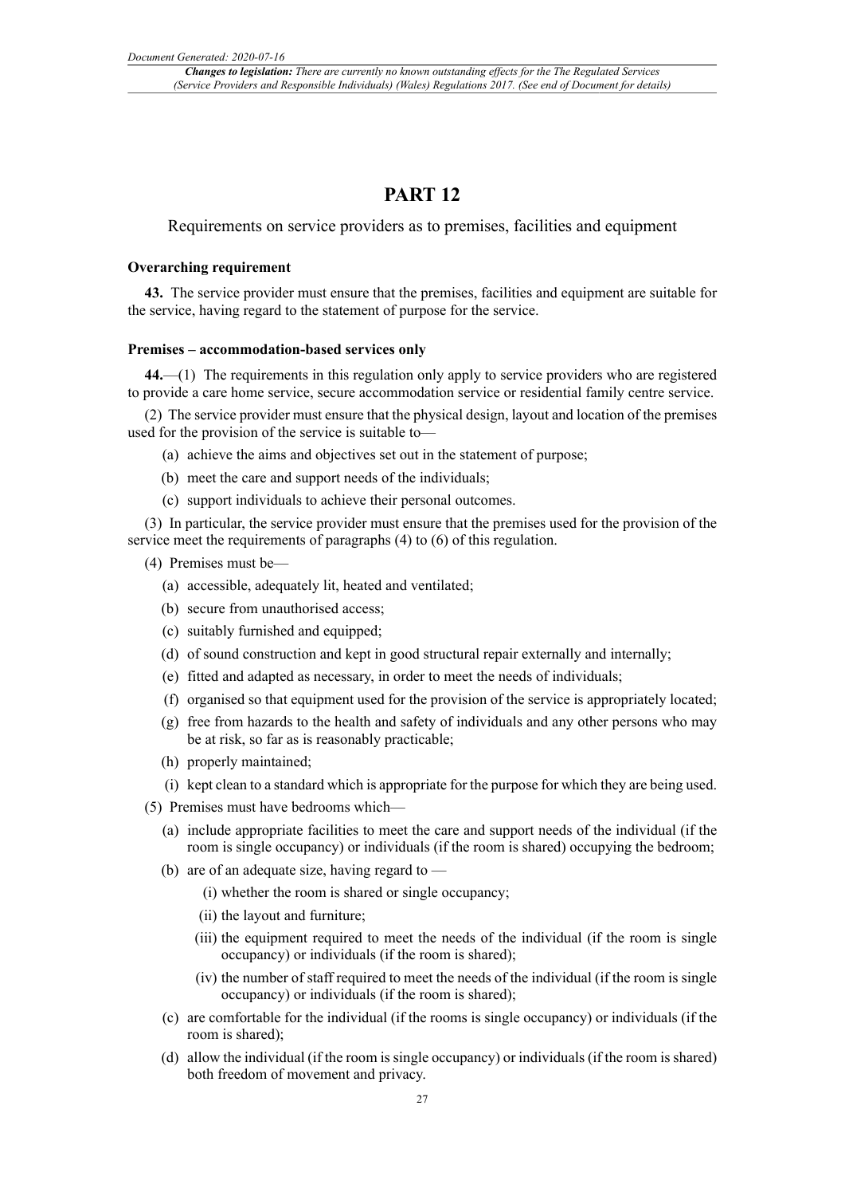# PART 12

Requirements on service providers as to premises, facilities and equipment

### Overarching requirement

**43.** The service provider must ensure that the premises, facilities and equipment are suitable for the service, having regard to the statement of purpose for the service.

### Premises – accommodation-based services only

**44.**—(1) The requirements in this regulation only apply to service providers who are registered to provide a care home service, secure accommodation service or residential family centre service.

(2) The service provider must ensure that the physical design, layout and location of the premises used for the provision of the service is suitable to—

- (a) achieve the aims and objectives set out in the statement of purpose;
- (b) meet the care and support needs of the individuals;
- (c) support individuals to achieve their personal outcomes.

(3) In particular, the service provider must ensure that the premises used for the provision of the service meet the requirements of paragraphs (4) to (6) of this regulation.

(4) Premises must be—

- (a) accessible, adequately lit, heated and ventilated;
- (b) secure from unauthorised access;
- (c) suitably furnished and equipped;
- (d) of sound construction and kept in good structural repair externally and internally;
- (e) fitted and adapted as necessary, in order to meet the needs of individuals;
- (f) organised so that equipment used for the provision of the service is appropriately located;
- (g) free from hazards to the health and safety of individuals and any other persons who may be at risk, so far as is reasonably practicable;
- (h) properly maintained;
- (i) kept clean to a standard which is appropriate for the purpose for which they are being used.

(5) Premises must have bedrooms which—

- (a) include appropriate facilities to meet the care and support needs of the individual (if the room is single occupancy) or individuals (if the room is shared) occupying the bedroom;
- (b) are of an adequate size, having regard to —
  - (i) whether the room is shared or single occupancy;
  - (ii) the layout and furniture;
  - (iii) the equipment required to meet the needs of the individual (if the room is single occupancy) or individuals (if the room is shared);
  - (iv) the number of staff required to meet the needs of the individual (if the room is single occupancy) or individuals (if the room is shared);
- (c) are comfortable for the individual (if the rooms is single occupancy) or individuals (if the room is shared);
- (d) allow the individual (if the room is single occupancy) or individuals (if the room is shared) both freedom of movement and privacy.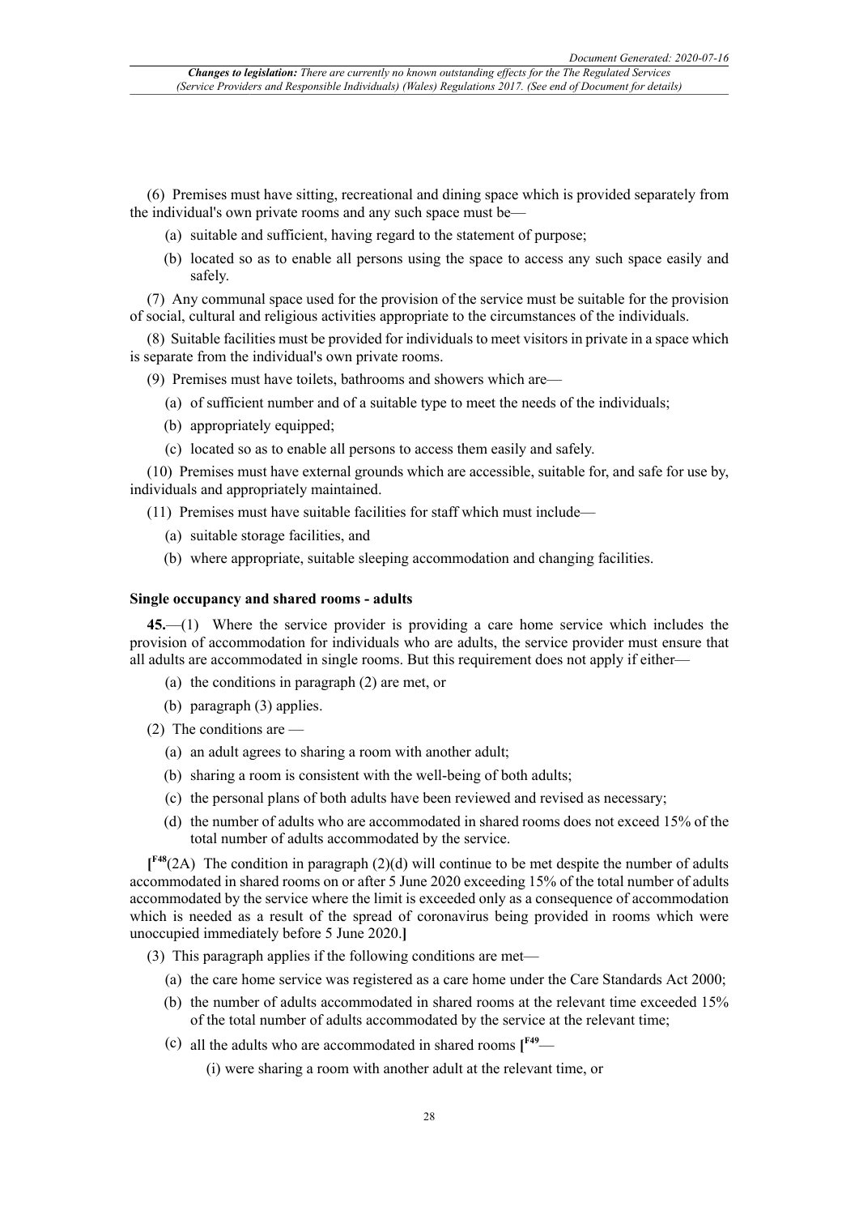(6) Premises must have sitting, recreational and dining space which is provided separately from the individual's own private rooms and any such space must be—

(a) suitable and sufficient, having regard to the statement of purpose;

(b) located so as to enable all persons using the space to access any such space easily and safely.

(7) Any communal space used for the provision of the service must be suitable for the provision of social, cultural and religious activities appropriate to the circumstances of the individuals.

(8) Suitable facilities must be provided for individuals to meet visitors in private in a space which is separate from the individual's own private rooms.

(9) Premises must have toilets, bathrooms and showers which are—

(a) of sufficient number and of a suitable type to meet the needs of the individuals;

(b) appropriately equipped;

(c) located so as to enable all persons to access them easily and safely.

(10) Premises must have external grounds which are accessible, suitable for, and safe for use by, individuals and appropriately maintained.

(11) Premises must have suitable facilities for staff which must include—

(a) suitable storage facilities, and

(b) where appropriate, suitable sleeping accommodation and changing facilities.

### Single occupancy and shared rooms - adults

**45.**—(1) Where the service provider is providing a care home service which includes the provision of accommodation for individuals who are adults, the service provider must ensure that all adults are accommodated in single rooms. But this requirement does not apply if either—

(a) the conditions in paragraph (2) are met, or

(b) paragraph (3) applies.

(2) The conditions are —

(a) an adult agrees to sharing a room with another adult;

(b) sharing a room is consistent with the well-being of both adults;

(c) the personal plans of both adults have been reviewed and revised as necessary;

(d) the number of adults who are accommodated in shared rooms does not exceed 15% of the total number of adults accommodated by the service.

**[**[F48](2A) The condition in paragraph (2)(d) will continue to be met despite the number of adults accommodated in shared rooms on or after 5 June 2020 exceeding 15% of the total number of adults accommodated by the service where the limit is exceeded only as a consequence of accommodation which is needed as a result of the spread of coronavirus being provided in rooms which were unoccupied immediately before 5 June 2020.**]**

(3) This paragraph applies if the following conditions are met—

(a) the care home service was registered as a care home under the Care Standards Act 2000;

(b) the number of adults accommodated in shared rooms at the relevant time exceeded 15% of the total number of adults accommodated by the service at the relevant time;

(c) all the adults who are accommodated in shared rooms **[**[F49]—

(i) were sharing a room with another adult at the relevant time, or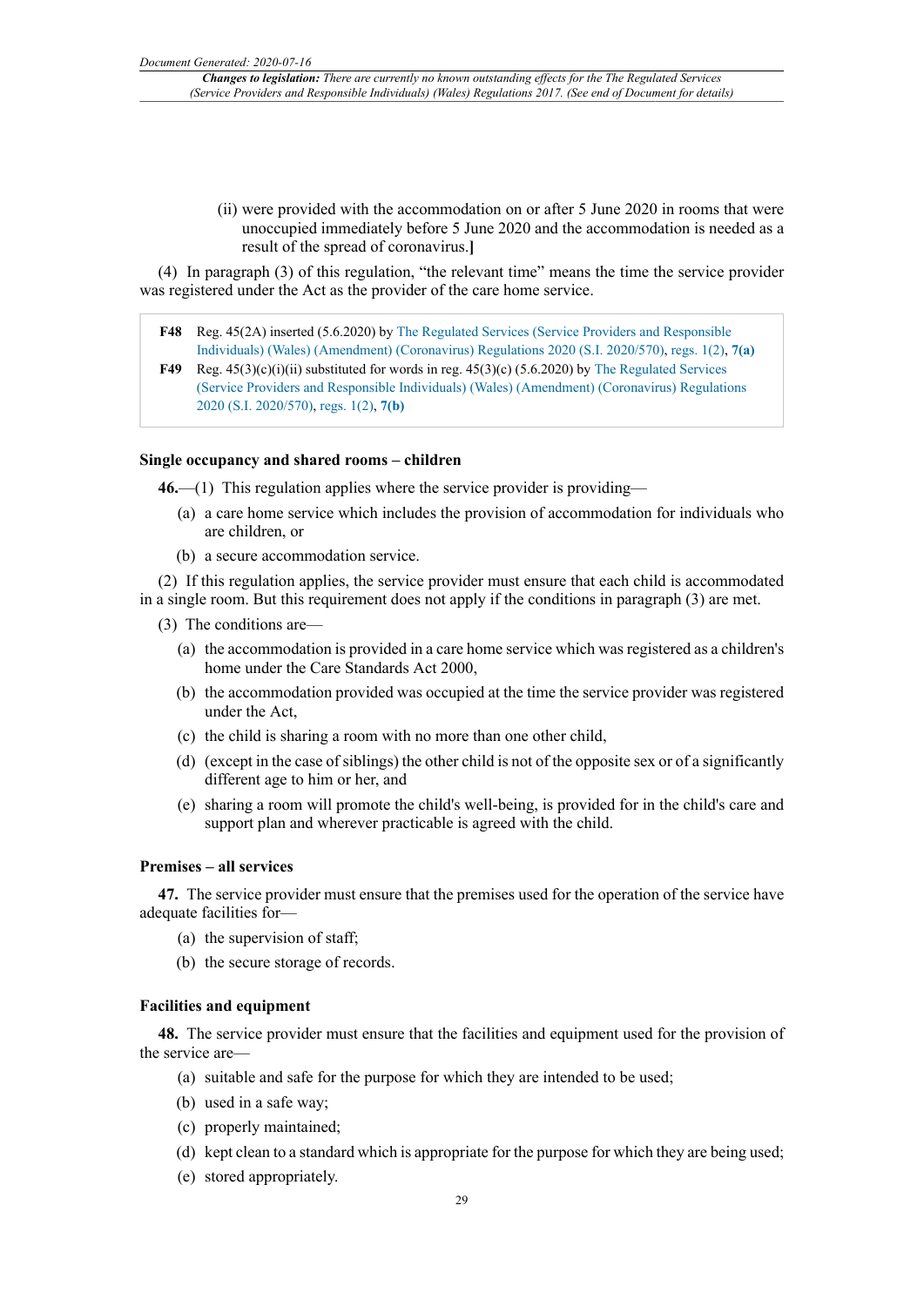(ii) were provided with the accommodation on or after 5 June 2020 in rooms that were unoccupied immediately before 5 June 2020 and the accommodation is needed as a result of the spread of coronavirus.]

(4) In paragraph (3) of this regulation, "the relevant time" means the time the service provider was registered under the Act as the provider of the care home service.

**F48** Reg. 45(2A) inserted (5.6.2020) by The Regulated Services (Service Providers and Responsible Individuals) (Wales) (Amendment) (Coronavirus) Regulations 2020 (S.I. 2020/570), regs. 1(2), **7(a)**

**F49** Reg. 45(3)(c)(i)(ii) substituted for words in reg. 45(3)(c) (5.6.2020) by The Regulated Services (Service Providers and Responsible Individuals) (Wales) (Amendment) (Coronavirus) Regulations 2020 (S.I. 2020/570), regs. 1(2), **7(b)**

### Single occupancy and shared rooms – children

**46.**—(1) This regulation applies where the service provider is providing—

(a) a care home service which includes the provision of accommodation for individuals who are children, or

(b) a secure accommodation service.

(2) If this regulation applies, the service provider must ensure that each child is accommodated in a single room. But this requirement does not apply if the conditions in paragraph (3) are met.

(3) The conditions are—

(a) the accommodation is provided in a care home service which was registered as a children's home under the Care Standards Act 2000,

(b) the accommodation provided was occupied at the time the service provider was registered under the Act,

(c) the child is sharing a room with no more than one other child,

(d) (except in the case of siblings) the other child is not of the opposite sex or of a significantly different age to him or her, and

(e) sharing a room will promote the child's well-being, is provided for in the child's care and support plan and wherever practicable is agreed with the child.

### Premises – all services

**47.** The service provider must ensure that the premises used for the operation of the service have adequate facilities for—

(a) the supervision of staff;

(b) the secure storage of records.

### Facilities and equipment

**48.** The service provider must ensure that the facilities and equipment used for the provision of the service are—

(a) suitable and safe for the purpose for which they are intended to be used;

(b) used in a safe way;

(c) properly maintained;

(d) kept clean to a standard which is appropriate for the purpose for which they are being used;

(e) stored appropriately.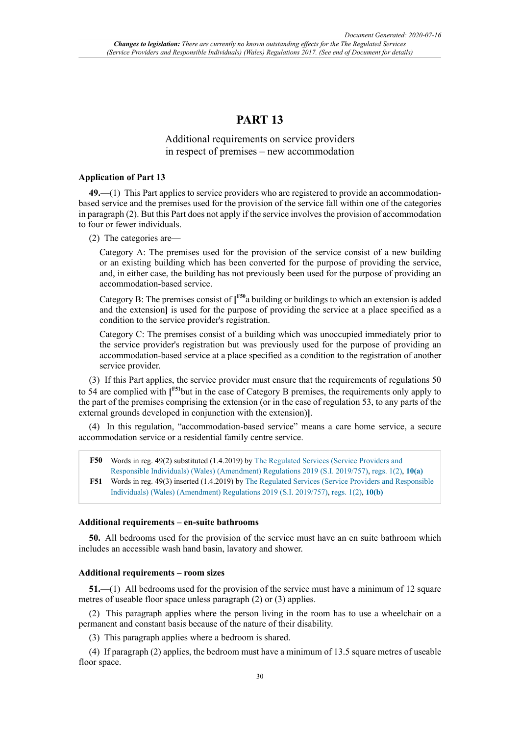# PART 13

## Additional requirements on service providers in respect of premises – new accommodation

### Application of Part 13

**49.**—(1) This Part applies to service providers who are registered to provide an accommodation-based service and the premises used for the provision of the service fall within one of the categories in paragraph (2). But this Part does not apply if the service involves the provision of accommodation to four or fewer individuals.

(2) The categories are—

Category A: The premises used for the provision of the service consist of a new building or an existing building which has been converted for the purpose of providing the service, and, in either case, the building has not previously been used for the purpose of providing an accommodation-based service.

Category B: The premises consist of [F50a building or buildings to which an extension is added and the extension] is used for the purpose of providing the service at a place specified as a condition to the service provider's registration.

Category C: The premises consist of a building which was unoccupied immediately prior to the service provider's registration but was previously used for the purpose of providing an accommodation-based service at a place specified as a condition to the registration of another service provider.

(3) If this Part applies, the service provider must ensure that the requirements of regulations 50 to 54 are complied with [F51but in the case of Category B premises, the requirements only apply to the part of the premises comprising the extension (or in the case of regulation 53, to any parts of the external grounds developed in conjunction with the extension)].

(4) In this regulation, "accommodation-based service" means a care home service, a secure accommodation service or a residential family centre service.

**F50** Words in reg. 49(2) substituted (1.4.2019) by The Regulated Services (Service Providers and Responsible Individuals) (Wales) (Amendment) Regulations 2019 (S.I. 2019/757), regs. 1(2), **10(a)**

**F51** Words in reg. 49(3) inserted (1.4.2019) by The Regulated Services (Service Providers and Responsible Individuals) (Wales) (Amendment) Regulations 2019 (S.I. 2019/757), regs. 1(2), **10(b)**

### Additional requirements – en-suite bathrooms

**50.** All bedrooms used for the provision of the service must have an en suite bathroom which includes an accessible wash hand basin, lavatory and shower.

### Additional requirements – room sizes

**51.**—(1) All bedrooms used for the provision of the service must have a minimum of 12 square metres of useable floor space unless paragraph (2) or (3) applies.

(2) This paragraph applies where the person living in the room has to use a wheelchair on a permanent and constant basis because of the nature of their disability.

(3) This paragraph applies where a bedroom is shared.

(4) If paragraph (2) applies, the bedroom must have a minimum of 13.5 square metres of useable floor space.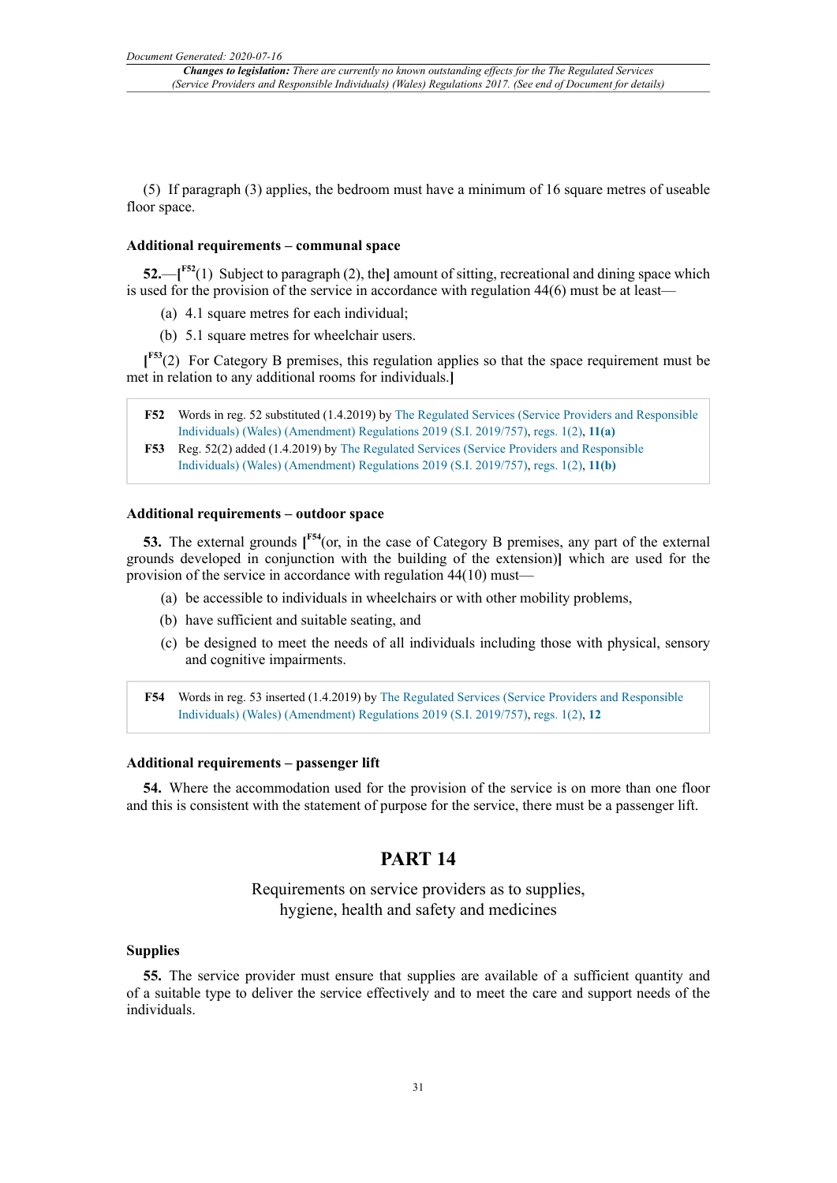(5) If paragraph (3) applies, the bedroom must have a minimum of 16 square metres of useable floor space.

**Additional requirements – communal space**

**52.**—[F52(1) Subject to paragraph (2), the] amount of sitting, recreational and dining space which is used for the provision of the service in accordance with regulation 44(6) must be at least—

(a) 4.1 square metres for each individual;

(b) 5.1 square metres for wheelchair users.

[F53(2) For Category B premises, this regulation applies so that the space requirement must be met in relation to any additional rooms for individuals.]

| | |
|---|---|
| **F52** | Words in reg. 52 substituted (1.4.2019) by The Regulated Services (Service Providers and Responsible Individuals) (Wales) (Amendment) Regulations 2019 (S.I. 2019/757), regs. 1(2), **11(a)** |
| **F53** | Reg. 52(2) added (1.4.2019) by The Regulated Services (Service Providers and Responsible Individuals) (Wales) (Amendment) Regulations 2019 (S.I. 2019/757), regs. 1(2), **11(b)** |

**Additional requirements – outdoor space**

**53.** The external grounds [F54(or, in the case of Category B premises, any part of the external grounds developed in conjunction with the building of the extension)] which are used for the provision of the service in accordance with regulation 44(10) must—

(a) be accessible to individuals in wheelchairs or with other mobility problems,

(b) have sufficient and suitable seating, and

(c) be designed to meet the needs of all individuals including those with physical, sensory and cognitive impairments.

| | |
|---|---|
| **F54** | Words in reg. 53 inserted (1.4.2019) by The Regulated Services (Service Providers and Responsible Individuals) (Wales) (Amendment) Regulations 2019 (S.I. 2019/757), regs. 1(2), **12** |

**Additional requirements – passenger lift**

**54.** Where the accommodation used for the provision of the service is on more than one floor and this is consistent with the statement of purpose for the service, there must be a passenger lift.

## PART 14

### Requirements on service providers as to supplies, hygiene, health and safety and medicines

**Supplies**

**55.** The service provider must ensure that supplies are available of a sufficient quantity and of a suitable type to deliver the service effectively and to meet the care and support needs of the individuals.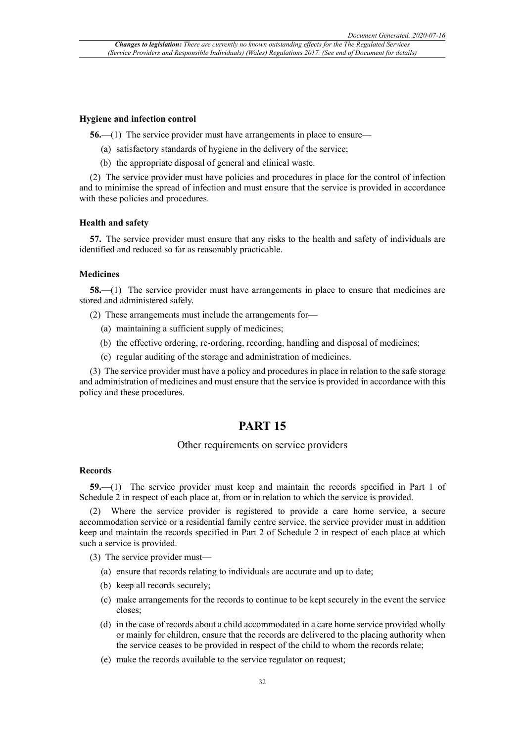### Hygiene and infection control

**56.**—(1) The service provider must have arrangements in place to ensure—

(a) satisfactory standards of hygiene in the delivery of the service;

(b) the appropriate disposal of general and clinical waste.

(2) The service provider must have policies and procedures in place for the control of infection and to minimise the spread of infection and must ensure that the service is provided in accordance with these policies and procedures.

### Health and safety

**57.** The service provider must ensure that any risks to the health and safety of individuals are identified and reduced so far as reasonably practicable.

### Medicines

**58.**—(1) The service provider must have arrangements in place to ensure that medicines are stored and administered safely.

(2) These arrangements must include the arrangements for—

(a) maintaining a sufficient supply of medicines;

(b) the effective ordering, re-ordering, recording, handling and disposal of medicines;

(c) regular auditing of the storage and administration of medicines.

(3) The service provider must have a policy and procedures in place in relation to the safe storage and administration of medicines and must ensure that the service is provided in accordance with this policy and these procedures.

# PART 15

## Other requirements on service providers

### Records

**59.**—(1) The service provider must keep and maintain the records specified in Part 1 of Schedule 2 in respect of each place at, from or in relation to which the service is provided.

(2) Where the service provider is registered to provide a care home service, a secure accommodation service or a residential family centre service, the service provider must in addition keep and maintain the records specified in Part 2 of Schedule 2 in respect of each place at which such a service is provided.

(3) The service provider must—

(a) ensure that records relating to individuals are accurate and up to date;

(b) keep all records securely;

(c) make arrangements for the records to continue to be kept securely in the event the service closes;

(d) in the case of records about a child accommodated in a care home service provided wholly or mainly for children, ensure that the records are delivered to the placing authority when the service ceases to be provided in respect of the child to whom the records relate;

(e) make the records available to the service regulator on request;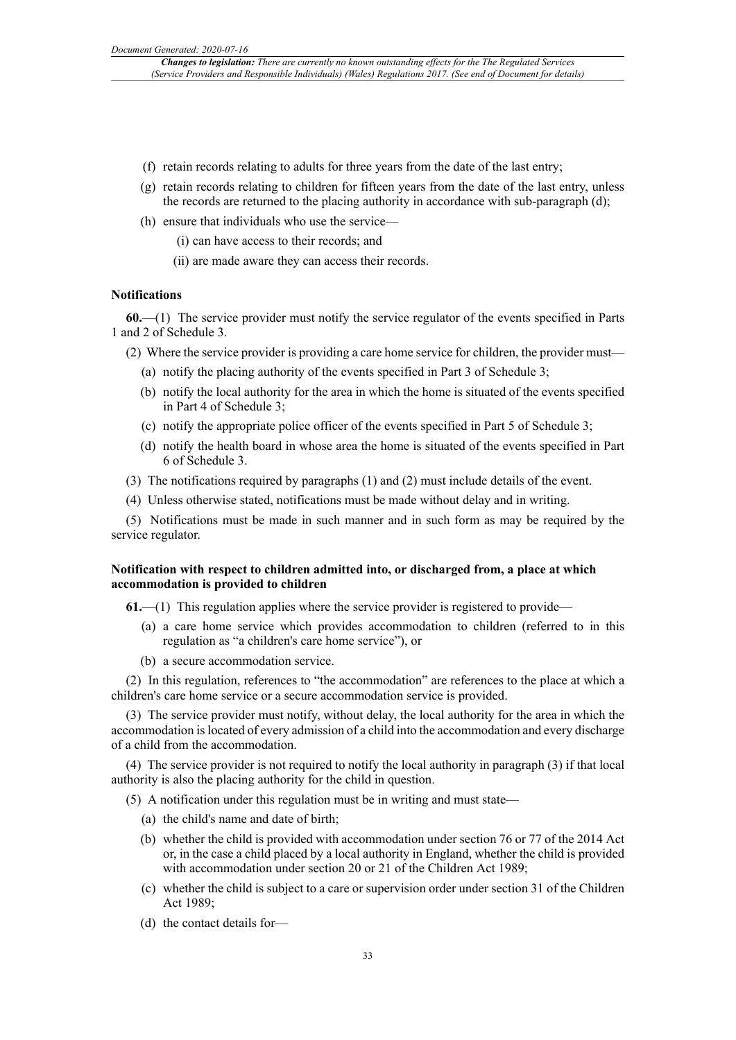(f) retain records relating to adults for three years from the date of the last entry;

(g) retain records relating to children for fifteen years from the date of the last entry, unless the records are returned to the placing authority in accordance with sub-paragraph (d);

(h) ensure that individuals who use the service—

(i) can have access to their records; and

(ii) are made aware they can access their records.

**Notifications**

**60.**—(1) The service provider must notify the service regulator of the events specified in Parts 1 and 2 of Schedule 3.

(2) Where the service provider is providing a care home service for children, the provider must—

(a) notify the placing authority of the events specified in Part 3 of Schedule 3;

(b) notify the local authority for the area in which the home is situated of the events specified in Part 4 of Schedule 3;

(c) notify the appropriate police officer of the events specified in Part 5 of Schedule 3;

(d) notify the health board in whose area the home is situated of the events specified in Part 6 of Schedule 3.

(3) The notifications required by paragraphs (1) and (2) must include details of the event.

(4) Unless otherwise stated, notifications must be made without delay and in writing.

(5) Notifications must be made in such manner and in such form as may be required by the service regulator.

**Notification with respect to children admitted into, or discharged from, a place at which accommodation is provided to children**

**61.**—(1) This regulation applies where the service provider is registered to provide—

(a) a care home service which provides accommodation to children (referred to in this regulation as "a children's care home service"), or

(b) a secure accommodation service.

(2) In this regulation, references to "the accommodation" are references to the place at which a children's care home service or a secure accommodation service is provided.

(3) The service provider must notify, without delay, the local authority for the area in which the accommodation is located of every admission of a child into the accommodation and every discharge of a child from the accommodation.

(4) The service provider is not required to notify the local authority in paragraph (3) if that local authority is also the placing authority for the child in question.

(5) A notification under this regulation must be in writing and must state—

(a) the child's name and date of birth;

(b) whether the child is provided with accommodation under section 76 or 77 of the 2014 Act or, in the case a child placed by a local authority in England, whether the child is provided with accommodation under section 20 or 21 of the Children Act 1989;

(c) whether the child is subject to a care or supervision order under section 31 of the Children Act 1989;

(d) the contact details for—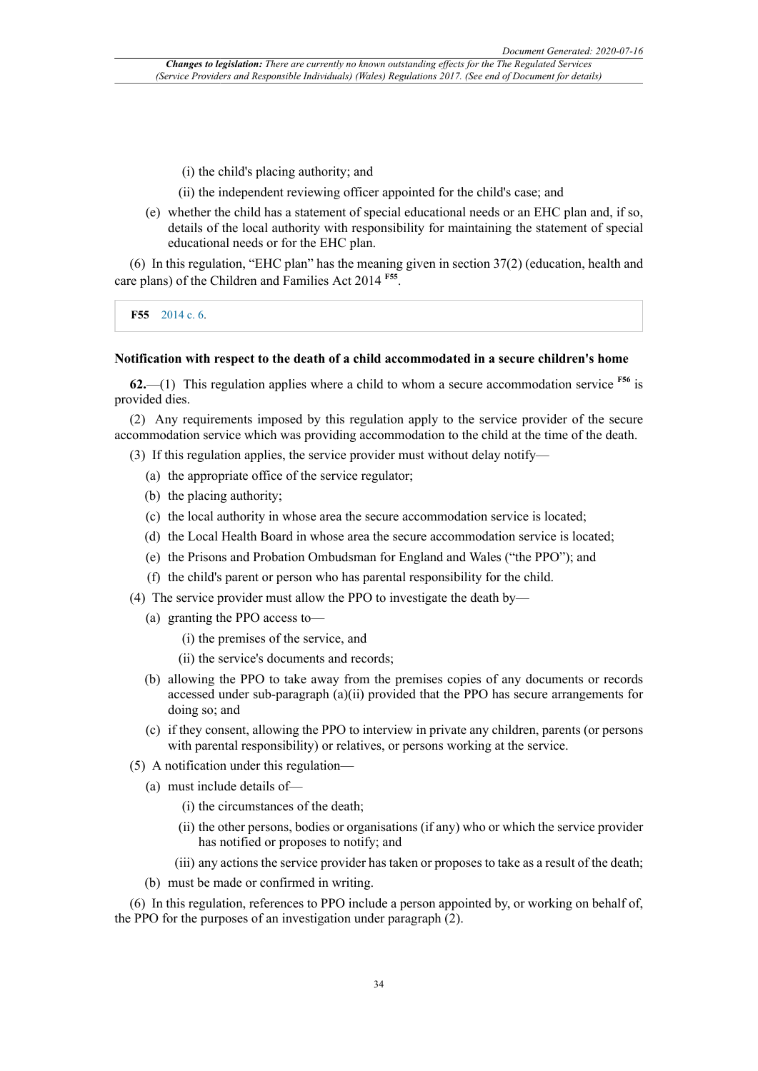(i) the child's placing authority; and

(ii) the independent reviewing officer appointed for the child's case; and

(e) whether the child has a statement of special educational needs or an EHC plan and, if so, details of the local authority with responsibility for maintaining the statement of special educational needs or for the EHC plan.

(6) In this regulation, "EHC plan" has the meaning given in section 37(2) (education, health and care plans) of the Children and Families Act 2014 [F55].

**F55** 2014 c. 6.

**Notification with respect to the death of a child accommodated in a secure children's home**

**62.**—(1) This regulation applies where a child to whom a secure accommodation service [F56] is provided dies.

(2) Any requirements imposed by this regulation apply to the service provider of the secure accommodation service which was providing accommodation to the child at the time of the death.

(3) If this regulation applies, the service provider must without delay notify—

(a) the appropriate office of the service regulator;

(b) the placing authority;

(c) the local authority in whose area the secure accommodation service is located;

(d) the Local Health Board in whose area the secure accommodation service is located;

(e) the Prisons and Probation Ombudsman for England and Wales ("the PPO"); and

(f) the child's parent or person who has parental responsibility for the child.

(4) The service provider must allow the PPO to investigate the death by—

(a) granting the PPO access to—

(i) the premises of the service, and

(ii) the service's documents and records;

(b) allowing the PPO to take away from the premises copies of any documents or records accessed under sub-paragraph (a)(ii) provided that the PPO has secure arrangements for doing so; and

(c) if they consent, allowing the PPO to interview in private any children, parents (or persons with parental responsibility) or relatives, or persons working at the service.

(5) A notification under this regulation—

(a) must include details of—

(i) the circumstances of the death;

(ii) the other persons, bodies or organisations (if any) who or which the service provider has notified or proposes to notify; and

(iii) any actions the service provider has taken or proposes to take as a result of the death;

(b) must be made or confirmed in writing.

(6) In this regulation, references to PPO include a person appointed by, or working on behalf of, the PPO for the purposes of an investigation under paragraph (2).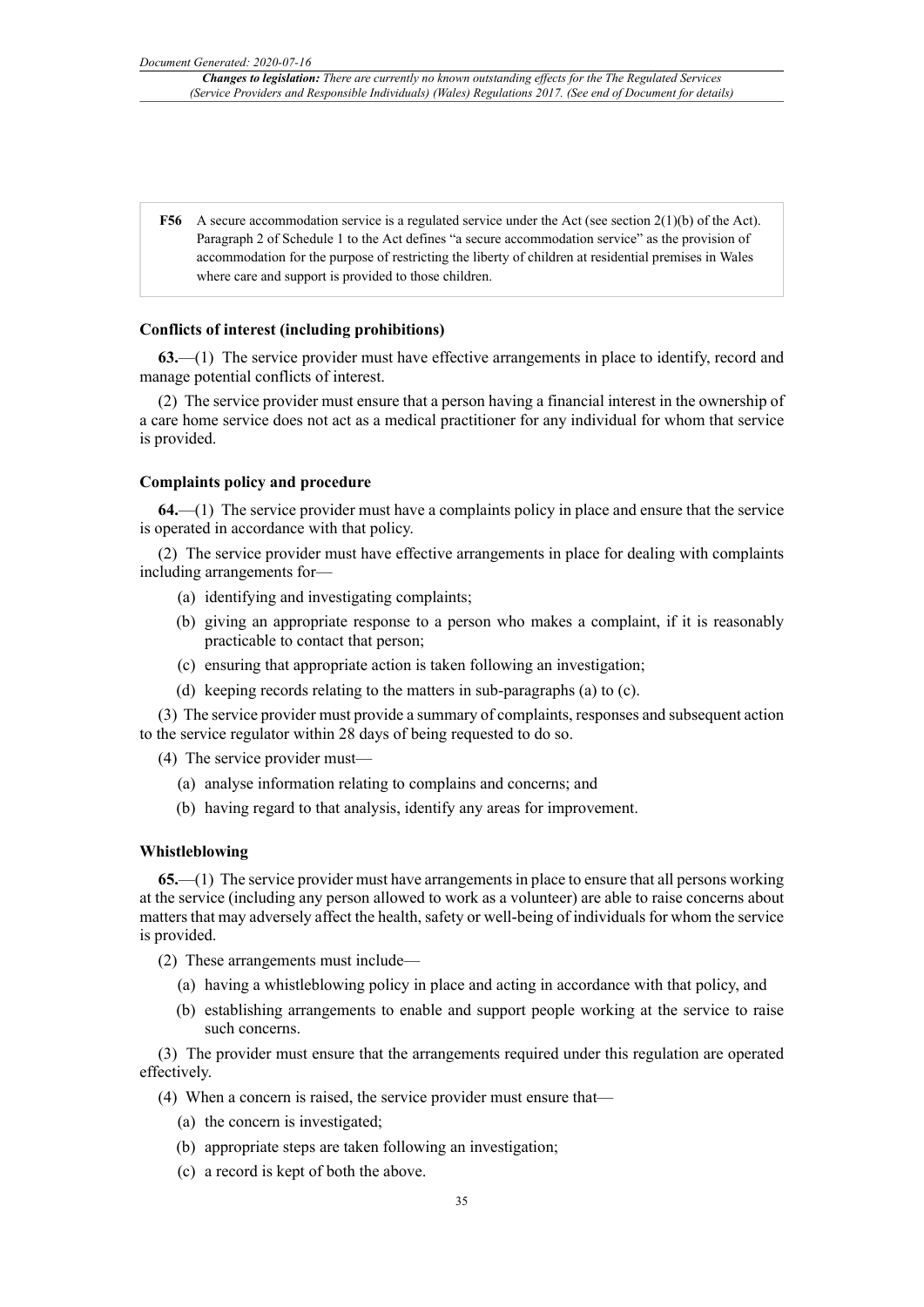**F56** A secure accommodation service is a regulated service under the Act (see section 2(1)(b) of the Act). Paragraph 2 of Schedule 1 to the Act defines "a secure accommodation service" as the provision of accommodation for the purpose of restricting the liberty of children at residential premises in Wales where care and support is provided to those children.

### Conflicts of interest (including prohibitions)

**63.**—(1) The service provider must have effective arrangements in place to identify, record and manage potential conflicts of interest.

(2) The service provider must ensure that a person having a financial interest in the ownership of a care home service does not act as a medical practitioner for any individual for whom that service is provided.

### Complaints policy and procedure

**64.**—(1) The service provider must have a complaints policy in place and ensure that the service is operated in accordance with that policy.

(2) The service provider must have effective arrangements in place for dealing with complaints including arrangements for—

- (a) identifying and investigating complaints;
- (b) giving an appropriate response to a person who makes a complaint, if it is reasonably practicable to contact that person;
- (c) ensuring that appropriate action is taken following an investigation;
- (d) keeping records relating to the matters in sub-paragraphs (a) to (c).

(3) The service provider must provide a summary of complaints, responses and subsequent action to the service regulator within 28 days of being requested to do so.

(4) The service provider must—

- (a) analyse information relating to complains and concerns; and
- (b) having regard to that analysis, identify any areas for improvement.

### Whistleblowing

**65.**—(1) The service provider must have arrangements in place to ensure that all persons working at the service (including any person allowed to work as a volunteer) are able to raise concerns about matters that may adversely affect the health, safety or well-being of individuals for whom the service is provided.

(2) These arrangements must include—

- (a) having a whistleblowing policy in place and acting in accordance with that policy, and
- (b) establishing arrangements to enable and support people working at the service to raise such concerns.

(3) The provider must ensure that the arrangements required under this regulation are operated effectively.

(4) When a concern is raised, the service provider must ensure that—

- (a) the concern is investigated;
- (b) appropriate steps are taken following an investigation;
- (c) a record is kept of both the above.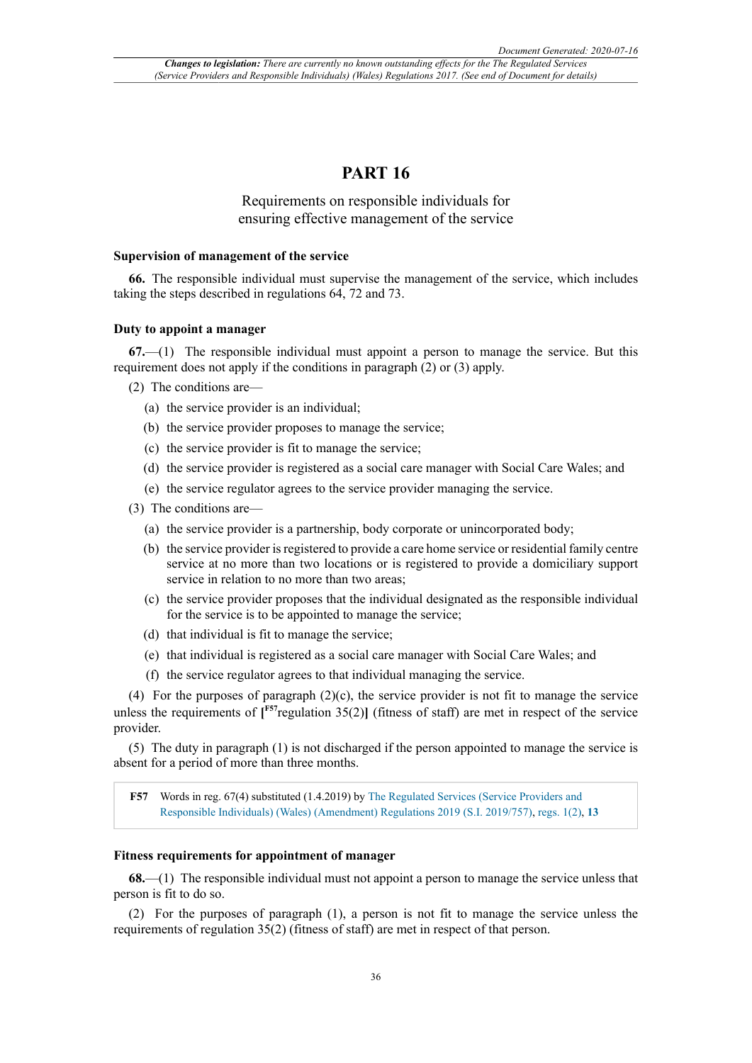# PART 16

## Requirements on responsible individuals for ensuring effective management of the service

### Supervision of management of the service

**66.** The responsible individual must supervise the management of the service, which includes taking the steps described in regulations 64, 72 and 73.

### Duty to appoint a manager

**67.**—(1) The responsible individual must appoint a person to manage the service. But this requirement does not apply if the conditions in paragraph (2) or (3) apply.

(2) The conditions are—

(a) the service provider is an individual;

(b) the service provider proposes to manage the service;

(c) the service provider is fit to manage the service;

(d) the service provider is registered as a social care manager with Social Care Wales; and

(e) the service regulator agrees to the service provider managing the service.

(3) The conditions are—

(a) the service provider is a partnership, body corporate or unincorporated body;

(b) the service provider is registered to provide a care home service or residential family centre service at no more than two locations or is registered to provide a domiciliary support service in relation to no more than two areas;

(c) the service provider proposes that the individual designated as the responsible individual for the service is to be appointed to manage the service;

(d) that individual is fit to manage the service;

(e) that individual is registered as a social care manager with Social Care Wales; and

(f) the service regulator agrees to that individual managing the service.

(4) For the purposes of paragraph (2)(c), the service provider is not fit to manage the service unless the requirements of [F57regulation 35(2)] (fitness of staff) are met in respect of the service provider.

(5) The duty in paragraph (1) is not discharged if the person appointed to manage the service is absent for a period of more than three months.

**F57** Words in reg. 67(4) substituted (1.4.2019) by The Regulated Services (Service Providers and Responsible Individuals) (Wales) (Amendment) Regulations 2019 (S.I. 2019/757), regs. 1(2), **13**

### Fitness requirements for appointment of manager

**68.**—(1) The responsible individual must not appoint a person to manage the service unless that person is fit to do so.

(2) For the purposes of paragraph (1), a person is not fit to manage the service unless the requirements of regulation 35(2) (fitness of staff) are met in respect of that person.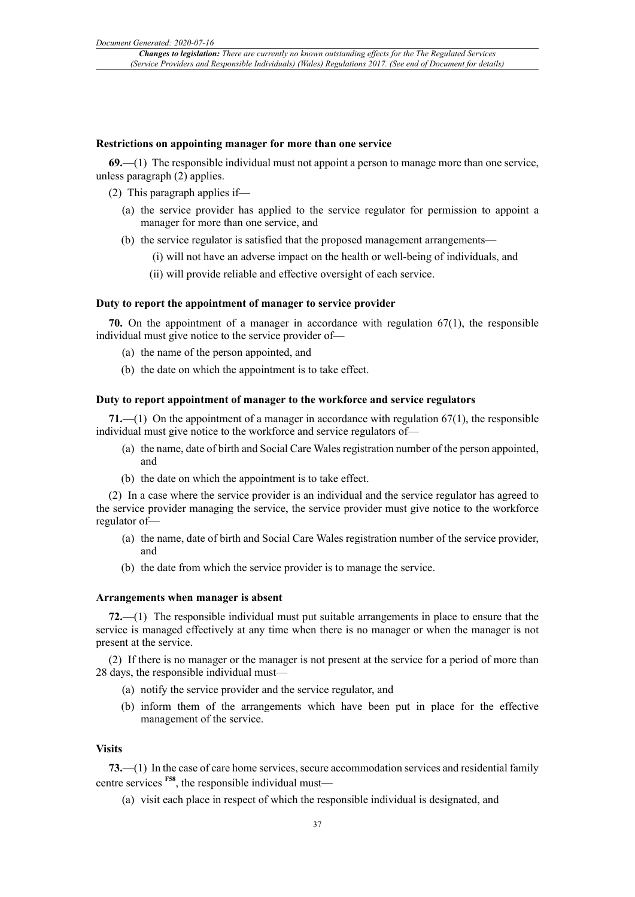**Restrictions on appointing manager for more than one service**

**69.**—(1) The responsible individual must not appoint a person to manage more than one service, unless paragraph (2) applies.

(2) This paragraph applies if—

(a) the service provider has applied to the service regulator for permission to appoint a manager for more than one service, and

(b) the service regulator is satisfied that the proposed management arrangements—

(i) will not have an adverse impact on the health or well-being of individuals, and

(ii) will provide reliable and effective oversight of each service.

**Duty to report the appointment of manager to service provider**

**70.** On the appointment of a manager in accordance with regulation 67(1), the responsible individual must give notice to the service provider of—

(a) the name of the person appointed, and

(b) the date on which the appointment is to take effect.

**Duty to report appointment of manager to the workforce and service regulators**

**71.**—(1) On the appointment of a manager in accordance with regulation 67(1), the responsible individual must give notice to the workforce and service regulators of—

(a) the name, date of birth and Social Care Wales registration number of the person appointed, and

(b) the date on which the appointment is to take effect.

(2) In a case where the service provider is an individual and the service regulator has agreed to the service provider managing the service, the service provider must give notice to the workforce regulator of—

(a) the name, date of birth and Social Care Wales registration number of the service provider, and

(b) the date from which the service provider is to manage the service.

**Arrangements when manager is absent**

**72.**—(1) The responsible individual must put suitable arrangements in place to ensure that the service is managed effectively at any time when there is no manager or when the manager is not present at the service.

(2) If there is no manager or the manager is not present at the service for a period of more than 28 days, the responsible individual must—

(a) notify the service provider and the service regulator, and

(b) inform them of the arrangements which have been put in place for the effective management of the service.

**Visits**

**73.**—(1) In the case of care home services, secure accommodation services and residential family centre services [F58], the responsible individual must—

(a) visit each place in respect of which the responsible individual is designated, and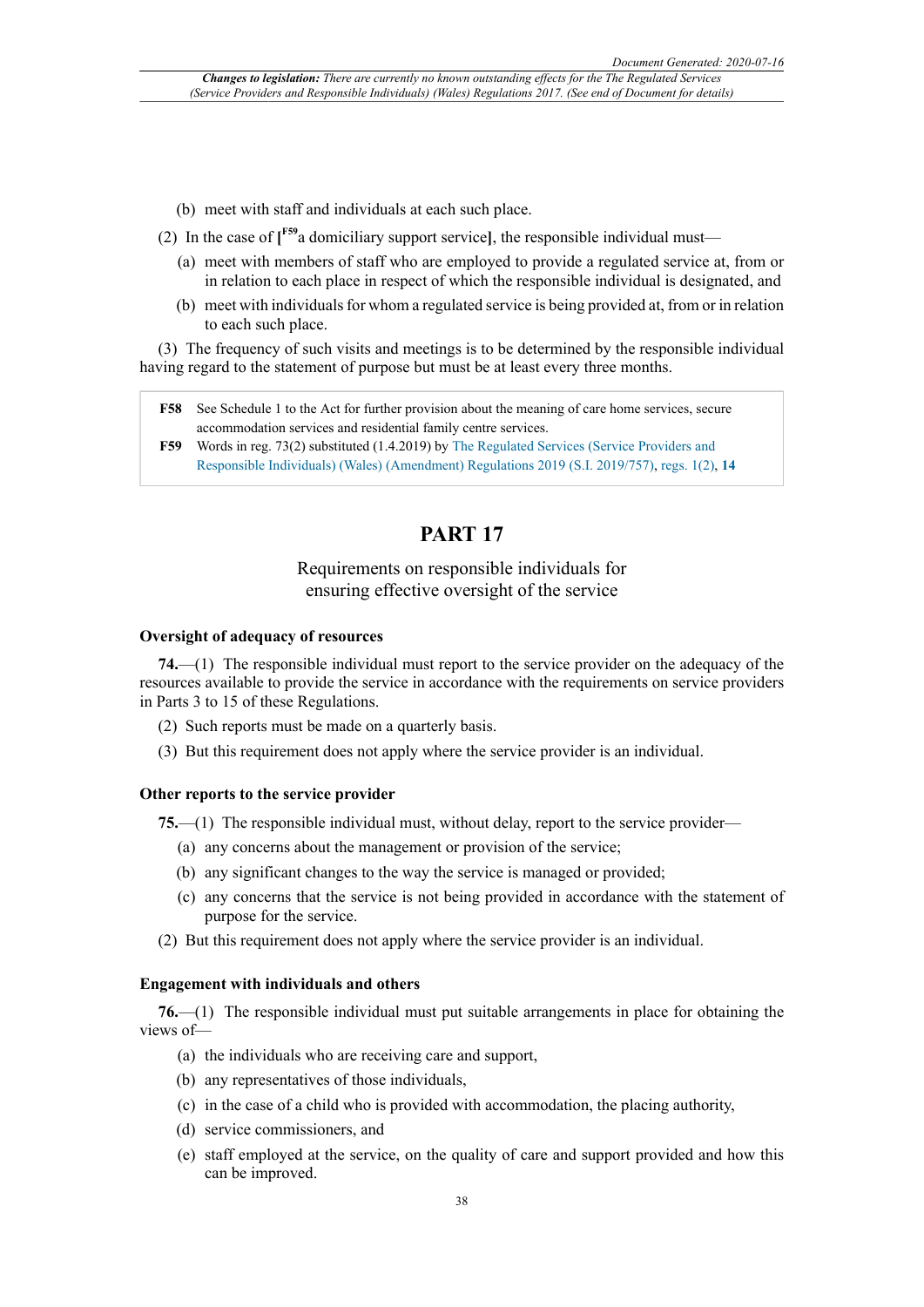(b) meet with staff and individuals at each such place.

(2) In the case of [F59 a domiciliary support service], the responsible individual must—

(a) meet with members of staff who are employed to provide a regulated service at, from or in relation to each place in respect of which the responsible individual is designated, and

(b) meet with individuals for whom a regulated service is being provided at, from or in relation to each such place.

(3) The frequency of such visits and meetings is to be determined by the responsible individual having regard to the statement of purpose but must be at least every three months.

| | |
|---|---|
| F58 | See Schedule 1 to the Act for further provision about the meaning of care home services, secure accommodation services and residential family centre services. |
| F59 | Words in reg. 73(2) substituted (1.4.2019) by The Regulated Services (Service Providers and Responsible Individuals) (Wales) (Amendment) Regulations 2019 (S.I. 2019/757), regs. 1(2), **14** |

# PART 17

## Requirements on responsible individuals for ensuring effective oversight of the service

### Oversight of adequacy of resources

**74.**—(1) The responsible individual must report to the service provider on the adequacy of the resources available to provide the service in accordance with the requirements on service providers in Parts 3 to 15 of these Regulations.

(2) Such reports must be made on a quarterly basis.

(3) But this requirement does not apply where the service provider is an individual.

### Other reports to the service provider

**75.**—(1) The responsible individual must, without delay, report to the service provider—

(a) any concerns about the management or provision of the service;

(b) any significant changes to the way the service is managed or provided;

(c) any concerns that the service is not being provided in accordance with the statement of purpose for the service.

(2) But this requirement does not apply where the service provider is an individual.

### Engagement with individuals and others

**76.**—(1) The responsible individual must put suitable arrangements in place for obtaining the views of—

(a) the individuals who are receiving care and support,

(b) any representatives of those individuals,

(c) in the case of a child who is provided with accommodation, the placing authority,

(d) service commissioners, and

(e) staff employed at the service, on the quality of care and support provided and how this can be improved.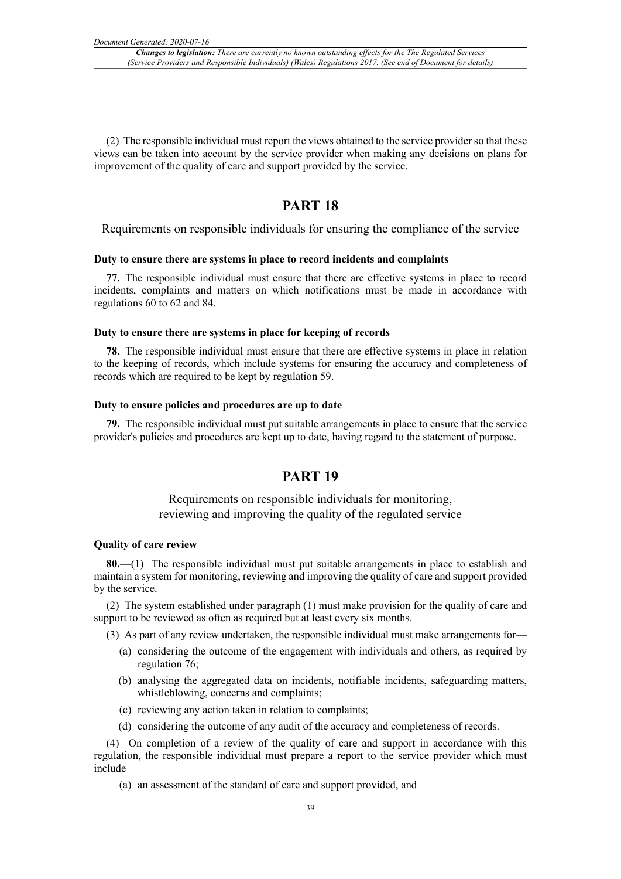(2) The responsible individual must report the views obtained to the service provider so that these views can be taken into account by the service provider when making any decisions on plans for improvement of the quality of care and support provided by the service.

## PART 18

### Requirements on responsible individuals for ensuring the compliance of the service

**Duty to ensure there are systems in place to record incidents and complaints**

**77.** The responsible individual must ensure that there are effective systems in place to record incidents, complaints and matters on which notifications must be made in accordance with regulations 60 to 62 and 84.

**Duty to ensure there are systems in place for keeping of records**

**78.** The responsible individual must ensure that there are effective systems in place in relation to the keeping of records, which include systems for ensuring the accuracy and completeness of records which are required to be kept by regulation 59.

**Duty to ensure policies and procedures are up to date**

**79.** The responsible individual must put suitable arrangements in place to ensure that the service provider's policies and procedures are kept up to date, having regard to the statement of purpose.

## PART 19

### Requirements on responsible individuals for monitoring, reviewing and improving the quality of the regulated service

**Quality of care review**

**80.**—(1) The responsible individual must put suitable arrangements in place to establish and maintain a system for monitoring, reviewing and improving the quality of care and support provided by the service.

(2) The system established under paragraph (1) must make provision for the quality of care and support to be reviewed as often as required but at least every six months.

(3) As part of any review undertaken, the responsible individual must make arrangements for—

- (a) considering the outcome of the engagement with individuals and others, as required by regulation 76;
- (b) analysing the aggregated data on incidents, notifiable incidents, safeguarding matters, whistleblowing, concerns and complaints;
- (c) reviewing any action taken in relation to complaints;
- (d) considering the outcome of any audit of the accuracy and completeness of records.

(4) On completion of a review of the quality of care and support in accordance with this regulation, the responsible individual must prepare a report to the service provider which must include—

- (a) an assessment of the standard of care and support provided, and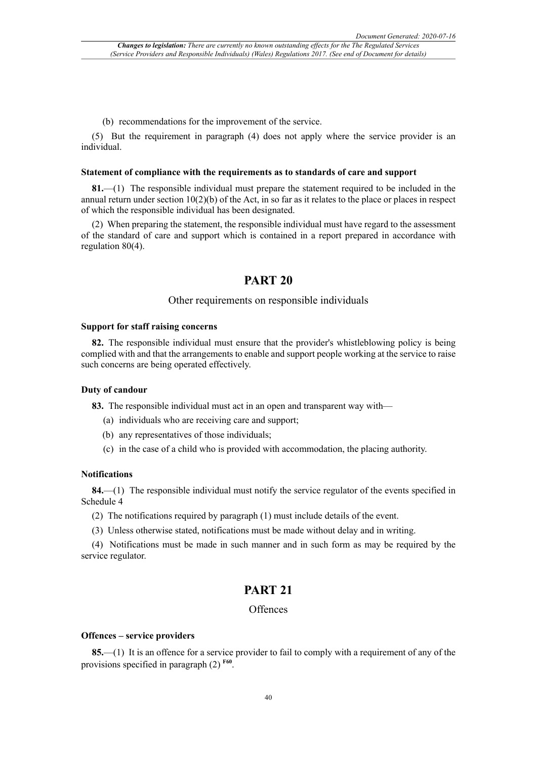(b) recommendations for the improvement of the service.

(5) But the requirement in paragraph (4) does not apply where the service provider is an individual.

### Statement of compliance with the requirements as to standards of care and support

**81.**—(1) The responsible individual must prepare the statement required to be included in the annual return under section 10(2)(b) of the Act, in so far as it relates to the place or places in respect of which the responsible individual has been designated.

(2) When preparing the statement, the responsible individual must have regard to the assessment of the standard of care and support which is contained in a report prepared in accordance with regulation 80(4).

## PART 20

Other requirements on responsible individuals

### Support for staff raising concerns

**82.** The responsible individual must ensure that the provider's whistleblowing policy is being complied with and that the arrangements to enable and support people working at the service to raise such concerns are being operated effectively.

### Duty of candour

**83.** The responsible individual must act in an open and transparent way with—

(a) individuals who are receiving care and support;

(b) any representatives of those individuals;

(c) in the case of a child who is provided with accommodation, the placing authority.

### Notifications

**84.**—(1) The responsible individual must notify the service regulator of the events specified in Schedule 4

(2) The notifications required by paragraph (1) must include details of the event.

(3) Unless otherwise stated, notifications must be made without delay and in writing.

(4) Notifications must be made in such manner and in such form as may be required by the service regulator.

## PART 21

Offences

### Offences – service providers

**85.**—(1) It is an offence for a service provider to fail to comply with a requirement of any of the provisions specified in paragraph (2) [F60].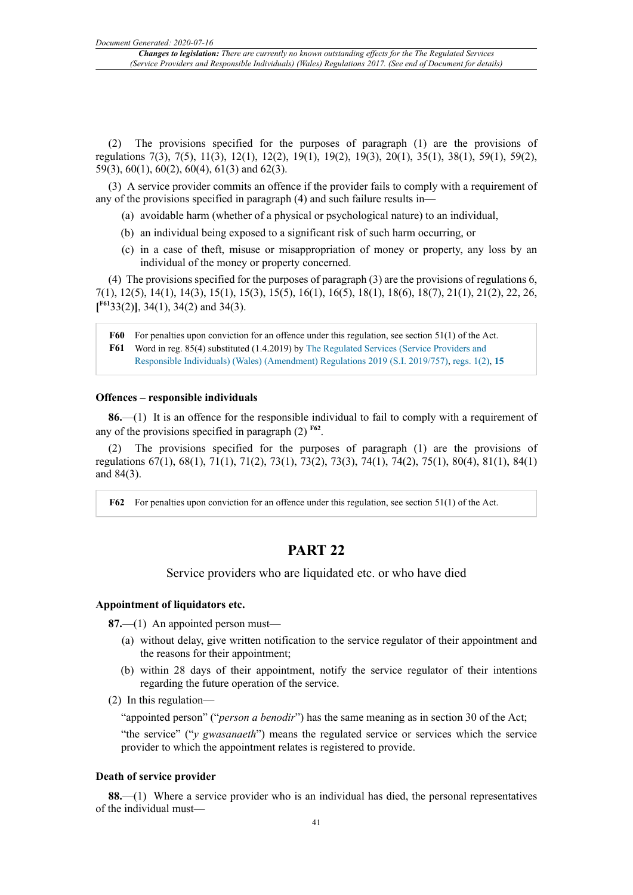(2) The provisions specified for the purposes of paragraph (1) are the provisions of regulations 7(3), 7(5), 11(3), 12(1), 12(2), 19(1), 19(2), 19(3), 20(1), 35(1), 38(1), 59(1), 59(2), 59(3), 60(1), 60(2), 60(4), 61(3) and 62(3).

(3) A service provider commits an offence if the provider fails to comply with a requirement of any of the provisions specified in paragraph (4) and such failure results in—

(a) avoidable harm (whether of a physical or psychological nature) to an individual,

(b) an individual being exposed to a significant risk of such harm occurring, or

(c) in a case of theft, misuse or misappropriation of money or property, any loss by an individual of the money or property concerned.

(4) The provisions specified for the purposes of paragraph (3) are the provisions of regulations 6, 7(1), 12(5), 14(1), 14(3), 15(1), 15(3), 15(5), 16(1), 16(5), 18(1), 18(6), 18(7), 21(1), 21(2), 22, 26, [F61 33(2)], 34(1), 34(2) and 34(3).

| | |
|---|---|
| **F60** | For penalties upon conviction for an offence under this regulation, see section 51(1) of the Act. |
| **F61** | Word in reg. 85(4) substituted (1.4.2019) by The Regulated Services (Service Providers and Responsible Individuals) (Wales) (Amendment) Regulations 2019 (S.I. 2019/757), regs. 1(2), **15** |

### Offences – responsible individuals

**86.**—(1) It is an offence for the responsible individual to fail to comply with a requirement of any of the provisions specified in paragraph (2) [F62].

(2) The provisions specified for the purposes of paragraph (1) are the provisions of regulations 67(1), 68(1), 71(1), 71(2), 73(1), 73(2), 73(3), 74(1), 74(2), 75(1), 80(4), 81(1), 84(1) and 84(3).

| | |
|---|---|
| **F62** | For penalties upon conviction for an offence under this regulation, see section 51(1) of the Act. |

## PART 22

Service providers who are liquidated etc. or who have died

### Appointment of liquidators etc.

**87.**—(1) An appointed person must—

(a) without delay, give written notification to the service regulator of their appointment and the reasons for their appointment;

(b) within 28 days of their appointment, notify the service regulator of their intentions regarding the future operation of the service.

(2) In this regulation—

"appointed person" ("*person a benodir*") has the same meaning as in section 30 of the Act;

"the service" ("*y gwasanaeth*") means the regulated service or services which the service provider to which the appointment relates is registered to provide.

### Death of service provider

**88.**—(1) Where a service provider who is an individual has died, the personal representatives of the individual must—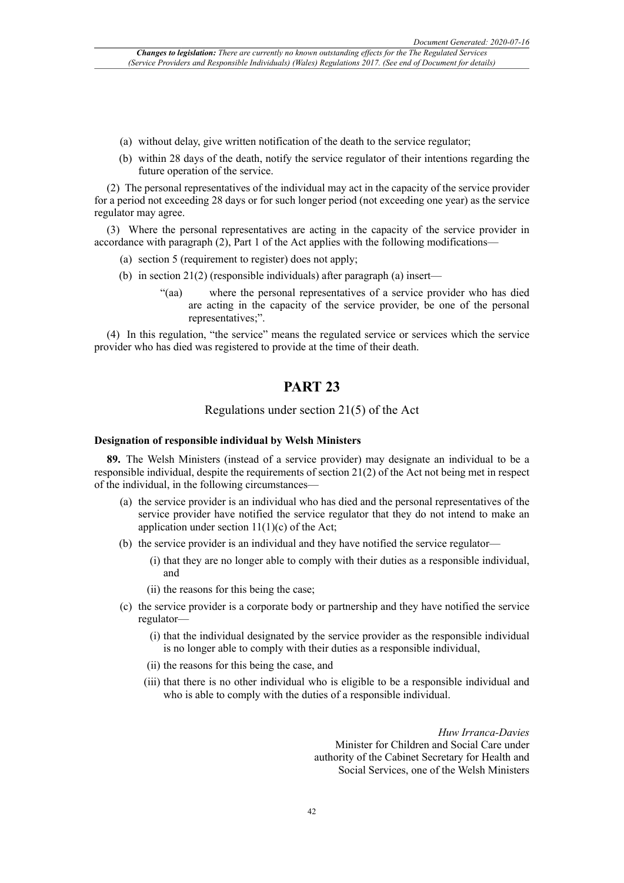(a) without delay, give written notification of the death to the service regulator;

(b) within 28 days of the death, notify the service regulator of their intentions regarding the future operation of the service.

(2) The personal representatives of the individual may act in the capacity of the service provider for a period not exceeding 28 days or for such longer period (not exceeding one year) as the service regulator may agree.

(3) Where the personal representatives are acting in the capacity of the service provider in accordance with paragraph (2), Part 1 of the Act applies with the following modifications—

(a) section 5 (requirement to register) does not apply;

(b) in section 21(2) (responsible individuals) after paragraph (a) insert—

> "(aa) where the personal representatives of a service provider who has died are acting in the capacity of the service provider, be one of the personal representatives;".

(4) In this regulation, "the service" means the regulated service or services which the service provider who has died was registered to provide at the time of their death.

## PART 23

### Regulations under section 21(5) of the Act

**Designation of responsible individual by Welsh Ministers**

**89.** The Welsh Ministers (instead of a service provider) may designate an individual to be a responsible individual, despite the requirements of section 21(2) of the Act not being met in respect of the individual, in the following circumstances—

(a) the service provider is an individual who has died and the personal representatives of the service provider have notified the service regulator that they do not intend to make an application under section 11(1)(c) of the Act;

(b) the service provider is an individual and they have notified the service regulator—

(i) that they are no longer able to comply with their duties as a responsible individual, and

(ii) the reasons for this being the case;

(c) the service provider is a corporate body or partnership and they have notified the service regulator—

(i) that the individual designated by the service provider as the responsible individual is no longer able to comply with their duties as a responsible individual,

(ii) the reasons for this being the case, and

(iii) that there is no other individual who is eligible to be a responsible individual and who is able to comply with the duties of a responsible individual.

*Huw Irranca-Davies*
Minister for Children and Social Care under authority of the Cabinet Secretary for Health and Social Services, one of the Welsh Ministers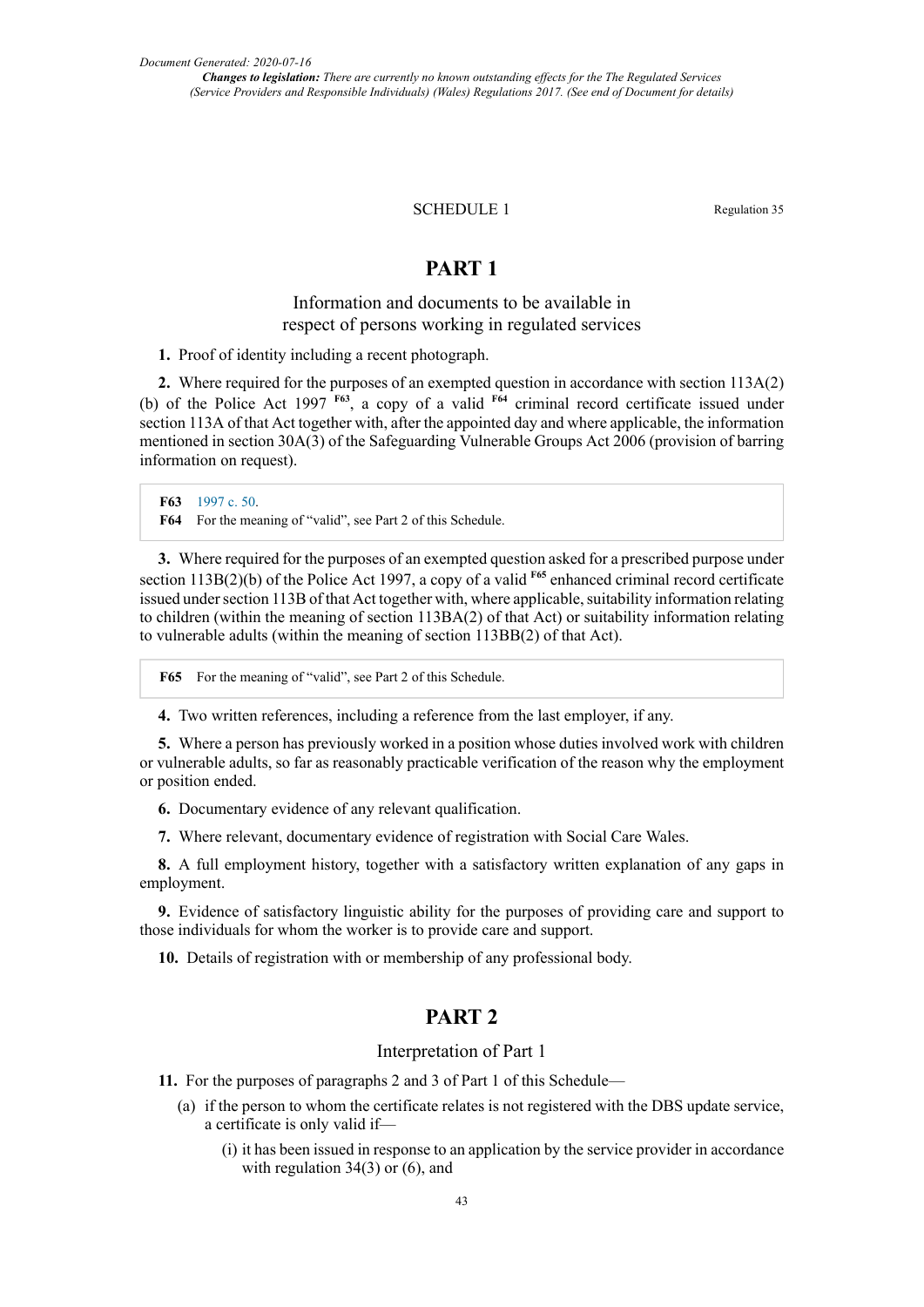SCHEDULE 1

Regulation 35

# PART 1

## Information and documents to be available in respect of persons working in regulated services

**1.** Proof of identity including a recent photograph.

**2.** Where required for the purposes of an exempted question in accordance with section 113A(2)(b) of the Police Act 1997 [F63], a copy of a valid [F64] criminal record certificate issued under section 113A of that Act together with, after the appointed day and where applicable, the information mentioned in section 30A(3) of the Safeguarding Vulnerable Groups Act 2006 (provision of barring information on request).

> **F63** 1997 c. 50.
> **F64** For the meaning of "valid", see Part 2 of this Schedule.

**3.** Where required for the purposes of an exempted question asked for a prescribed purpose under section 113B(2)(b) of the Police Act 1997, a copy of a valid [F65] enhanced criminal record certificate issued under section 113B of that Act together with, where applicable, suitability information relating to children (within the meaning of section 113BA(2) of that Act) or suitability information relating to vulnerable adults (within the meaning of section 113BB(2) of that Act).

> **F65** For the meaning of "valid", see Part 2 of this Schedule.

**4.** Two written references, including a reference from the last employer, if any.

**5.** Where a person has previously worked in a position whose duties involved work with children or vulnerable adults, so far as reasonably practicable verification of the reason why the employment or position ended.

**6.** Documentary evidence of any relevant qualification.

**7.** Where relevant, documentary evidence of registration with Social Care Wales.

**8.** A full employment history, together with a satisfactory written explanation of any gaps in employment.

**9.** Evidence of satisfactory linguistic ability for the purposes of providing care and support to those individuals for whom the worker is to provide care and support.

**10.** Details of registration with or membership of any professional body.

# PART 2

## Interpretation of Part 1

**11.** For the purposes of paragraphs 2 and 3 of Part 1 of this Schedule—

(a) if the person to whom the certificate relates is not registered with the DBS update service, a certificate is only valid if—

(i) it has been issued in response to an application by the service provider in accordance with regulation 34(3) or (6), and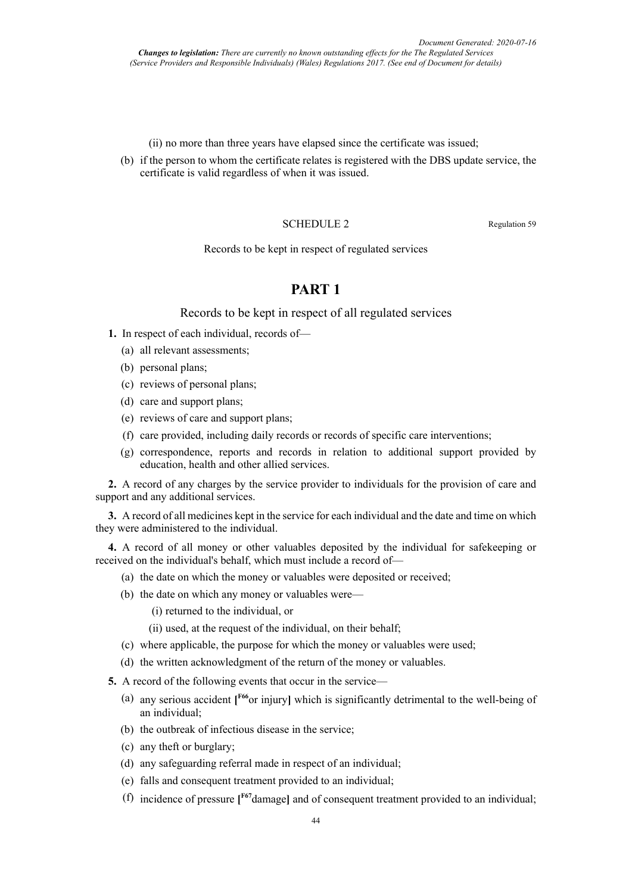(ii) no more than three years have elapsed since the certificate was issued;

(b) if the person to whom the certificate relates is registered with the DBS update service, the certificate is valid regardless of when it was issued.

SCHEDULE 2

Regulation 59

Records to be kept in respect of regulated services

# PART 1

## Records to be kept in respect of all regulated services

**1.** In respect of each individual, records of—

(a) all relevant assessments;

(b) personal plans;

(c) reviews of personal plans;

(d) care and support plans;

(e) reviews of care and support plans;

(f) care provided, including daily records or records of specific care interventions;

(g) correspondence, reports and records in relation to additional support provided by education, health and other allied services.

**2.** A record of any charges by the service provider to individuals for the provision of care and support and any additional services.

**3.** A record of all medicines kept in the service for each individual and the date and time on which they were administered to the individual.

**4.** A record of all money or other valuables deposited by the individual for safekeeping or received on the individual's behalf, which must include a record of—

(a) the date on which the money or valuables were deposited or received;

(b) the date on which any money or valuables were—

(i) returned to the individual, or

(ii) used, at the request of the individual, on their behalf;

(c) where applicable, the purpose for which the money or valuables were used;

(d) the written acknowledgment of the return of the money or valuables.

**5.** A record of the following events that occur in the service—

(a) any serious accident [F66 or injury] which is significantly detrimental to the well-being of an individual;

(b) the outbreak of infectious disease in the service;

(c) any theft or burglary;

(d) any safeguarding referral made in respect of an individual;

(e) falls and consequent treatment provided to an individual;

(f) incidence of pressure [F67 damage] and of consequent treatment provided to an individual;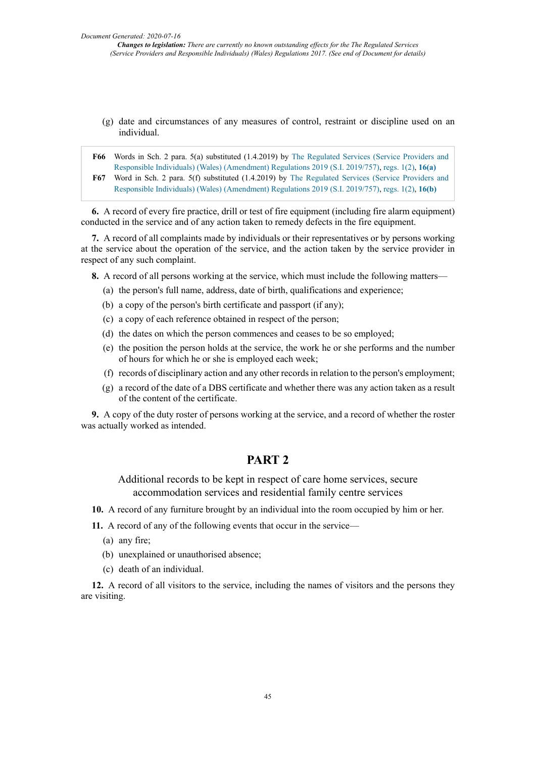(g) date and circumstances of any measures of control, restraint or discipline used on an individual.

**F66** Words in Sch. 2 para. 5(a) substituted (1.4.2019) by The Regulated Services (Service Providers and Responsible Individuals) (Wales) (Amendment) Regulations 2019 (S.I. 2019/757), regs. 1(2), **16(a)**

**F67** Word in Sch. 2 para. 5(f) substituted (1.4.2019) by The Regulated Services (Service Providers and Responsible Individuals) (Wales) (Amendment) Regulations 2019 (S.I. 2019/757), regs. 1(2), **16(b)**

**6.** A record of every fire practice, drill or test of fire equipment (including fire alarm equipment) conducted in the service and of any action taken to remedy defects in the fire equipment.

**7.** A record of all complaints made by individuals or their representatives or by persons working at the service about the operation of the service, and the action taken by the service provider in respect of any such complaint.

**8.** A record of all persons working at the service, which must include the following matters—

(a) the person's full name, address, date of birth, qualifications and experience;

(b) a copy of the person's birth certificate and passport (if any);

(c) a copy of each reference obtained in respect of the person;

(d) the dates on which the person commences and ceases to be so employed;

(e) the position the person holds at the service, the work he or she performs and the number of hours for which he or she is employed each week;

(f) records of disciplinary action and any other records in relation to the person's employment;

(g) a record of the date of a DBS certificate and whether there was any action taken as a result of the content of the certificate.

**9.** A copy of the duty roster of persons working at the service, and a record of whether the roster was actually worked as intended.

## PART 2

### Additional records to be kept in respect of care home services, secure accommodation services and residential family centre services

**10.** A record of any furniture brought by an individual into the room occupied by him or her.

**11.** A record of any of the following events that occur in the service—

(a) any fire;

(b) unexplained or unauthorised absence;

(c) death of an individual.

**12.** A record of all visitors to the service, including the names of visitors and the persons they are visiting.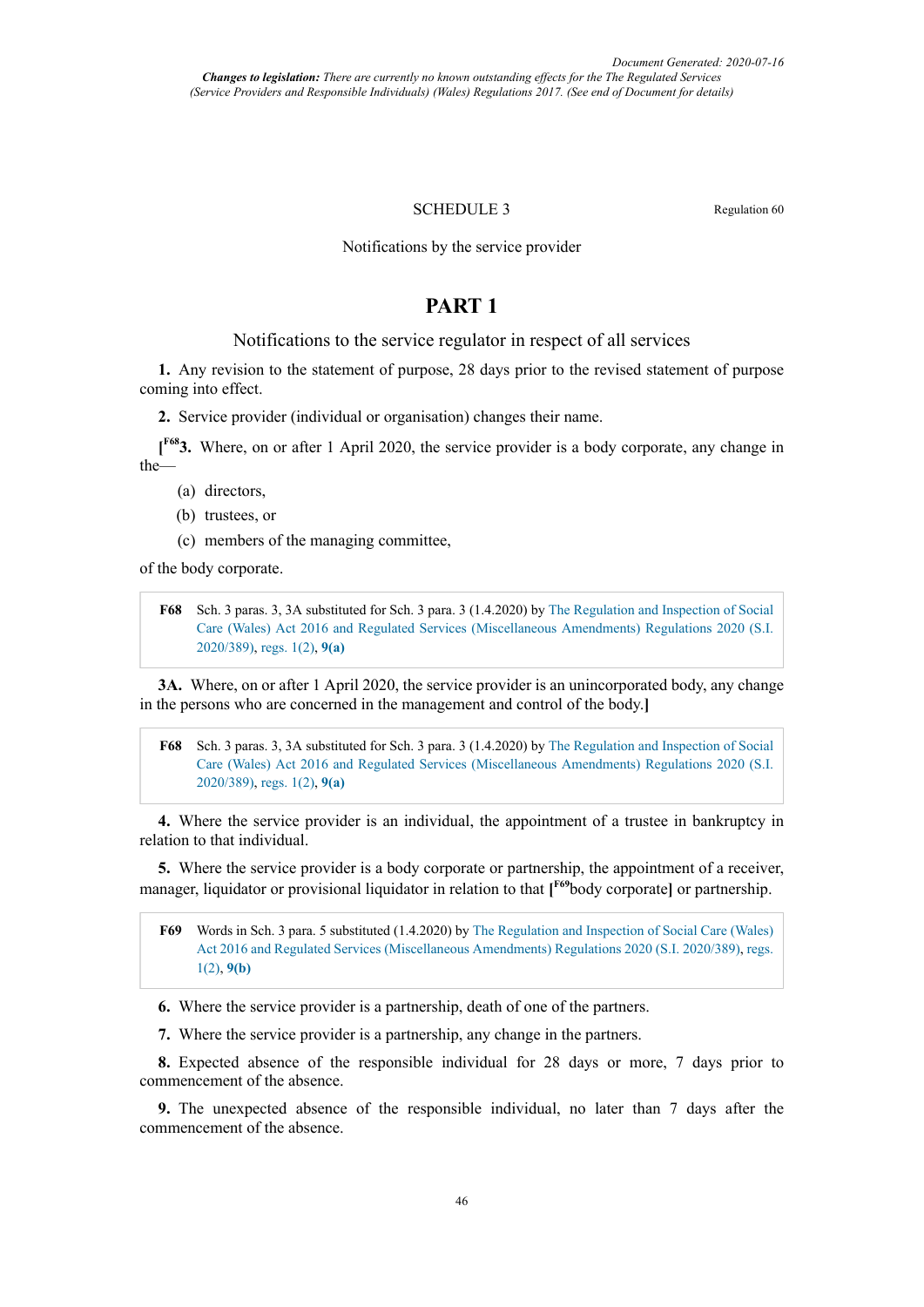SCHEDULE 3

Regulation 60

Notifications by the service provider

# PART 1

## Notifications to the service regulator in respect of all services

**1.** Any revision to the statement of purpose, 28 days prior to the revised statement of purpose coming into effect.

**2.** Service provider (individual or organisation) changes their name.

[F68**3.** Where, on or after 1 April 2020, the service provider is a body corporate, any change in the—

(a) directors,

(b) trustees, or

(c) members of the managing committee,

of the body corporate.

> **F68** Sch. 3 paras. 3, 3A substituted for Sch. 3 para. 3 (1.4.2020) by The Regulation and Inspection of Social Care (Wales) Act 2016 and Regulated Services (Miscellaneous Amendments) Regulations 2020 (S.I. 2020/389), regs. 1(2), **9(a)**

**3A.** Where, on or after 1 April 2020, the service provider is an unincorporated body, any change in the persons who are concerned in the management and control of the body.]

> **F68** Sch. 3 paras. 3, 3A substituted for Sch. 3 para. 3 (1.4.2020) by The Regulation and Inspection of Social Care (Wales) Act 2016 and Regulated Services (Miscellaneous Amendments) Regulations 2020 (S.I. 2020/389), regs. 1(2), **9(a)**

**4.** Where the service provider is an individual, the appointment of a trustee in bankruptcy in relation to that individual.

**5.** Where the service provider is a body corporate or partnership, the appointment of a receiver, manager, liquidator or provisional liquidator in relation to that [F69body corporate] or partnership.

> **F69** Words in Sch. 3 para. 5 substituted (1.4.2020) by The Regulation and Inspection of Social Care (Wales) Act 2016 and Regulated Services (Miscellaneous Amendments) Regulations 2020 (S.I. 2020/389), regs. 1(2), **9(b)**

**6.** Where the service provider is a partnership, death of one of the partners.

**7.** Where the service provider is a partnership, any change in the partners.

**8.** Expected absence of the responsible individual for 28 days or more, 7 days prior to commencement of the absence.

**9.** The unexpected absence of the responsible individual, no later than 7 days after the commencement of the absence.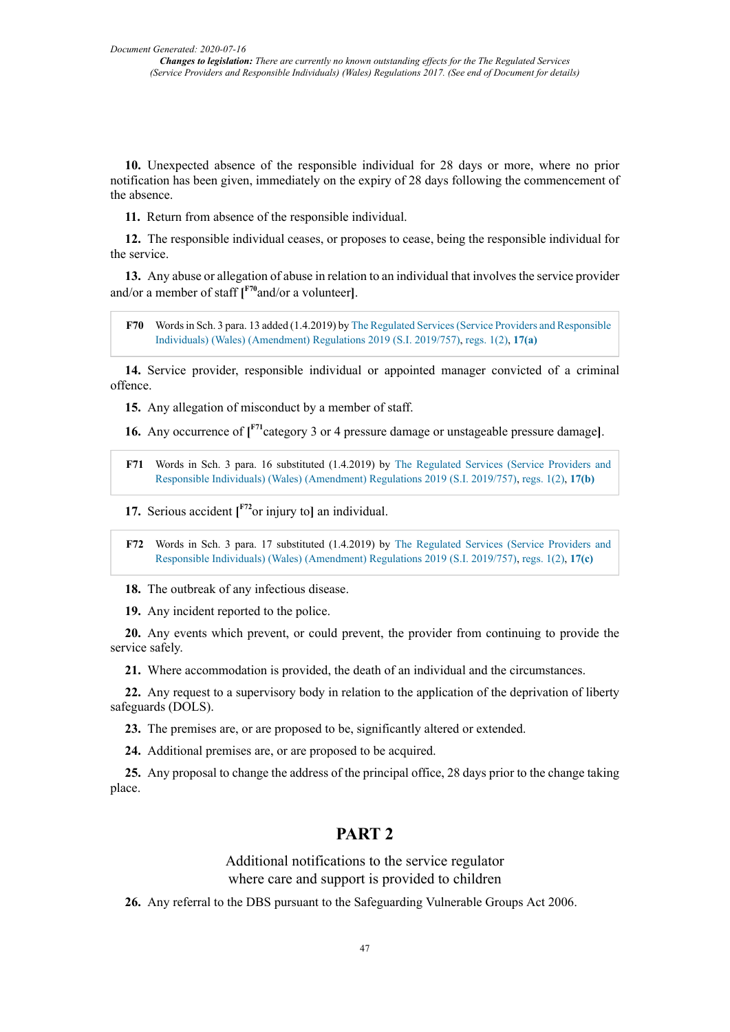**10.** Unexpected absence of the responsible individual for 28 days or more, where no prior notification has been given, immediately on the expiry of 28 days following the commencement of the absence.

**11.** Return from absence of the responsible individual.

**12.** The responsible individual ceases, or proposes to cease, being the responsible individual for the service.

**13.** Any abuse or allegation of abuse in relation to an individual that involves the service provider and/or a member of staff [F70and/or a volunteer].

> **F70** Words in Sch. 3 para. 13 added (1.4.2019) by The Regulated Services (Service Providers and Responsible Individuals) (Wales) (Amendment) Regulations 2019 (S.I. 2019/757), regs. 1(2), **17(a)**

**14.** Service provider, responsible individual or appointed manager convicted of a criminal offence.

**15.** Any allegation of misconduct by a member of staff.

**16.** Any occurrence of [F71category 3 or 4 pressure damage or unstageable pressure damage].

> **F71** Words in Sch. 3 para. 16 substituted (1.4.2019) by The Regulated Services (Service Providers and Responsible Individuals) (Wales) (Amendment) Regulations 2019 (S.I. 2019/757), regs. 1(2), **17(b)**

**17.** Serious accident [F72or injury to] an individual.

> **F72** Words in Sch. 3 para. 17 substituted (1.4.2019) by The Regulated Services (Service Providers and Responsible Individuals) (Wales) (Amendment) Regulations 2019 (S.I. 2019/757), regs. 1(2), **17(c)**

**18.** The outbreak of any infectious disease.

**19.** Any incident reported to the police.

**20.** Any events which prevent, or could prevent, the provider from continuing to provide the service safely.

**21.** Where accommodation is provided, the death of an individual and the circumstances.

**22.** Any request to a supervisory body in relation to the application of the deprivation of liberty safeguards (DOLS).

**23.** The premises are, or are proposed to be, significantly altered or extended.

**24.** Additional premises are, or are proposed to be acquired.

**25.** Any proposal to change the address of the principal office, 28 days prior to the change taking place.

## PART 2

### Additional notifications to the service regulator where care and support is provided to children

**26.** Any referral to the DBS pursuant to the Safeguarding Vulnerable Groups Act 2006.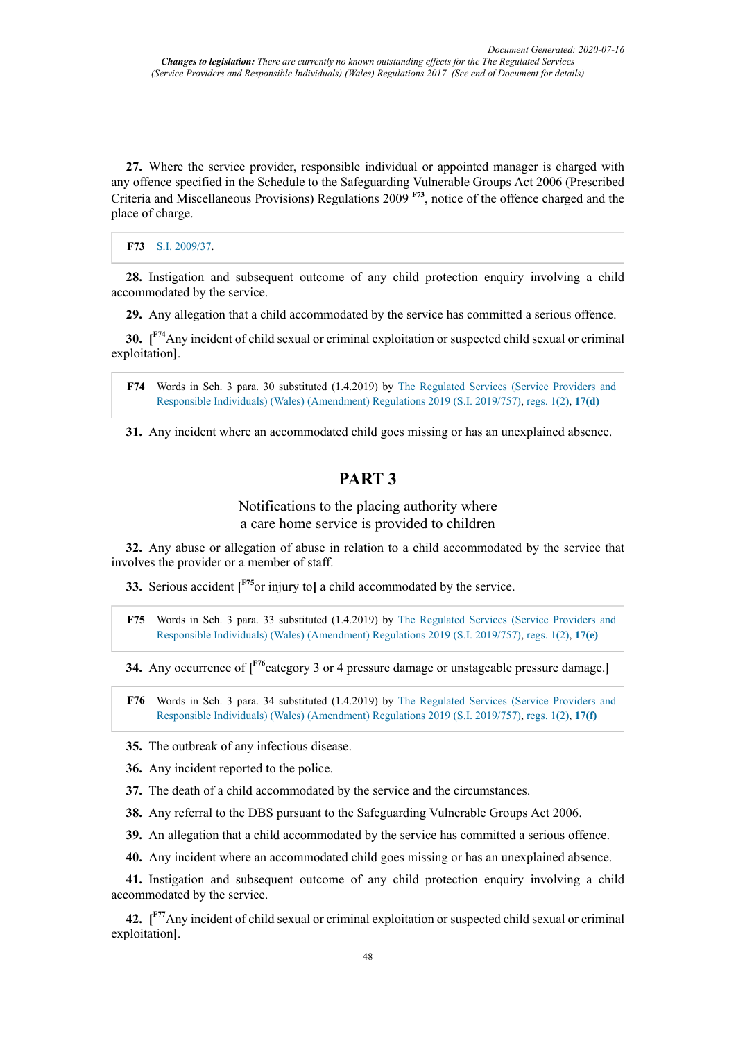**27.** Where the service provider, responsible individual or appointed manager is charged with any offence specified in the Schedule to the Safeguarding Vulnerable Groups Act 2006 (Prescribed Criteria and Miscellaneous Provisions) Regulations 2009 [F73], notice of the offence charged and the place of charge.

> **F73** S.I. 2009/37.

**28.** Instigation and subsequent outcome of any child protection enquiry involving a child accommodated by the service.

**29.** Any allegation that a child accommodated by the service has committed a serious offence.

**30.** [[F74]Any incident of child sexual or criminal exploitation or suspected child sexual or criminal exploitation].

> **F74** Words in Sch. 3 para. 30 substituted (1.4.2019) by The Regulated Services (Service Providers and Responsible Individuals) (Wales) (Amendment) Regulations 2019 (S.I. 2019/757), regs. 1(2), **17(d)**

**31.** Any incident where an accommodated child goes missing or has an unexplained absence.

## PART 3

### Notifications to the placing authority where a care home service is provided to children

**32.** Any abuse or allegation of abuse in relation to a child accommodated by the service that involves the provider or a member of staff.

**33.** Serious accident [[F75]or injury to] a child accommodated by the service.

> **F75** Words in Sch. 3 para. 33 substituted (1.4.2019) by The Regulated Services (Service Providers and Responsible Individuals) (Wales) (Amendment) Regulations 2019 (S.I. 2019/757), regs. 1(2), **17(e)**

**34.** Any occurrence of [[F76]category 3 or 4 pressure damage or unstageable pressure damage.]

> **F76** Words in Sch. 3 para. 34 substituted (1.4.2019) by The Regulated Services (Service Providers and Responsible Individuals) (Wales) (Amendment) Regulations 2019 (S.I. 2019/757), regs. 1(2), **17(f)**

**35.** The outbreak of any infectious disease.

**36.** Any incident reported to the police.

**37.** The death of a child accommodated by the service and the circumstances.

**38.** Any referral to the DBS pursuant to the Safeguarding Vulnerable Groups Act 2006.

**39.** An allegation that a child accommodated by the service has committed a serious offence.

**40.** Any incident where an accommodated child goes missing or has an unexplained absence.

**41.** Instigation and subsequent outcome of any child protection enquiry involving a child accommodated by the service.

**42.** [[F77]Any incident of child sexual or criminal exploitation or suspected child sexual or criminal exploitation].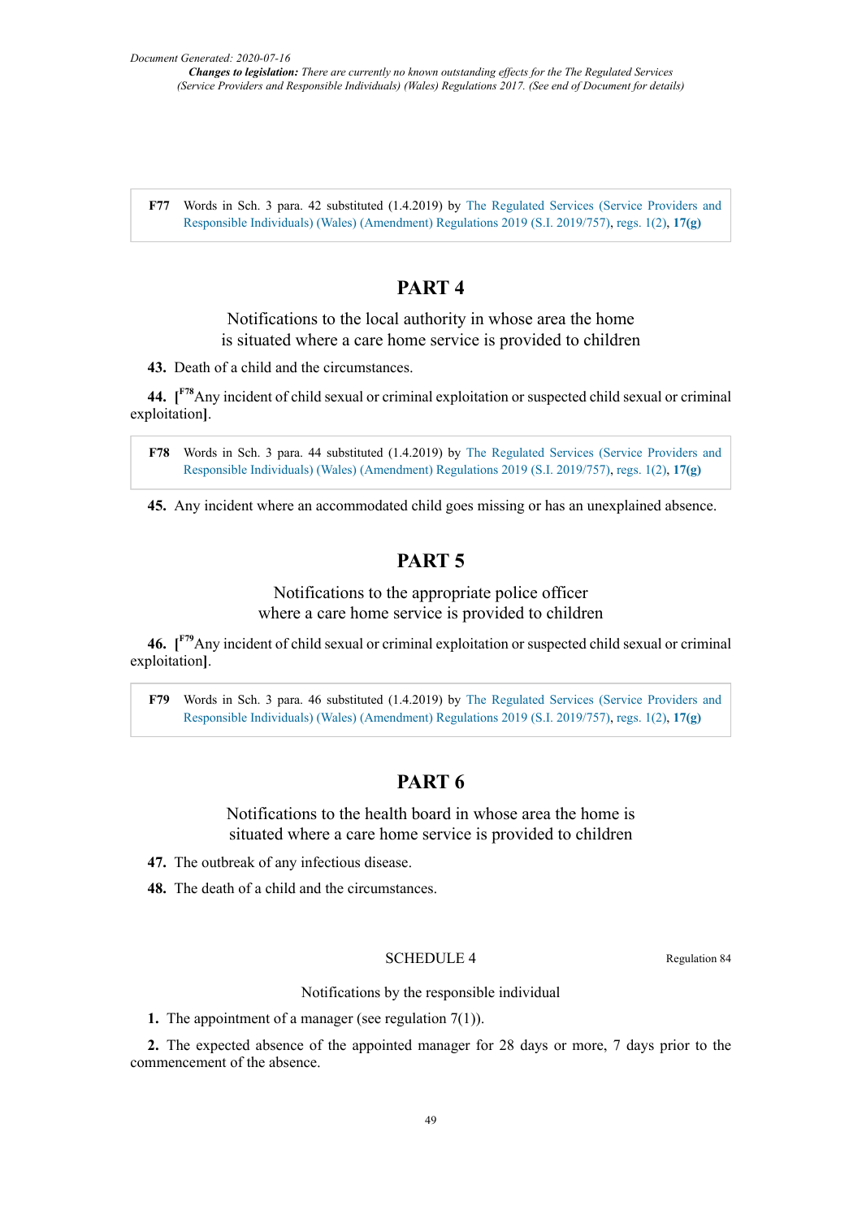F77 Words in Sch. 3 para. 42 substituted (1.4.2019) by The Regulated Services (Service Providers and Responsible Individuals) (Wales) (Amendment) Regulations 2019 (S.I. 2019/757), regs. 1(2), **17(g)**

## PART 4

### Notifications to the local authority in whose area the home is situated where a care home service is provided to children

**43.** Death of a child and the circumstances.

**44.** [F78 Any incident of child sexual or criminal exploitation or suspected child sexual or criminal exploitation].

F78 Words in Sch. 3 para. 44 substituted (1.4.2019) by The Regulated Services (Service Providers and Responsible Individuals) (Wales) (Amendment) Regulations 2019 (S.I. 2019/757), regs. 1(2), **17(g)**

**45.** Any incident where an accommodated child goes missing or has an unexplained absence.

## PART 5

### Notifications to the appropriate police officer where a care home service is provided to children

**46.** [F79 Any incident of child sexual or criminal exploitation or suspected child sexual or criminal exploitation].

F79 Words in Sch. 3 para. 46 substituted (1.4.2019) by The Regulated Services (Service Providers and Responsible Individuals) (Wales) (Amendment) Regulations 2019 (S.I. 2019/757), regs. 1(2), **17(g)**

## PART 6

### Notifications to the health board in whose area the home is situated where a care home service is provided to children

**47.** The outbreak of any infectious disease.

**48.** The death of a child and the circumstances.

## SCHEDULE 4

Regulation 84

### Notifications by the responsible individual

**1.** The appointment of a manager (see regulation 7(1)).

**2.** The expected absence of the appointed manager for 28 days or more, 7 days prior to the commencement of the absence.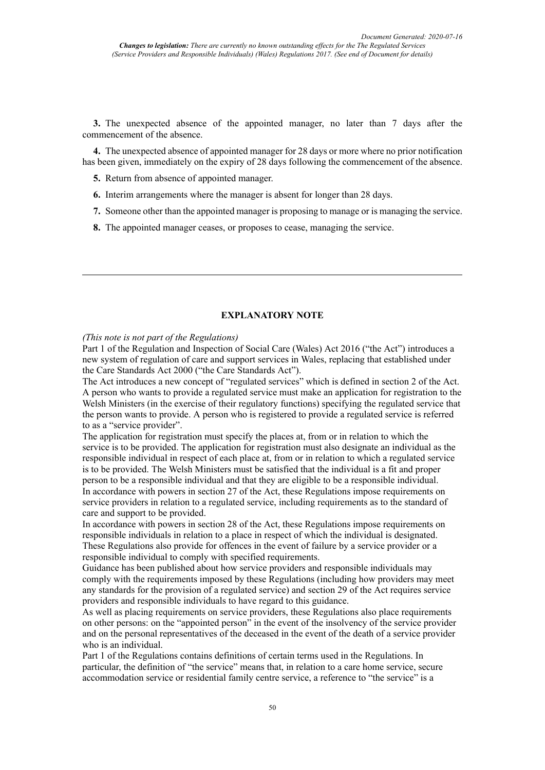**3.** The unexpected absence of the appointed manager, no later than 7 days after the commencement of the absence.

**4.** The unexpected absence of appointed manager for 28 days or more where no prior notification has been given, immediately on the expiry of 28 days following the commencement of the absence.

**5.** Return from absence of appointed manager.

**6.** Interim arrangements where the manager is absent for longer than 28 days.

**7.** Someone other than the appointed manager is proposing to manage or is managing the service.

**8.** The appointed manager ceases, or proposes to cease, managing the service.

---

## EXPLANATORY NOTE

*(This note is not part of the Regulations)*

Part 1 of the Regulation and Inspection of Social Care (Wales) Act 2016 ("the Act") introduces a new system of regulation of care and support services in Wales, replacing that established under the Care Standards Act 2000 ("the Care Standards Act").

The Act introduces a new concept of "regulated services" which is defined in section 2 of the Act. A person who wants to provide a regulated service must make an application for registration to the Welsh Ministers (in the exercise of their regulatory functions) specifying the regulated service that the person wants to provide. A person who is registered to provide a regulated service is referred to as a "service provider".

The application for registration must specify the places at, from or in relation to which the service is to be provided. The application for registration must also designate an individual as the responsible individual in respect of each place at, from or in relation to which a regulated service is to be provided. The Welsh Ministers must be satisfied that the individual is a fit and proper person to be a responsible individual and that they are eligible to be a responsible individual.

In accordance with powers in section 27 of the Act, these Regulations impose requirements on service providers in relation to a regulated service, including requirements as to the standard of care and support to be provided.

In accordance with powers in section 28 of the Act, these Regulations impose requirements on responsible individuals in relation to a place in respect of which the individual is designated. These Regulations also provide for offences in the event of failure by a service provider or a responsible individual to comply with specified requirements.

Guidance has been published about how service providers and responsible individuals may comply with the requirements imposed by these Regulations (including how providers may meet any standards for the provision of a regulated service) and section 29 of the Act requires service providers and responsible individuals to have regard to this guidance.

As well as placing requirements on service providers, these Regulations also place requirements on other persons: on the "appointed person" in the event of the insolvency of the service provider and on the personal representatives of the deceased in the event of the death of a service provider who is an individual.

Part 1 of the Regulations contains definitions of certain terms used in the Regulations. In particular, the definition of "the service" means that, in relation to a care home service, secure accommodation service or residential family centre service, a reference to "the service" is a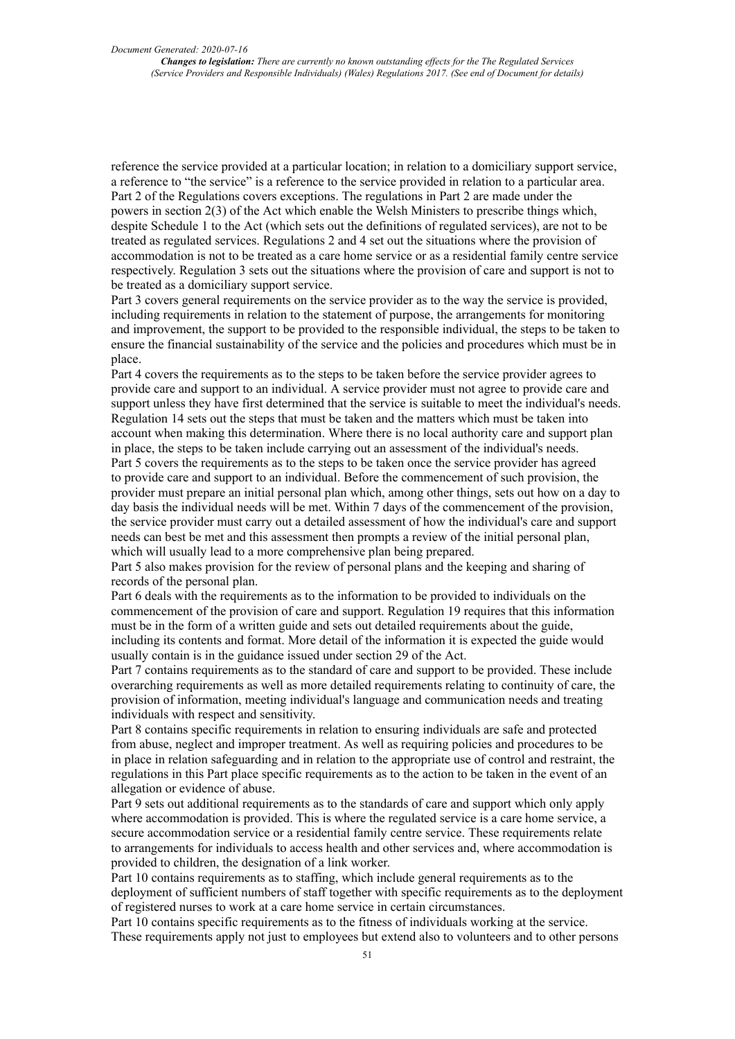reference the service provided at a particular location; in relation to a domiciliary support service, a reference to "the service" is a reference to the service provided in relation to a particular area.

Part 2 of the Regulations covers exceptions. The regulations in Part 2 are made under the powers in section 2(3) of the Act which enable the Welsh Ministers to prescribe things which, despite Schedule 1 to the Act (which sets out the definitions of regulated services), are not to be treated as regulated services. Regulations 2 and 4 set out the situations where the provision of accommodation is not to be treated as a care home service or as a residential family centre service respectively. Regulation 3 sets out the situations where the provision of care and support is not to be treated as a domiciliary support service.

Part 3 covers general requirements on the service provider as to the way the service is provided, including requirements in relation to the statement of purpose, the arrangements for monitoring and improvement, the support to be provided to the responsible individual, the steps to be taken to ensure the financial sustainability of the service and the policies and procedures which must be in place.

Part 4 covers the requirements as to the steps to be taken before the service provider agrees to provide care and support to an individual. A service provider must not agree to provide care and support unless they have first determined that the service is suitable to meet the individual's needs. Regulation 14 sets out the steps that must be taken and the matters which must be taken into account when making this determination. Where there is no local authority care and support plan in place, the steps to be taken include carrying out an assessment of the individual's needs.

Part 5 covers the requirements as to the steps to be taken once the service provider has agreed to provide care and support to an individual. Before the commencement of such provision, the provider must prepare an initial personal plan which, among other things, sets out how on a day to day basis the individual needs will be met. Within 7 days of the commencement of the provision, the service provider must carry out a detailed assessment of how the individual's care and support needs can best be met and this assessment then prompts a review of the initial personal plan, which will usually lead to a more comprehensive plan being prepared.

Part 5 also makes provision for the review of personal plans and the keeping and sharing of records of the personal plan.

Part 6 deals with the requirements as to the information to be provided to individuals on the commencement of the provision of care and support. Regulation 19 requires that this information must be in the form of a written guide and sets out detailed requirements about the guide, including its contents and format. More detail of the information it is expected the guide would usually contain is in the guidance issued under section 29 of the Act.

Part 7 contains requirements as to the standard of care and support to be provided. These include overarching requirements as well as more detailed requirements relating to continuity of care, the provision of information, meeting individual's language and communication needs and treating individuals with respect and sensitivity.

Part 8 contains specific requirements in relation to ensuring individuals are safe and protected from abuse, neglect and improper treatment. As well as requiring policies and procedures to be in place in relation safeguarding and in relation to the appropriate use of control and restraint, the regulations in this Part place specific requirements as to the action to be taken in the event of an allegation or evidence of abuse.

Part 9 sets out additional requirements as to the standards of care and support which only apply where accommodation is provided. This is where the regulated service is a care home service, a secure accommodation service or a residential family centre service. These requirements relate to arrangements for individuals to access health and other services and, where accommodation is provided to children, the designation of a link worker.

Part 10 contains requirements as to staffing, which include general requirements as to the deployment of sufficient numbers of staff together with specific requirements as to the deployment of registered nurses to work at a care home service in certain circumstances.

Part 10 contains specific requirements as to the fitness of individuals working at the service. These requirements apply not just to employees but extend also to volunteers and to other persons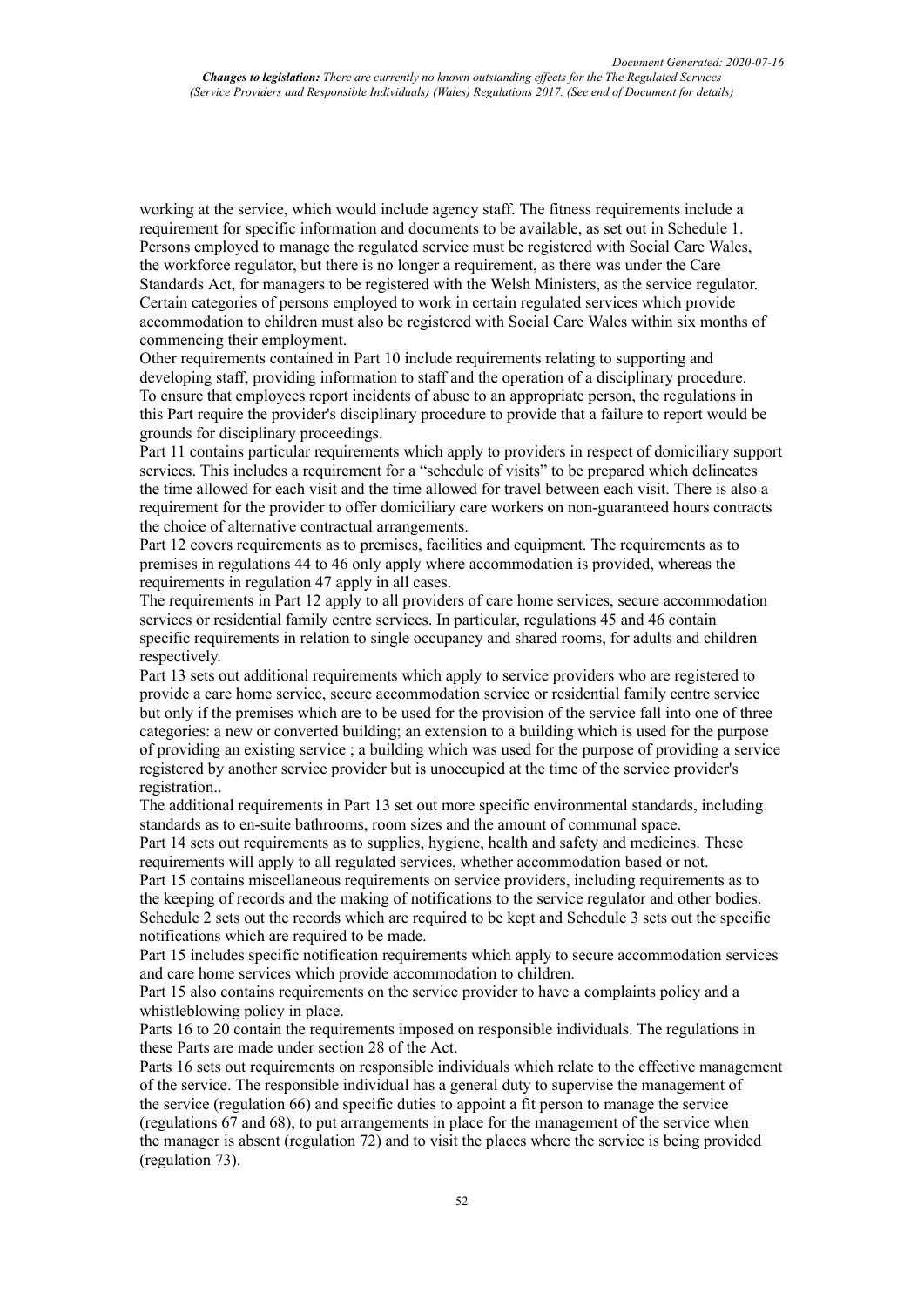working at the service, which would include agency staff. The fitness requirements include a requirement for specific information and documents to be available, as set out in Schedule 1. Persons employed to manage the regulated service must be registered with Social Care Wales, the workforce regulator, but there is no longer a requirement, as there was under the Care Standards Act, for managers to be registered with the Welsh Ministers, as the service regulator. Certain categories of persons employed to work in certain regulated services which provide accommodation to children must also be registered with Social Care Wales within six months of commencing their employment.

Other requirements contained in Part 10 include requirements relating to supporting and developing staff, providing information to staff and the operation of a disciplinary procedure. To ensure that employees report incidents of abuse to an appropriate person, the regulations in this Part require the provider's disciplinary procedure to provide that a failure to report would be grounds for disciplinary proceedings.

Part 11 contains particular requirements which apply to providers in respect of domiciliary support services. This includes a requirement for a "schedule of visits" to be prepared which delineates the time allowed for each visit and the time allowed for travel between each visit. There is also a requirement for the provider to offer domiciliary care workers on non-guaranteed hours contracts the choice of alternative contractual arrangements.

Part 12 covers requirements as to premises, facilities and equipment. The requirements as to premises in regulations 44 to 46 only apply where accommodation is provided, whereas the requirements in regulation 47 apply in all cases.

The requirements in Part 12 apply to all providers of care home services, secure accommodation services or residential family centre services. In particular, regulations 45 and 46 contain specific requirements in relation to single occupancy and shared rooms, for adults and children respectively.

Part 13 sets out additional requirements which apply to service providers who are registered to provide a care home service, secure accommodation service or residential family centre service but only if the premises which are to be used for the provision of the service fall into one of three categories: a new or converted building; an extension to a building which is used for the purpose of providing an existing service ; a building which was used for the purpose of providing a service registered by another service provider but is unoccupied at the time of the service provider's registration..

The additional requirements in Part 13 set out more specific environmental standards, including standards as to en-suite bathrooms, room sizes and the amount of communal space.

Part 14 sets out requirements as to supplies, hygiene, health and safety and medicines. These requirements will apply to all regulated services, whether accommodation based or not.

Part 15 contains miscellaneous requirements on service providers, including requirements as to the keeping of records and the making of notifications to the service regulator and other bodies. Schedule 2 sets out the records which are required to be kept and Schedule 3 sets out the specific notifications which are required to be made.

Part 15 includes specific notification requirements which apply to secure accommodation services and care home services which provide accommodation to children.

Part 15 also contains requirements on the service provider to have a complaints policy and a whistleblowing policy in place.

Parts 16 to 20 contain the requirements imposed on responsible individuals. The regulations in these Parts are made under section 28 of the Act.

Parts 16 sets out requirements on responsible individuals which relate to the effective management of the service. The responsible individual has a general duty to supervise the management of the service (regulation 66) and specific duties to appoint a fit person to manage the service (regulations 67 and 68), to put arrangements in place for the management of the service when the manager is absent (regulation 72) and to visit the places where the service is being provided (regulation 73).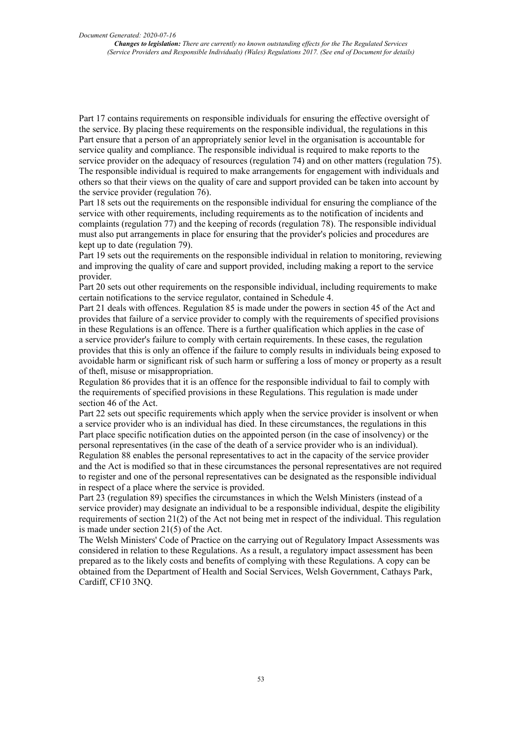Part 17 contains requirements on responsible individuals for ensuring the effective oversight of the service. By placing these requirements on the responsible individual, the regulations in this Part ensure that a person of an appropriately senior level in the organisation is accountable for service quality and compliance. The responsible individual is required to make reports to the service provider on the adequacy of resources (regulation 74) and on other matters (regulation 75). The responsible individual is required to make arrangements for engagement with individuals and others so that their views on the quality of care and support provided can be taken into account by the service provider (regulation 76).

Part 18 sets out the requirements on the responsible individual for ensuring the compliance of the service with other requirements, including requirements as to the notification of incidents and complaints (regulation 77) and the keeping of records (regulation 78). The responsible individual must also put arrangements in place for ensuring that the provider's policies and procedures are kept up to date (regulation 79).

Part 19 sets out the requirements on the responsible individual in relation to monitoring, reviewing and improving the quality of care and support provided, including making a report to the service provider.

Part 20 sets out other requirements on the responsible individual, including requirements to make certain notifications to the service regulator, contained in Schedule 4.

Part 21 deals with offences. Regulation 85 is made under the powers in section 45 of the Act and provides that failure of a service provider to comply with the requirements of specified provisions in these Regulations is an offence. There is a further qualification which applies in the case of a service provider's failure to comply with certain requirements. In these cases, the regulation provides that this is only an offence if the failure to comply results in individuals being exposed to avoidable harm or significant risk of such harm or suffering a loss of money or property as a result of theft, misuse or misappropriation.

Regulation 86 provides that it is an offence for the responsible individual to fail to comply with the requirements of specified provisions in these Regulations. This regulation is made under section 46 of the Act.

Part 22 sets out specific requirements which apply when the service provider is insolvent or when a service provider who is an individual has died. In these circumstances, the regulations in this Part place specific notification duties on the appointed person (in the case of insolvency) or the personal representatives (in the case of the death of a service provider who is an individual). Regulation 88 enables the personal representatives to act in the capacity of the service provider and the Act is modified so that in these circumstances the personal representatives are not required to register and one of the personal representatives can be designated as the responsible individual in respect of a place where the service is provided.

Part 23 (regulation 89) specifies the circumstances in which the Welsh Ministers (instead of a service provider) may designate an individual to be a responsible individual, despite the eligibility requirements of section 21(2) of the Act not being met in respect of the individual. This regulation is made under section 21(5) of the Act.

The Welsh Ministers' Code of Practice on the carrying out of Regulatory Impact Assessments was considered in relation to these Regulations. As a result, a regulatory impact assessment has been prepared as to the likely costs and benefits of complying with these Regulations. A copy can be obtained from the Department of Health and Social Services, Welsh Government, Cathays Park, Cardiff, CF10 3NQ.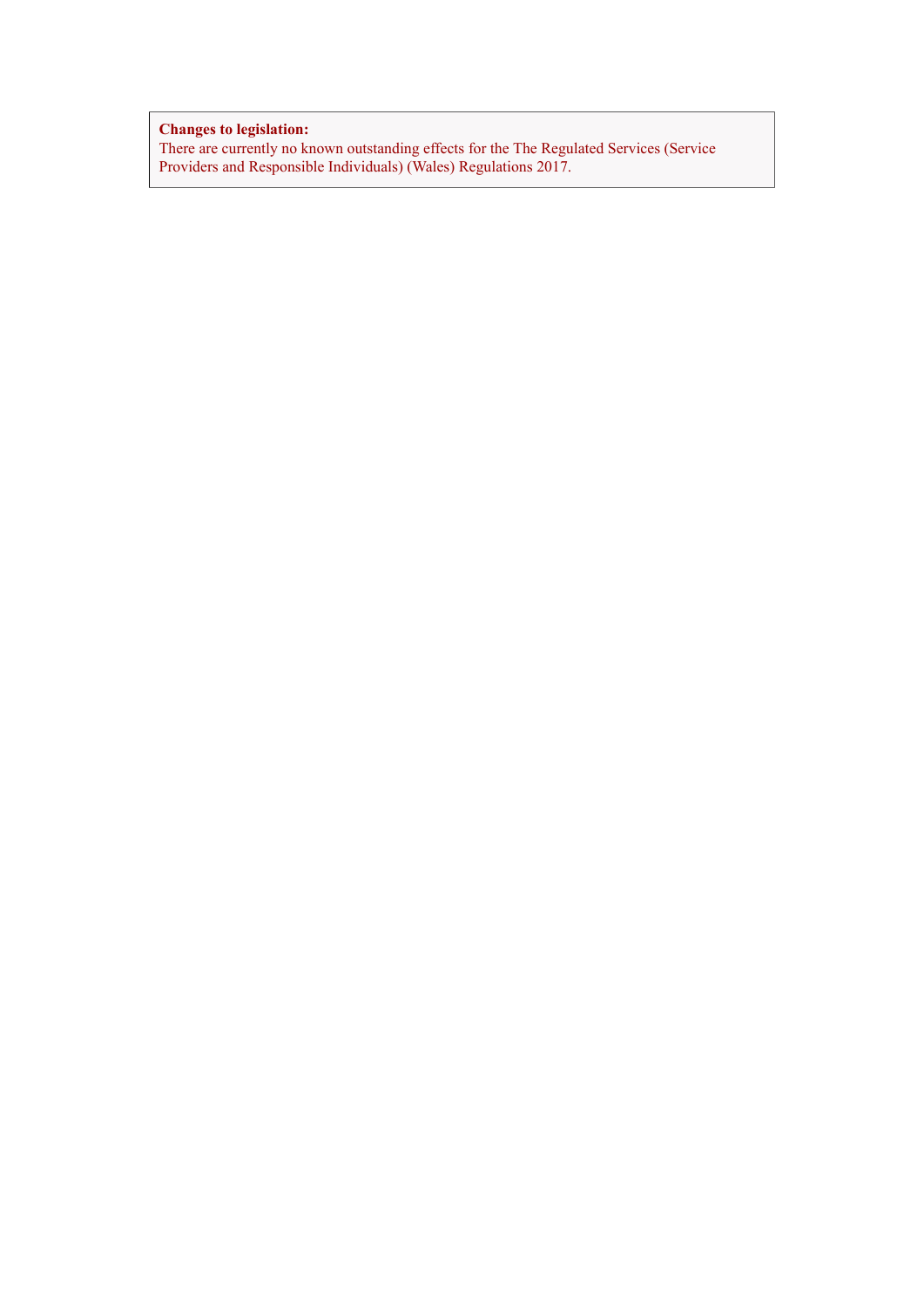**Changes to legislation:**
There are currently no known outstanding effects for the The Regulated Services (Service Providers and Responsible Individuals) (Wales) Regulations 2017.